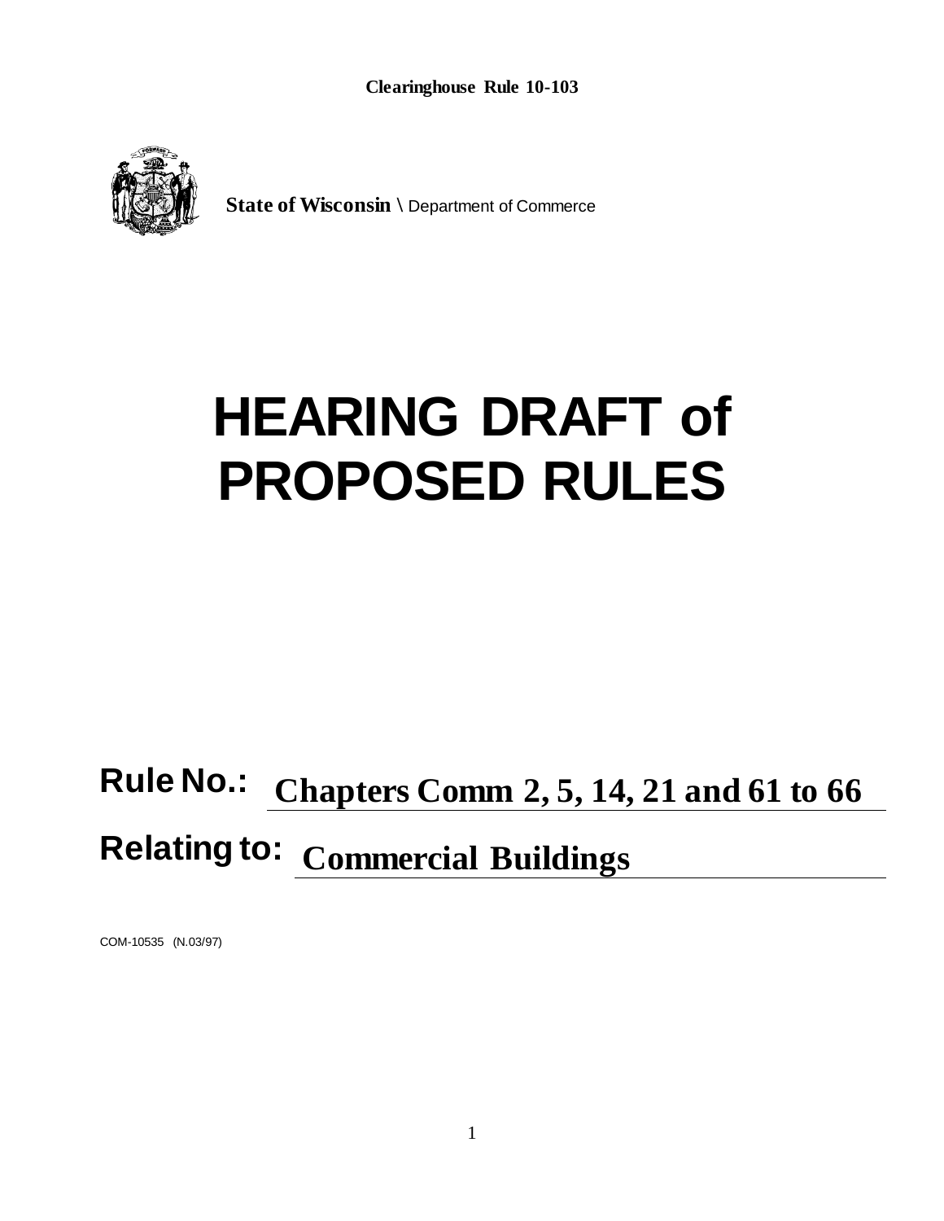**Clearinghouse Rule 10-103**

**State of Wisconsin \\** Department of Commerce

# HEARING DRAFT of PROPOSED RULES

**Rule No.:** **Chapters Comm 2, 5, 14, 21 and 61 to 66**

**Relating to:** **Commercial Buildings**

COM-10535 (N.03/97)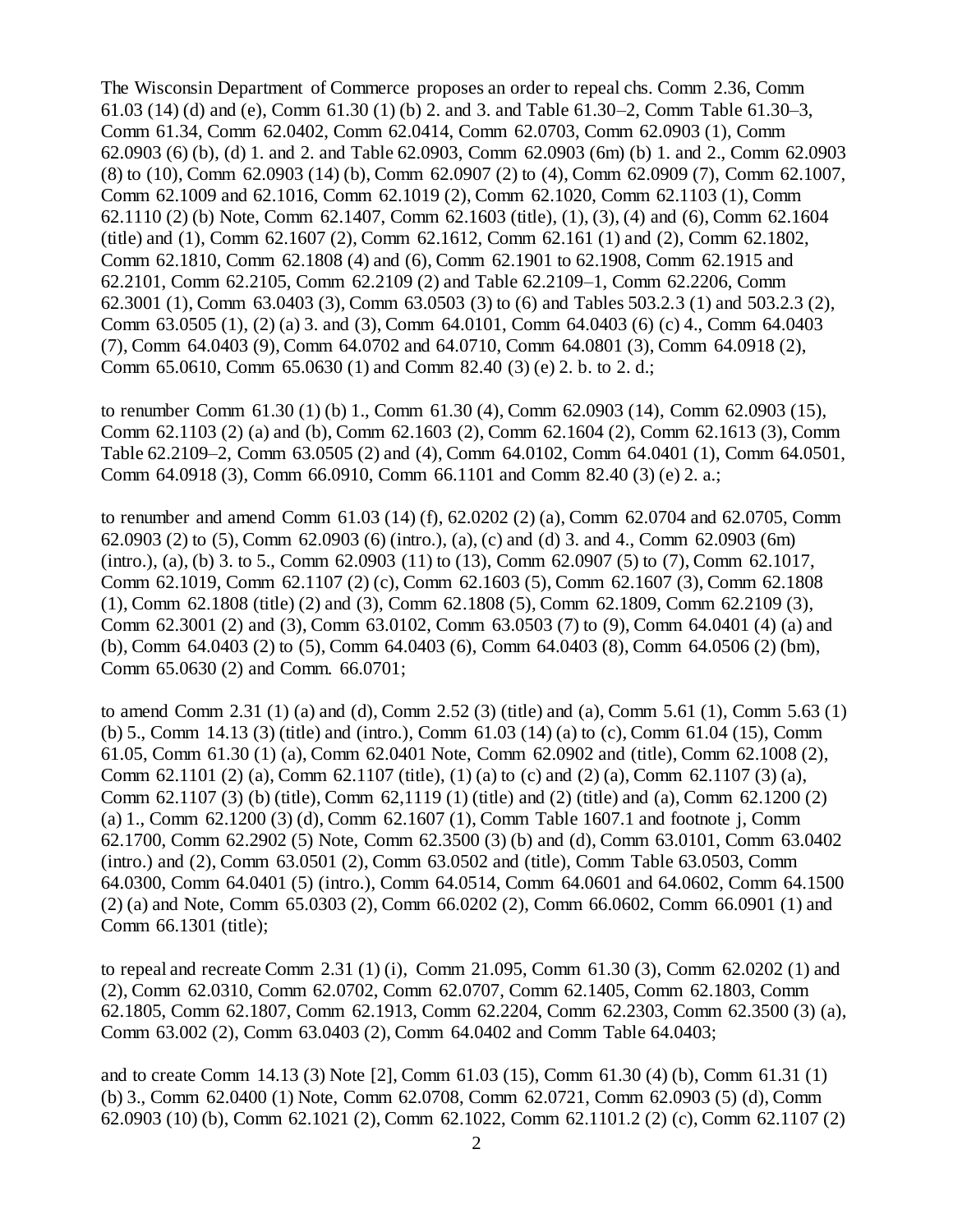The Wisconsin Department of Commerce proposes an order to repeal chs. Comm 2.36, Comm 61.03 (14) (d) and (e), Comm 61.30 (1) (b) 2. and 3. and Table 61.30–2, Comm Table 61.30–3, Comm 61.34, Comm 62.0402, Comm 62.0414, Comm 62.0703, Comm 62.0903 (1), Comm 62.0903 (6) (b), (d) 1. and 2. and Table 62.0903, Comm 62.0903 (6m) (b) 1. and 2., Comm 62.0903 (8) to (10), Comm 62.0903 (14) (b), Comm 62.0907 (2) to (4), Comm 62.0909 (7), Comm 62.1007, Comm 62.1009 and 62.1016, Comm 62.1019 (2), Comm 62.1020, Comm 62.1103 (1), Comm 62.1110 (2) (b) Note, Comm 62.1407, Comm 62.1603 (title), (1), (3), (4) and (6), Comm 62.1604 (title) and (1), Comm 62.1607 (2), Comm 62.1612, Comm 62.161 (1) and (2), Comm 62.1802, Comm 62.1810, Comm 62.1808 (4) and (6), Comm 62.1901 to 62.1908, Comm 62.1915 and 62.2101, Comm 62.2105, Comm 62.2109 (2) and Table 62.2109–1, Comm 62.2206, Comm 62.3001 (1), Comm 63.0403 (3), Comm 63.0503 (3) to (6) and Tables 503.2.3 (1) and 503.2.3 (2), Comm 63.0505 (1), (2) (a) 3. and (3), Comm 64.0101, Comm 64.0403 (6) (c) 4., Comm 64.0403 (7), Comm 64.0403 (9), Comm 64.0702 and 64.0710, Comm 64.0801 (3), Comm 64.0918 (2), Comm 65.0610, Comm 65.0630 (1) and Comm 82.40 (3) (e) 2. b. to 2. d.;

to renumber Comm 61.30 (1) (b) 1., Comm 61.30 (4), Comm 62.0903 (14), Comm 62.0903 (15), Comm 62.1103 (2) (a) and (b), Comm 62.1603 (2), Comm 62.1604 (2), Comm 62.1613 (3), Comm Table 62.2109–2, Comm 63.0505 (2) and (4), Comm 64.0102, Comm 64.0401 (1), Comm 64.0501, Comm 64.0918 (3), Comm 66.0910, Comm 66.1101 and Comm 82.40 (3) (e) 2. a.;

to renumber and amend Comm 61.03 (14) (f), 62.0202 (2) (a), Comm 62.0704 and 62.0705, Comm 62.0903 (2) to (5), Comm 62.0903 (6) (intro.), (a), (c) and (d) 3. and 4., Comm 62.0903 (6m) (intro.), (a), (b) 3. to 5., Comm 62.0903 (11) to (13), Comm 62.0907 (5) to (7), Comm 62.1017, Comm 62.1019, Comm 62.1107 (2) (c), Comm 62.1603 (5), Comm 62.1607 (3), Comm 62.1808 (1), Comm 62.1808 (title) (2) and (3), Comm 62.1808 (5), Comm 62.1809, Comm 62.2109 (3), Comm 62.3001 (2) and (3), Comm 63.0102, Comm 63.0503 (7) to (9), Comm 64.0401 (4) (a) and (b), Comm 64.0403 (2) to (5), Comm 64.0403 (6), Comm 64.0403 (8), Comm 64.0506 (2) (bm), Comm 65.0630 (2) and Comm. 66.0701;

to amend Comm 2.31 (1) (a) and (d), Comm 2.52 (3) (title) and (a), Comm 5.61 (1), Comm 5.63 (1) (b) 5., Comm 14.13 (3) (title) and (intro.), Comm 61.03 (14) (a) to (c), Comm 61.04 (15), Comm 61.05, Comm 61.30 (1) (a), Comm 62.0401 Note, Comm 62.0902 and (title), Comm 62.1008 (2), Comm 62.1101 (2) (a), Comm 62.1107 (title), (1) (a) to (c) and (2) (a), Comm 62.1107 (3) (a), Comm 62.1107 (3) (b) (title), Comm 62,1119 (1) (title) and (2) (title) and (a), Comm 62.1200 (2) (a) 1., Comm 62.1200 (3) (d), Comm 62.1607 (1), Comm Table 1607.1 and footnote j, Comm 62.1700, Comm 62.2902 (5) Note, Comm 62.3500 (3) (b) and (d), Comm 63.0101, Comm 63.0402 (intro.) and (2), Comm 63.0501 (2), Comm 63.0502 and (title), Comm Table 63.0503, Comm 64.0300, Comm 64.0401 (5) (intro.), Comm 64.0514, Comm 64.0601 and 64.0602, Comm 64.1500 (2) (a) and Note, Comm 65.0303 (2), Comm 66.0202 (2), Comm 66.0602, Comm 66.0901 (1) and Comm 66.1301 (title);

to repeal and recreate Comm 2.31 (1) (i), Comm 21.095, Comm 61.30 (3), Comm 62.0202 (1) and (2), Comm 62.0310, Comm 62.0702, Comm 62.0707, Comm 62.1405, Comm 62.1803, Comm 62.1805, Comm 62.1807, Comm 62.1913, Comm 62.2204, Comm 62.2303, Comm 62.3500 (3) (a), Comm 63.002 (2), Comm 63.0403 (2), Comm 64.0402 and Comm Table 64.0403;

and to create Comm 14.13 (3) Note [2], Comm 61.03 (15), Comm 61.30 (4) (b), Comm 61.31 (1) (b) 3., Comm 62.0400 (1) Note, Comm 62.0708, Comm 62.0721, Comm 62.0903 (5) (d), Comm 62.0903 (10) (b), Comm 62.1021 (2), Comm 62.1022, Comm 62.1101.2 (2) (c), Comm 62.1107 (2)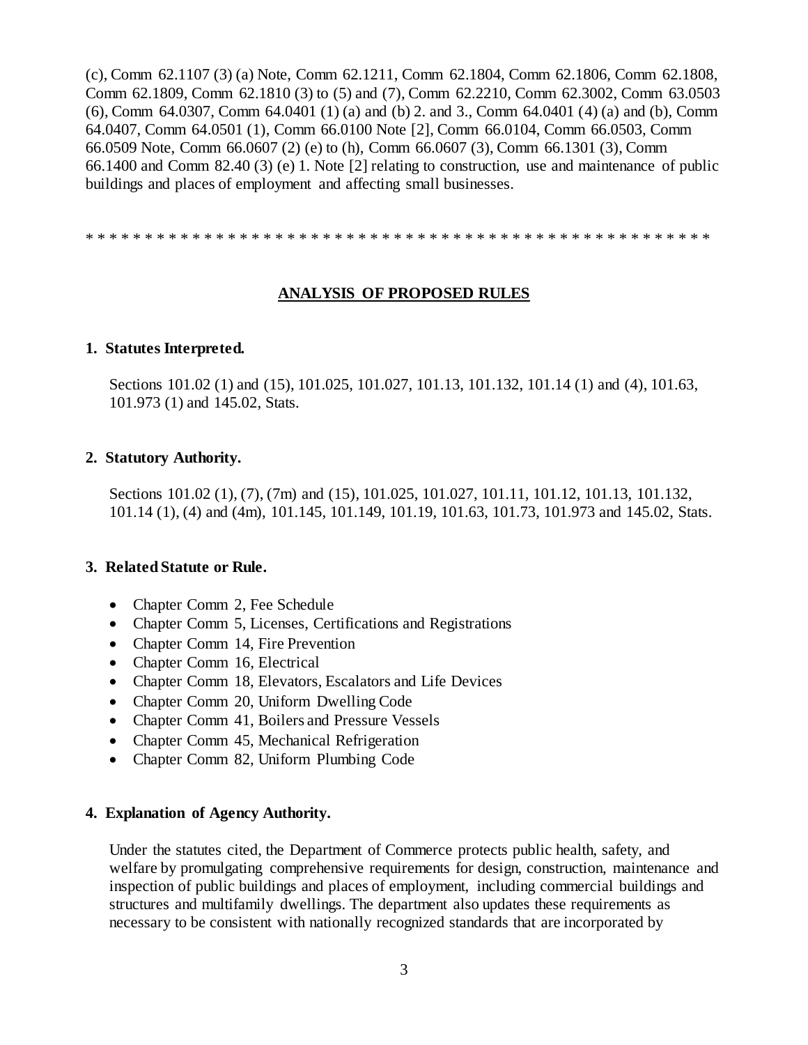(c), Comm 62.1107 (3) (a) Note, Comm 62.1211, Comm 62.1804, Comm 62.1806, Comm 62.1808, Comm 62.1809, Comm 62.1810 (3) to (5) and (7), Comm 62.2210, Comm 62.3002, Comm 63.0503 (6), Comm 64.0307, Comm 64.0401 (1) (a) and (b) 2. and 3., Comm 64.0401 (4) (a) and (b), Comm 64.0407, Comm 64.0501 (1), Comm 66.0100 Note [2], Comm 66.0104, Comm 66.0503, Comm 66.0509 Note, Comm 66.0607 (2) (e) to (h), Comm 66.0607 (3), Comm 66.1301 (3), Comm 66.1400 and Comm 82.40 (3) (e) 1. Note [2] relating to construction, use and maintenance of public buildings and places of employment and affecting small businesses.

* * * * * * * * * * * * * * * * * * * * * * * * * * * * * * * * * * * * * * * * * * * * * * * * * * * * * *

## ANALYSIS OF PROPOSED RULES

### 1. Statutes Interpreted.

Sections 101.02 (1) and (15), 101.025, 101.027, 101.13, 101.132, 101.14 (1) and (4), 101.63, 101.973 (1) and 145.02, Stats.

### 2. Statutory Authority.

Sections 101.02 (1), (7), (7m) and (15), 101.025, 101.027, 101.11, 101.12, 101.13, 101.132, 101.14 (1), (4) and (4m), 101.145, 101.149, 101.19, 101.63, 101.73, 101.973 and 145.02, Stats.

### 3. Related Statute or Rule.

- Chapter Comm 2, Fee Schedule
- Chapter Comm 5, Licenses, Certifications and Registrations
- Chapter Comm 14, Fire Prevention
- Chapter Comm 16, Electrical
- Chapter Comm 18, Elevators, Escalators and Life Devices
- Chapter Comm 20, Uniform Dwelling Code
- Chapter Comm 41, Boilers and Pressure Vessels
- Chapter Comm 45, Mechanical Refrigeration
- Chapter Comm 82, Uniform Plumbing Code

### 4. Explanation of Agency Authority.

Under the statutes cited, the Department of Commerce protects public health, safety, and welfare by promulgating comprehensive requirements for design, construction, maintenance and inspection of public buildings and places of employment, including commercial buildings and structures and multifamily dwellings. The department also updates these requirements as necessary to be consistent with nationally recognized standards that are incorporated by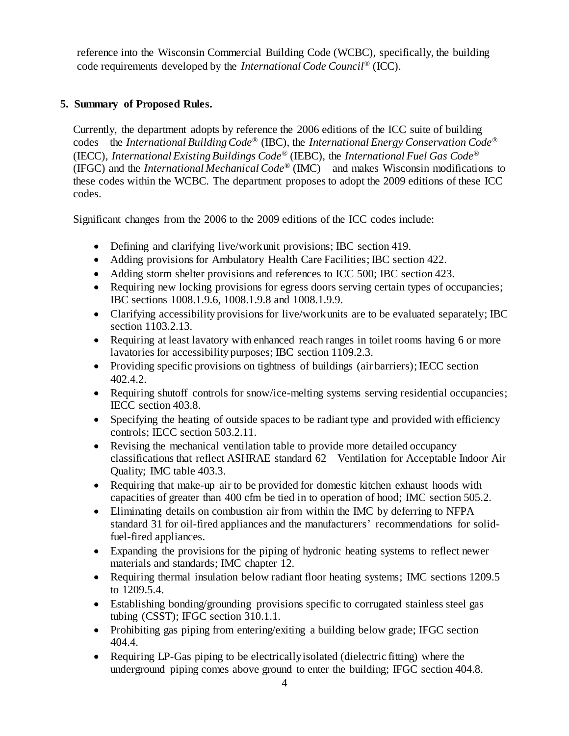reference into the Wisconsin Commercial Building Code (WCBC), specifically, the building code requirements developed by the *International Code Council®* (ICC).

## 5. Summary of Proposed Rules.

Currently, the department adopts by reference the 2006 editions of the ICC suite of building codes – the *International Building Code®* (IBC), the *International Energy Conservation Code®* (IECC), *International Existing Buildings Code®* (IEBC), the *International Fuel Gas Code®* (IFGC) and the *International Mechanical Code®* (IMC) – and makes Wisconsin modifications to these codes within the WCBC. The department proposes to adopt the 2009 editions of these ICC codes.

Significant changes from the 2006 to the 2009 editions of the ICC codes include:

- Defining and clarifying live/work unit provisions; IBC section 419.
- Adding provisions for Ambulatory Health Care Facilities; IBC section 422.
- Adding storm shelter provisions and references to ICC 500; IBC section 423.
- Requiring new locking provisions for egress doors serving certain types of occupancies; IBC sections 1008.1.9.6, 1008.1.9.8 and 1008.1.9.9.
- Clarifying accessibility provisions for live/work units are to be evaluated separately; IBC section 1103.2.13.
- Requiring at least lavatory with enhanced reach ranges in toilet rooms having 6 or more lavatories for accessibility purposes; IBC section 1109.2.3.
- Providing specific provisions on tightness of buildings (air barriers); IECC section 402.4.2.
- Requiring shutoff controls for snow/ice-melting systems serving residential occupancies; IECC section 403.8.
- Specifying the heating of outside spaces to be radiant type and provided with efficiency controls; IECC section 503.2.11.
- Revising the mechanical ventilation table to provide more detailed occupancy classifications that reflect ASHRAE standard 62 – Ventilation for Acceptable Indoor Air Quality; IMC table 403.3.
- Requiring that make-up air to be provided for domestic kitchen exhaust hoods with capacities of greater than 400 cfm be tied in to operation of hood; IMC section 505.2.
- Eliminating details on combustion air from within the IMC by deferring to NFPA standard 31 for oil-fired appliances and the manufacturers' recommendations for solid-fuel-fired appliances.
- Expanding the provisions for the piping of hydronic heating systems to reflect newer materials and standards; IMC chapter 12.
- Requiring thermal insulation below radiant floor heating systems; IMC sections 1209.5 to 1209.5.4.
- Establishing bonding/grounding provisions specific to corrugated stainless steel gas tubing (CSST); IFGC section 310.1.1.
- Prohibiting gas piping from entering/exiting a building below grade; IFGC section 404.4.
- Requiring LP-Gas piping to be electrically isolated (dielectric fitting) where the underground piping comes above ground to enter the building; IFGC section 404.8.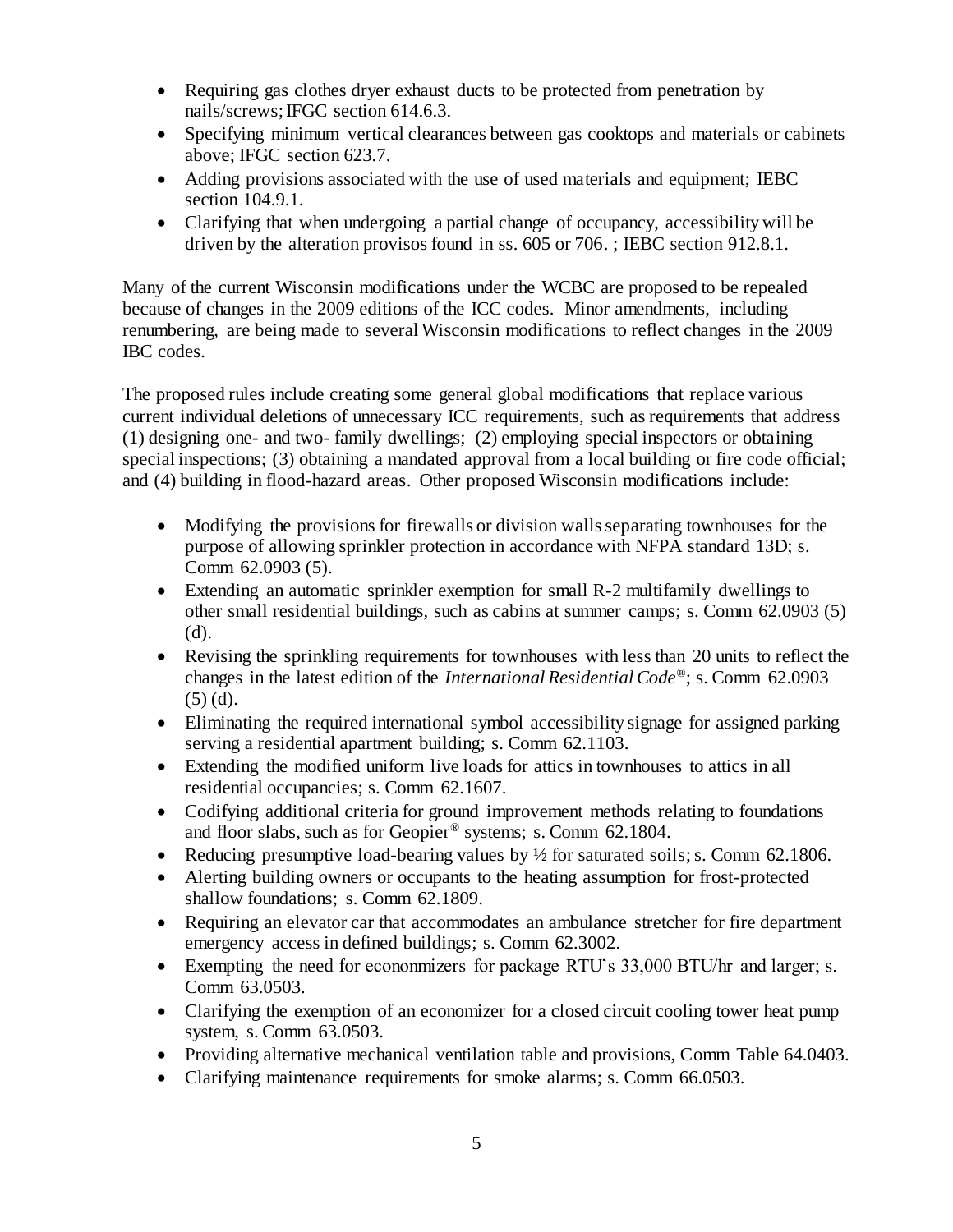- Requiring gas clothes dryer exhaust ducts to be protected from penetration by nails/screws; IFGC section 614.6.3.
- Specifying minimum vertical clearances between gas cooktops and materials or cabinets above; IFGC section 623.7.
- Adding provisions associated with the use of used materials and equipment; IEBC section 104.9.1.
- Clarifying that when undergoing a partial change of occupancy, accessibility will be driven by the alteration provisos found in ss. 605 or 706. ; IEBC section 912.8.1.

Many of the current Wisconsin modifications under the WCBC are proposed to be repealed because of changes in the 2009 editions of the ICC codes. Minor amendments, including renumbering, are being made to several Wisconsin modifications to reflect changes in the 2009 IBC codes.

The proposed rules include creating some general global modifications that replace various current individual deletions of unnecessary ICC requirements, such as requirements that address (1) designing one- and two- family dwellings; (2) employing special inspectors or obtaining special inspections; (3) obtaining a mandated approval from a local building or fire code official; and (4) building in flood-hazard areas. Other proposed Wisconsin modifications include:

- Modifying the provisions for firewalls or division walls separating townhouses for the purpose of allowing sprinkler protection in accordance with NFPA standard 13D; s. Comm 62.0903 (5).
- Extending an automatic sprinkler exemption for small R-2 multifamily dwellings to other small residential buildings, such as cabins at summer camps; s. Comm 62.0903 (5) (d).
- Revising the sprinkling requirements for townhouses with less than 20 units to reflect the changes in the latest edition of the *International Residential Code®*; s. Comm 62.0903 (5) (d).
- Eliminating the required international symbol accessibility signage for assigned parking serving a residential apartment building; s. Comm 62.1103.
- Extending the modified uniform live loads for attics in townhouses to attics in all residential occupancies; s. Comm 62.1607.
- Codifying additional criteria for ground improvement methods relating to foundations and floor slabs, such as for Geopier® systems; s. Comm 62.1804.
- Reducing presumptive load-bearing values by ½ for saturated soils; s. Comm 62.1806.
- Alerting building owners or occupants to the heating assumption for frost-protected shallow foundations; s. Comm 62.1809.
- Requiring an elevator car that accommodates an ambulance stretcher for fire department emergency access in defined buildings; s. Comm 62.3002.
- Exempting the need for econonmizers for package RTU's 33,000 BTU/hr and larger; s. Comm 63.0503.
- Clarifying the exemption of an economizer for a closed circuit cooling tower heat pump system, s. Comm 63.0503.
- Providing alternative mechanical ventilation table and provisions, Comm Table 64.0403.
- Clarifying maintenance requirements for smoke alarms; s. Comm 66.0503.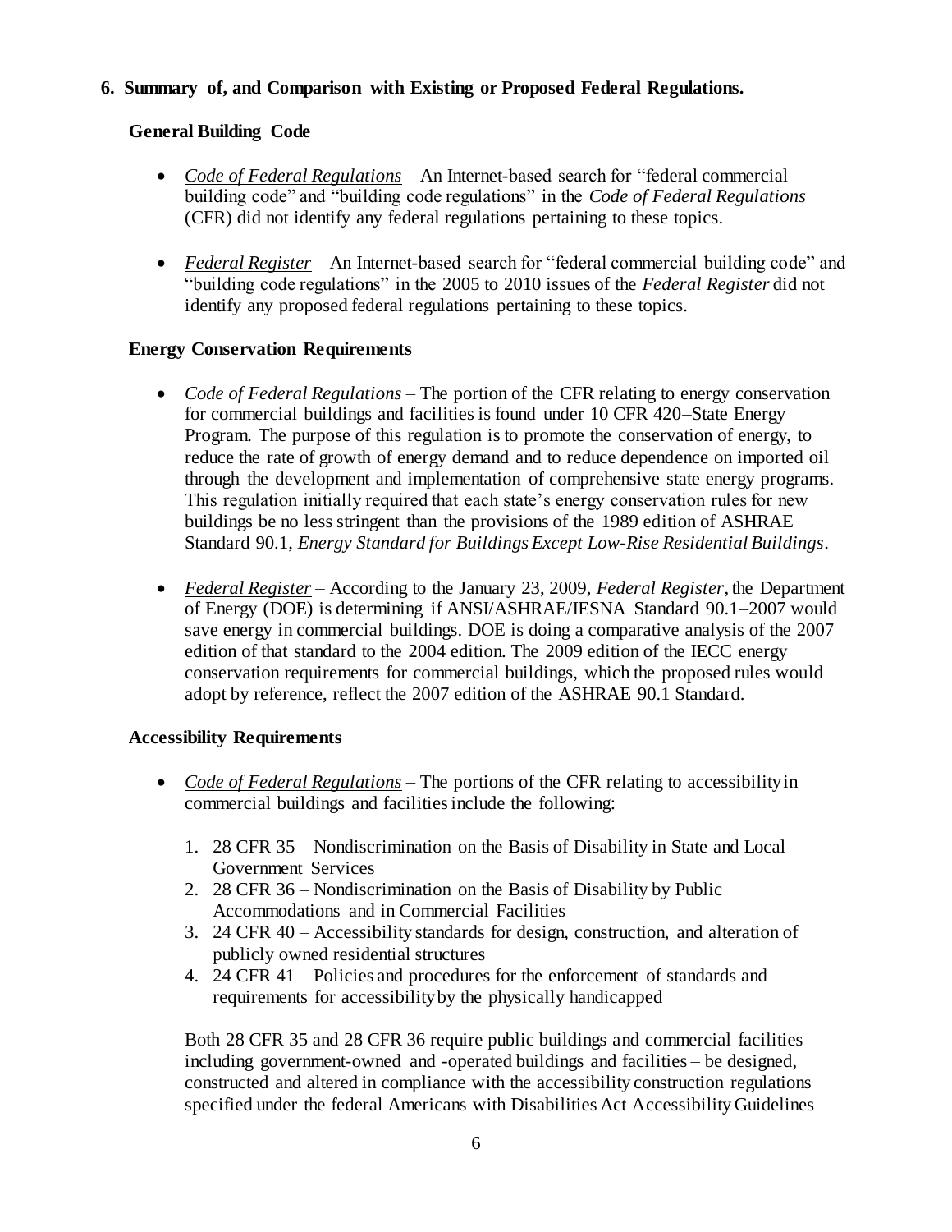## 6. Summary of, and Comparison with Existing or Proposed Federal Regulations.

### General Building Code

- *Code of Federal Regulations* – An Internet-based search for "federal commercial building code" and "building code regulations" in the *Code of Federal Regulations* (CFR) did not identify any federal regulations pertaining to these topics.

- *Federal Register* – An Internet-based search for "federal commercial building code" and "building code regulations" in the 2005 to 2010 issues of the *Federal Register* did not identify any proposed federal regulations pertaining to these topics.

### Energy Conservation Requirements

- *Code of Federal Regulations* – The portion of the CFR relating to energy conservation for commercial buildings and facilities is found under 10 CFR 420–State Energy Program. The purpose of this regulation is to promote the conservation of energy, to reduce the rate of growth of energy demand and to reduce dependence on imported oil through the development and implementation of comprehensive state energy programs. This regulation initially required that each state's energy conservation rules for new buildings be no less stringent than the provisions of the 1989 edition of ASHRAE Standard 90.1, *Energy Standard for Buildings Except Low-Rise Residential Buildings*.

- *Federal Register* – According to the January 23, 2009, *Federal Register*, the Department of Energy (DOE) is determining if ANSI/ASHRAE/IESNA Standard 90.1–2007 would save energy in commercial buildings. DOE is doing a comparative analysis of the 2007 edition of that standard to the 2004 edition. The 2009 edition of the IECC energy conservation requirements for commercial buildings, which the proposed rules would adopt by reference, reflect the 2007 edition of the ASHRAE 90.1 Standard.

### Accessibility Requirements

- *Code of Federal Regulations* – The portions of the CFR relating to accessibility in commercial buildings and facilities include the following:

  1. 28 CFR 35 – Nondiscrimination on the Basis of Disability in State and Local Government Services
  2. 28 CFR 36 – Nondiscrimination on the Basis of Disability by Public Accommodations and in Commercial Facilities
  3. 24 CFR 40 – Accessibility standards for design, construction, and alteration of publicly owned residential structures
  4. 24 CFR 41 – Policies and procedures for the enforcement of standards and requirements for accessibility by the physically handicapped

  Both 28 CFR 35 and 28 CFR 36 require public buildings and commercial facilities – including government-owned and -operated buildings and facilities – be designed, constructed and altered in compliance with the accessibility construction regulations specified under the federal Americans with Disabilities Act Accessibility Guidelines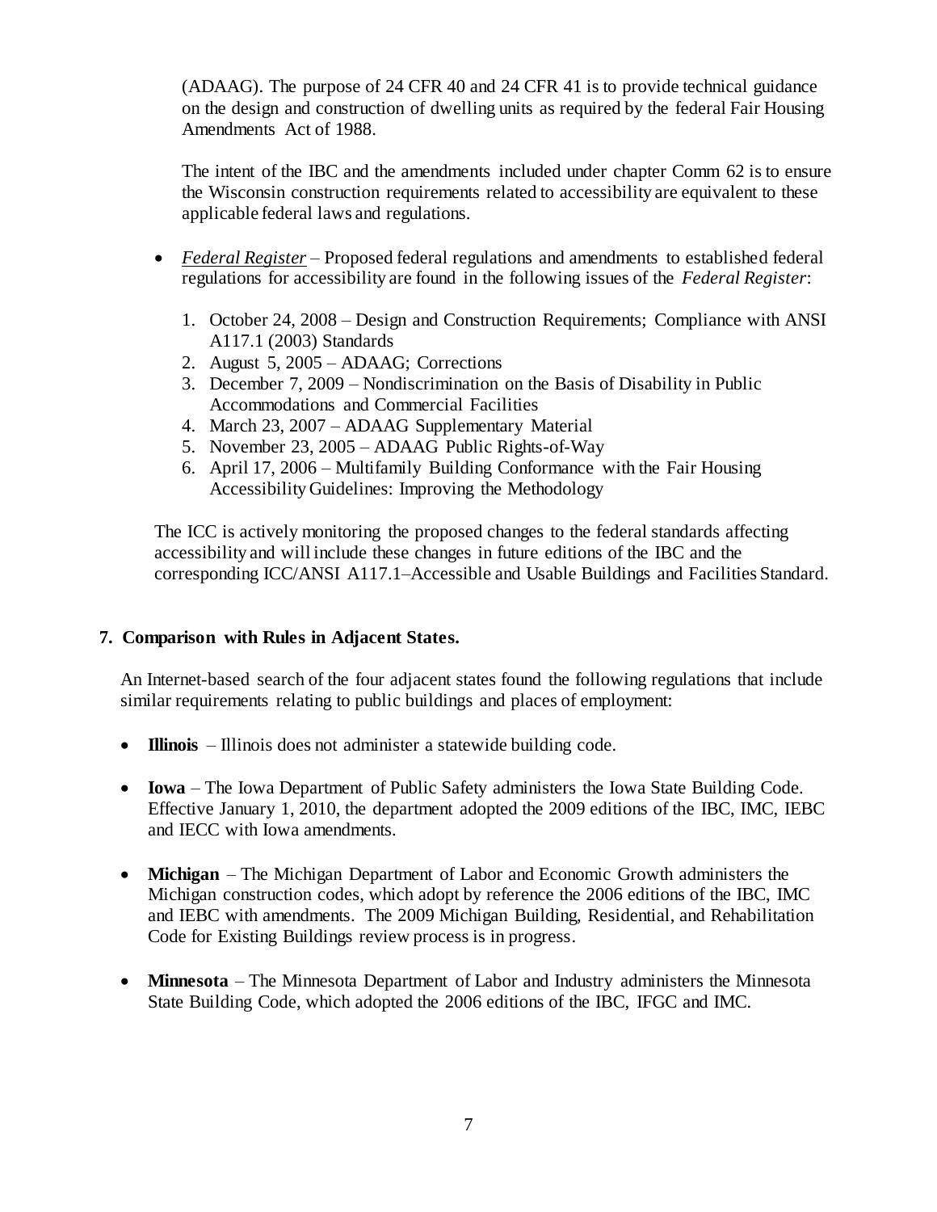(ADAAG). The purpose of 24 CFR 40 and 24 CFR 41 is to provide technical guidance on the design and construction of dwelling units as required by the federal Fair Housing Amendments Act of 1988.

The intent of the IBC and the amendments included under chapter Comm 62 is to ensure the Wisconsin construction requirements related to accessibility are equivalent to these applicable federal laws and regulations.

- *Federal Register* – Proposed federal regulations and amendments to established federal regulations for accessibility are found in the following issues of the *Federal Register*:
  1. October 24, 2008 – Design and Construction Requirements; Compliance with ANSI A117.1 (2003) Standards
  2. August 5, 2005 – ADAAG; Corrections
  3. December 7, 2009 – Nondiscrimination on the Basis of Disability in Public Accommodations and Commercial Facilities
  4. March 23, 2007 – ADAAG Supplementary Material
  5. November 23, 2005 – ADAAG Public Rights-of-Way
  6. April 17, 2006 – Multifamily Building Conformance with the Fair Housing Accessibility Guidelines: Improving the Methodology

The ICC is actively monitoring the proposed changes to the federal standards affecting accessibility and will include these changes in future editions of the IBC and the corresponding ICC/ANSI A117.1–Accessible and Usable Buildings and Facilities Standard.

## 7. Comparison with Rules in Adjacent States.

An Internet-based search of the four adjacent states found the following regulations that include similar requirements relating to public buildings and places of employment:

- **Illinois** – Illinois does not administer a statewide building code.
- **Iowa** – The Iowa Department of Public Safety administers the Iowa State Building Code. Effective January 1, 2010, the department adopted the 2009 editions of the IBC, IMC, IEBC and IECC with Iowa amendments.
- **Michigan** – The Michigan Department of Labor and Economic Growth administers the Michigan construction codes, which adopt by reference the 2006 editions of the IBC, IMC and IEBC with amendments. The 2009 Michigan Building, Residential, and Rehabilitation Code for Existing Buildings review process is in progress.
- **Minnesota** – The Minnesota Department of Labor and Industry administers the Minnesota State Building Code, which adopted the 2006 editions of the IBC, IFGC and IMC.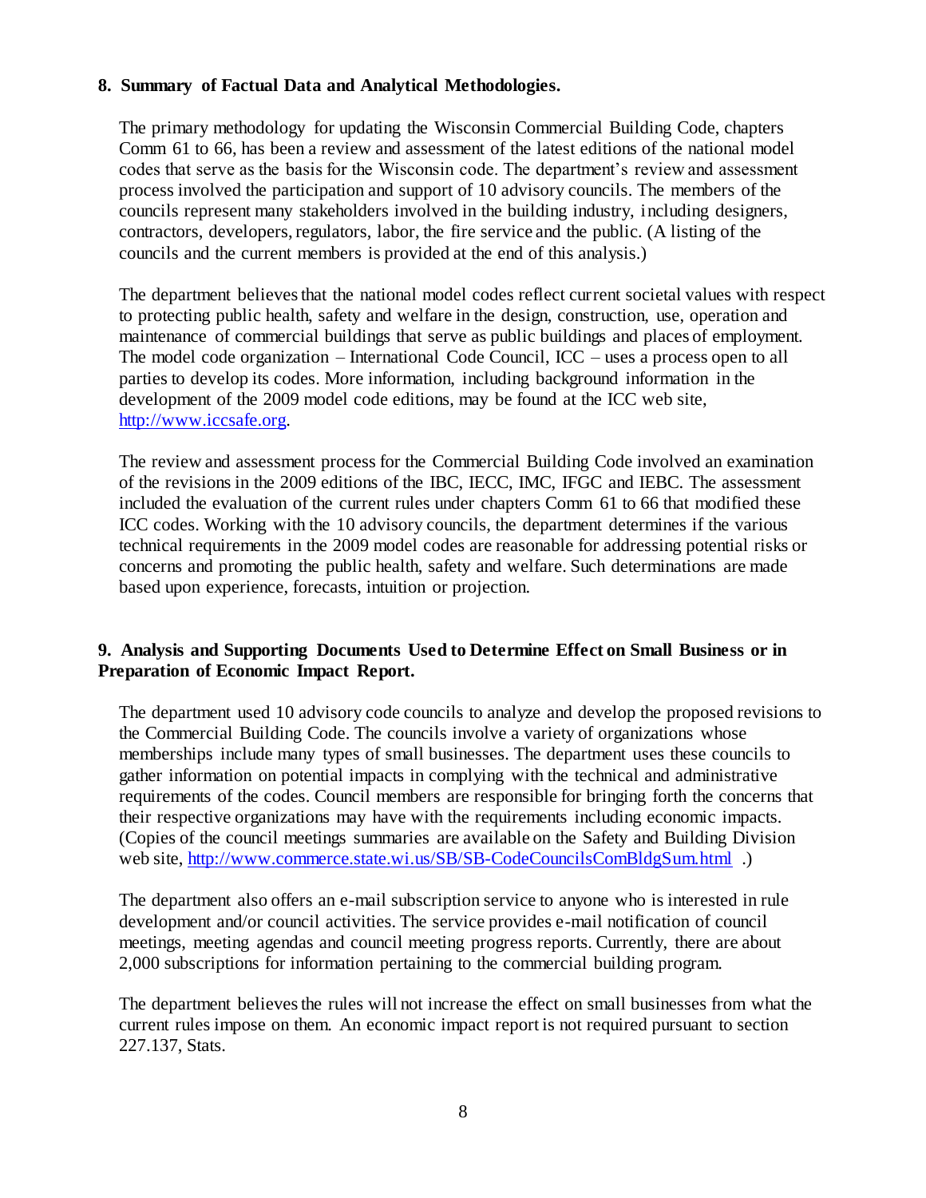**8. Summary of Factual Data and Analytical Methodologies.**

The primary methodology for updating the Wisconsin Commercial Building Code, chapters Comm 61 to 66, has been a review and assessment of the latest editions of the national model codes that serve as the basis for the Wisconsin code. The department's review and assessment process involved the participation and support of 10 advisory councils. The members of the councils represent many stakeholders involved in the building industry, including designers, contractors, developers, regulators, labor, the fire service and the public. (A listing of the councils and the current members is provided at the end of this analysis.)

The department believes that the national model codes reflect current societal values with respect to protecting public health, safety and welfare in the design, construction, use, operation and maintenance of commercial buildings that serve as public buildings and places of employment. The model code organization – International Code Council, ICC – uses a process open to all parties to develop its codes. More information, including background information in the development of the 2009 model code editions, may be found at the ICC web site, http://www.iccsafe.org.

The review and assessment process for the Commercial Building Code involved an examination of the revisions in the 2009 editions of the IBC, IECC, IMC, IFGC and IEBC. The assessment included the evaluation of the current rules under chapters Comm 61 to 66 that modified these ICC codes. Working with the 10 advisory councils, the department determines if the various technical requirements in the 2009 model codes are reasonable for addressing potential risks or concerns and promoting the public health, safety and welfare. Such determinations are made based upon experience, forecasts, intuition or projection.

**9. Analysis and Supporting Documents Used to Determine Effect on Small Business or in Preparation of Economic Impact Report.**

The department used 10 advisory code councils to analyze and develop the proposed revisions to the Commercial Building Code. The councils involve a variety of organizations whose memberships include many types of small businesses. The department uses these councils to gather information on potential impacts in complying with the technical and administrative requirements of the codes. Council members are responsible for bringing forth the concerns that their respective organizations may have with the requirements including economic impacts. (Copies of the council meetings summaries are available on the Safety and Building Division web site, http://www.commerce.state.wi.us/SB/SB-CodeCouncilsComBldgSum.html .)

The department also offers an e-mail subscription service to anyone who is interested in rule development and/or council activities. The service provides e-mail notification of council meetings, meeting agendas and council meeting progress reports. Currently, there are about 2,000 subscriptions for information pertaining to the commercial building program.

The department believes the rules will not increase the effect on small businesses from what the current rules impose on them. An economic impact report is not required pursuant to section 227.137, Stats.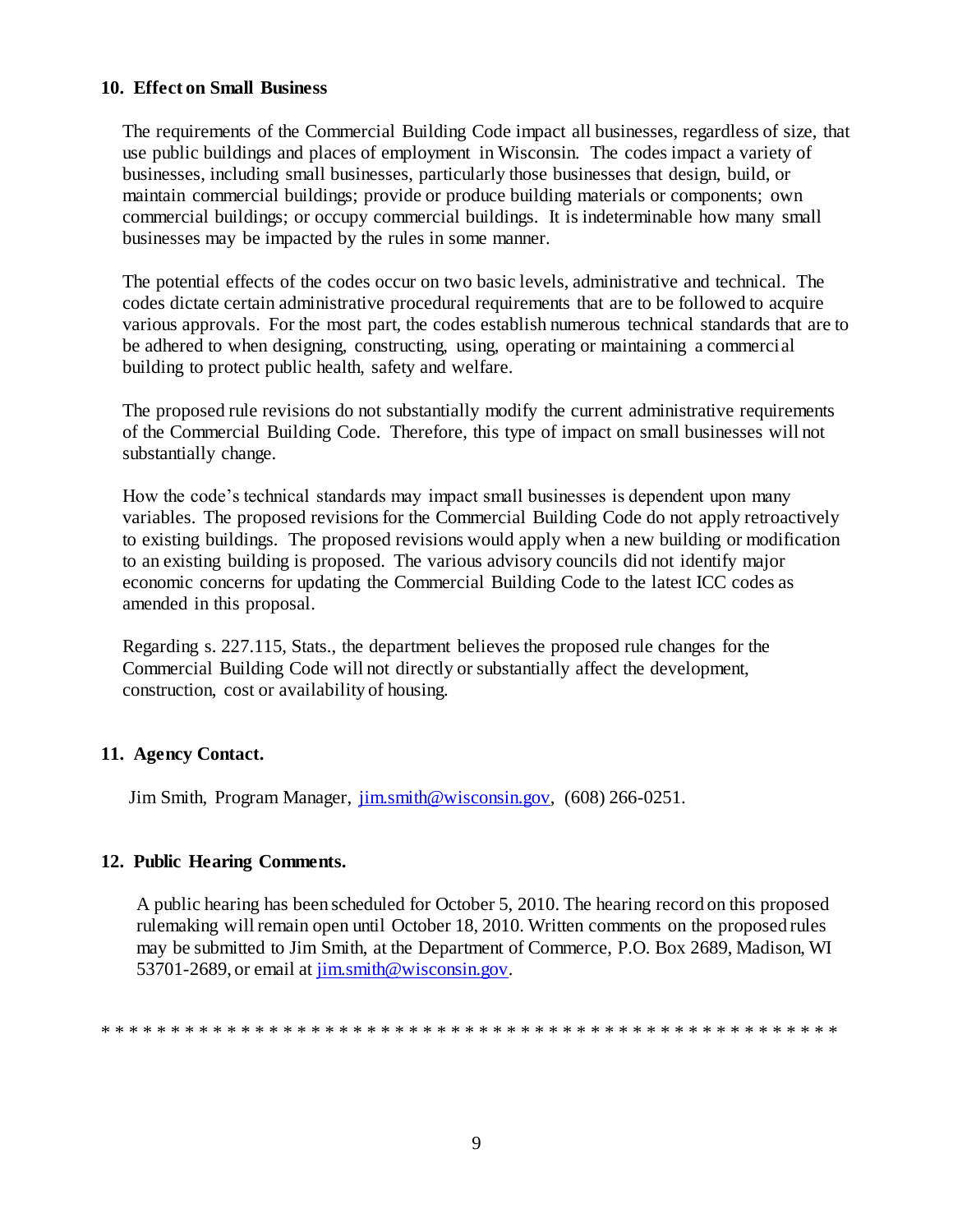**10. Effect on Small Business**

The requirements of the Commercial Building Code impact all businesses, regardless of size, that use public buildings and places of employment in Wisconsin. The codes impact a variety of businesses, including small businesses, particularly those businesses that design, build, or maintain commercial buildings; provide or produce building materials or components; own commercial buildings; or occupy commercial buildings. It is indeterminable how many small businesses may be impacted by the rules in some manner.

The potential effects of the codes occur on two basic levels, administrative and technical. The codes dictate certain administrative procedural requirements that are to be followed to acquire various approvals. For the most part, the codes establish numerous technical standards that are to be adhered to when designing, constructing, using, operating or maintaining a commercial building to protect public health, safety and welfare.

The proposed rule revisions do not substantially modify the current administrative requirements of the Commercial Building Code. Therefore, this type of impact on small businesses will not substantially change.

How the code's technical standards may impact small businesses is dependent upon many variables. The proposed revisions for the Commercial Building Code do not apply retroactively to existing buildings. The proposed revisions would apply when a new building or modification to an existing building is proposed. The various advisory councils did not identify major economic concerns for updating the Commercial Building Code to the latest ICC codes as amended in this proposal.

Regarding s. 227.115, Stats., the department believes the proposed rule changes for the Commercial Building Code will not directly or substantially affect the development, construction, cost or availability of housing.

**11. Agency Contact.**

Jim Smith, Program Manager, jim.smith@wisconsin.gov, (608) 266-0251.

**12. Public Hearing Comments.**

A public hearing has been scheduled for October 5, 2010. The hearing record on this proposed rulemaking will remain open until October 18, 2010. Written comments on the proposed rules may be submitted to Jim Smith, at the Department of Commerce, P.O. Box 2689, Madison, WI 53701-2689, or email at jim.smith@wisconsin.gov.

* * * * * * * * * * * * * * * * * * * * * * * * * * * * * * * * * * * * * * * * * * * * * * * * * * * * * *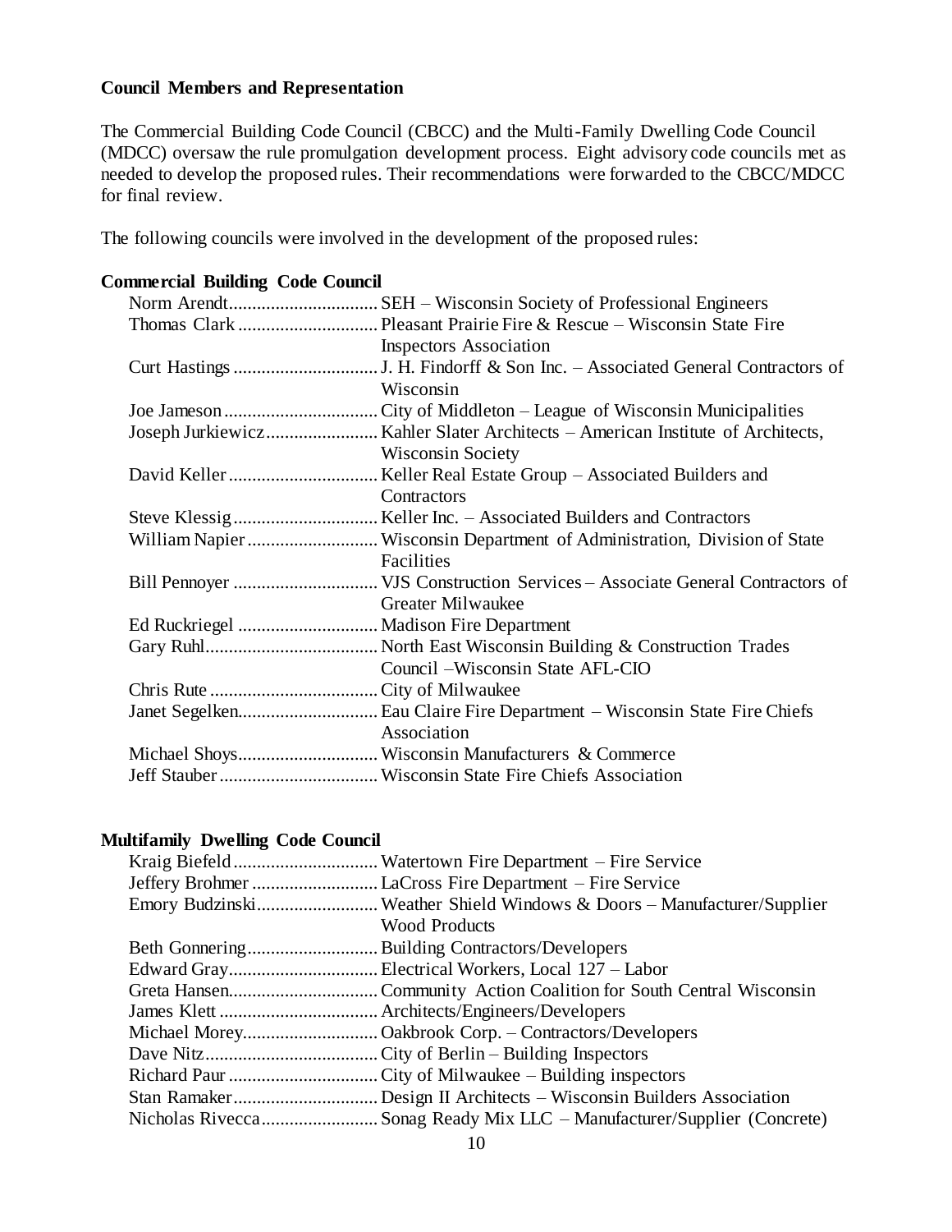**Council Members and Representation**

The Commercial Building Code Council (CBCC) and the Multi-Family Dwelling Code Council (MDCC) oversaw the rule promulgation development process. Eight advisory code councils met as needed to develop the proposed rules. Their recommendations were forwarded to the CBCC/MDCC for final review.

The following councils were involved in the development of the proposed rules:

**Commercial Building Code Council**

- Norm Arendt................................ SEH – Wisconsin Society of Professional Engineers
- Thomas Clark .............................. Pleasant Prairie Fire & Rescue – Wisconsin State Fire Inspectors Association
- Curt Hastings ............................... J. H. Findorff & Son Inc. – Associated General Contractors of Wisconsin
- Joe Jameson ................................. City of Middleton – League of Wisconsin Municipalities
- Joseph Jurkiewicz........................ Kahler Slater Architects – American Institute of Architects, Wisconsin Society
- David Keller ................................ Keller Real Estate Group – Associated Builders and Contractors
- Steve Klessig ............................... Keller Inc. – Associated Builders and Contractors
- William Napier ............................ Wisconsin Department of Administration, Division of State Facilities
- Bill Pennoyer ............................... VJS Construction Services – Associate General Contractors of Greater Milwaukee
- Ed Ruckriegel .............................. Madison Fire Department
- Gary Ruhl..................................... North East Wisconsin Building & Construction Trades Council –Wisconsin State AFL-CIO
- Chris Rute .................................... City of Milwaukee
- Janet Segelken.............................. Eau Claire Fire Department – Wisconsin State Fire Chiefs Association
- Michael Shoys.............................. Wisconsin Manufacturers & Commerce
- Jeff Stauber .................................. Wisconsin State Fire Chiefs Association

**Multifamily Dwelling Code Council**

- Kraig Biefeld ............................... Watertown Fire Department – Fire Service
- Jeffery Brohmer ........................... LaCross Fire Department – Fire Service
- Emory Budzinski.......................... Weather Shield Windows & Doors – Manufacturer/Supplier Wood Products
- Beth Gonnering............................ Building Contractors/Developers
- Edward Gray................................ Electrical Workers, Local 127 – Labor
- Greta Hansen................................ Community Action Coalition for South Central Wisconsin
- James Klett .................................. Architects/Engineers/Developers
- Michael Morey............................. Oakbrook Corp. – Contractors/Developers
- Dave Nitz..................................... City of Berlin – Building Inspectors
- Richard Paur ................................ City of Milwaukee – Building inspectors
- Stan Ramaker............................... Design II Architects – Wisconsin Builders Association
- Nicholas Rivecca......................... Sonag Ready Mix LLC – Manufacturer/Supplier (Concrete)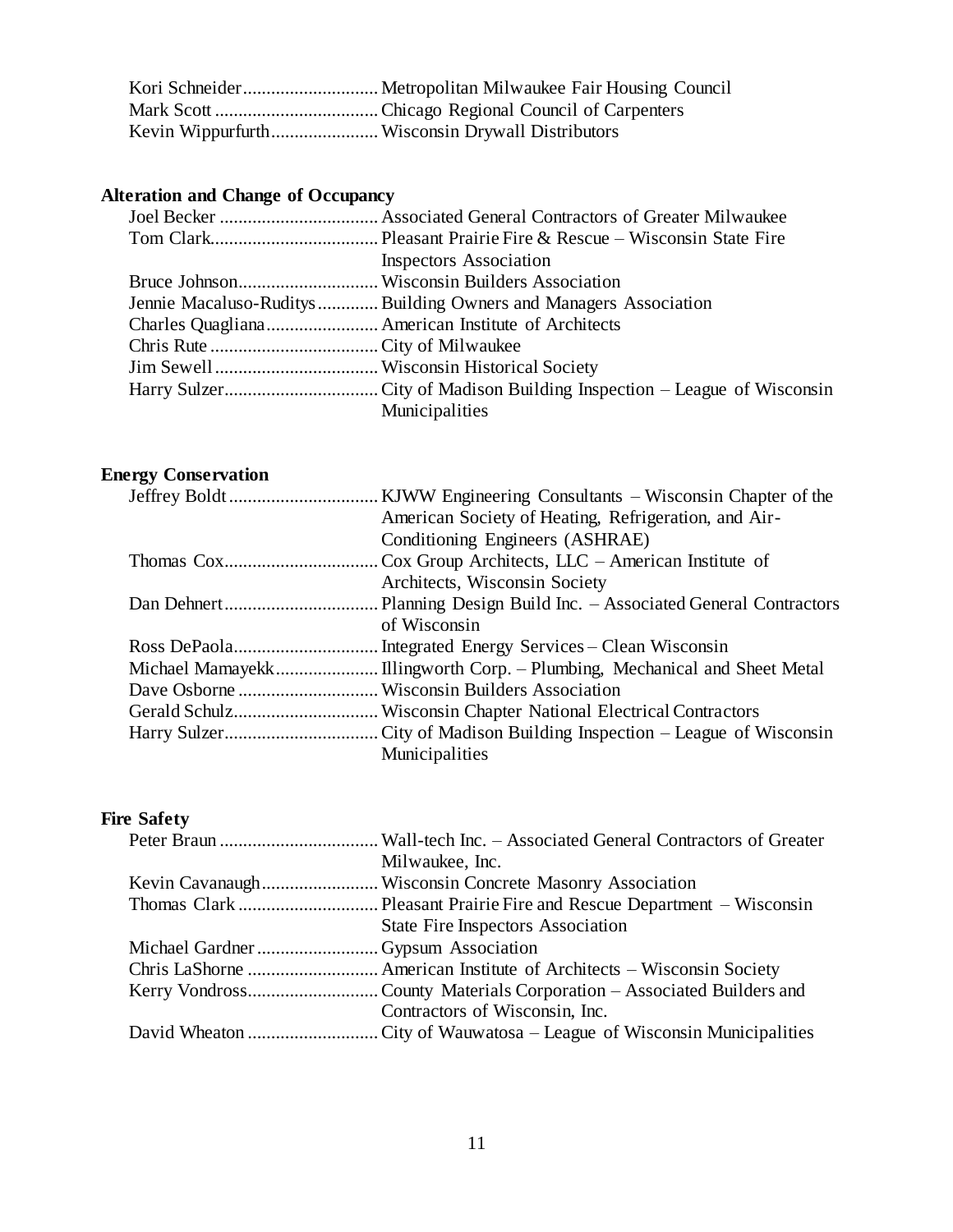Kori Schneider............................Metropolitan Milwaukee Fair Housing Council
Mark Scott..................................Chicago Regional Council of Carpenters
Kevin Wippurfurth.......................Wisconsin Drywall Distributors

**Alteration and Change of Occupancy**

Joel Becker..................................Associated General Contractors of Greater Milwaukee
Tom Clark....................................Pleasant Prairie Fire & Rescue – Wisconsin State Fire Inspectors Association
Bruce Johnson.............................Wisconsin Builders Association
Jennie Macaluso-Ruditys.............Building Owners and Managers Association
Charles Quagliana........................American Institute of Architects
Chris Rute....................................City of Milwaukee
Jim Sewell...................................Wisconsin Historical Society
Harry Sulzer.................................City of Madison Building Inspection – League of Wisconsin Municipalities

**Energy Conservation**

Jeffrey Boldt................................KJWW Engineering Consultants – Wisconsin Chapter of the American Society of Heating, Refrigeration, and Air-Conditioning Engineers (ASHRAE)
Thomas Cox.................................Cox Group Architects, LLC – American Institute of Architects, Wisconsin Society
Dan Dehnert.................................Planning Design Build Inc. – Associated General Contractors of Wisconsin
Ross DePaola...............................Integrated Energy Services – Clean Wisconsin
Michael Mamayekk......................Illingworth Corp. – Plumbing, Mechanical and Sheet Metal
Dave Osborne..............................Wisconsin Builders Association
Gerald Schulz...............................Wisconsin Chapter National Electrical Contractors
Harry Sulzer.................................City of Madison Building Inspection – League of Wisconsin Municipalities

**Fire Safety**

Peter Braun..................................Wall-tech Inc. – Associated General Contractors of Greater Milwaukee, Inc.
Kevin Cavanaugh.........................Wisconsin Concrete Masonry Association
Thomas Clark..............................Pleasant Prairie Fire and Rescue Department – Wisconsin State Fire Inspectors Association
Michael Gardner..........................Gypsum Association
Chris LaShorne............................American Institute of Architects – Wisconsin Society
Kerry Vondross............................County Materials Corporation – Associated Builders and Contractors of Wisconsin, Inc.
David Wheaton............................City of Wauwatosa – League of Wisconsin Municipalities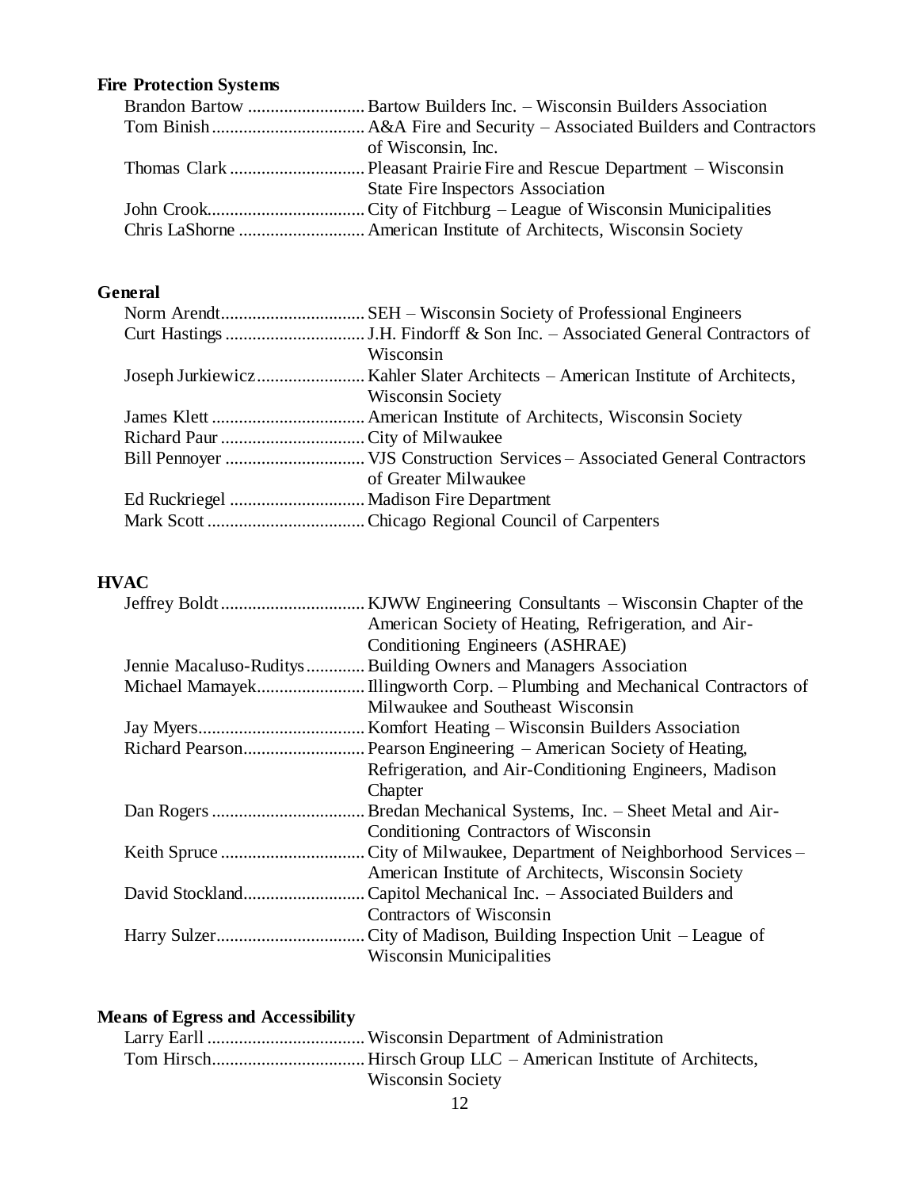**Fire Protection Systems**

Brandon Bartow .......................... Bartow Builders Inc. – Wisconsin Builders Association
Tom Binish .................................. A&A Fire and Security – Associated Builders and Contractors of Wisconsin, Inc.
Thomas Clark .............................. Pleasant Prairie Fire and Rescue Department – Wisconsin State Fire Inspectors Association
John Crook................................... City of Fitchburg – League of Wisconsin Municipalities
Chris LaShorne ............................ American Institute of Architects, Wisconsin Society

**General**

Norm Arendt................................ SEH – Wisconsin Society of Professional Engineers
Curt Hastings ............................... J.H. Findorff & Son Inc. – Associated General Contractors of Wisconsin
Joseph Jurkiewicz........................ Kahler Slater Architects – American Institute of Architects, Wisconsin Society
James Klett .................................. American Institute of Architects, Wisconsin Society
Richard Paur ................................ City of Milwaukee
Bill Pennoyer ............................... VJS Construction Services – Associated General Contractors of Greater Milwaukee
Ed Ruckriegel .............................. Madison Fire Department
Mark Scott ................................... Chicago Regional Council of Carpenters

**HVAC**

Jeffrey Boldt ................................ KJWW Engineering Consultants – Wisconsin Chapter of the American Society of Heating, Refrigeration, and Air-Conditioning Engineers (ASHRAE)
Jennie Macaluso-Ruditys ............. Building Owners and Managers Association
Michael Mamayek........................ Illingworth Corp. – Plumbing and Mechanical Contractors of Milwaukee and Southeast Wisconsin
Jay Myers..................................... Komfort Heating – Wisconsin Builders Association
Richard Pearson........................... Pearson Engineering – American Society of Heating, Refrigeration, and Air-Conditioning Engineers, Madison Chapter
Dan Rogers .................................. Bredan Mechanical Systems, Inc. – Sheet Metal and Air-Conditioning Contractors of Wisconsin
Keith Spruce ................................ City of Milwaukee, Department of Neighborhood Services – American Institute of Architects, Wisconsin Society
David Stockland........................... Capitol Mechanical Inc. – Associated Builders and Contractors of Wisconsin
Harry Sulzer................................. City of Madison, Building Inspection Unit – League of Wisconsin Municipalities

**Means of Egress and Accessibility**

Larry Earll ................................... Wisconsin Department of Administration
Tom Hirsch.................................. Hirsch Group LLC – American Institute of Architects, Wisconsin Society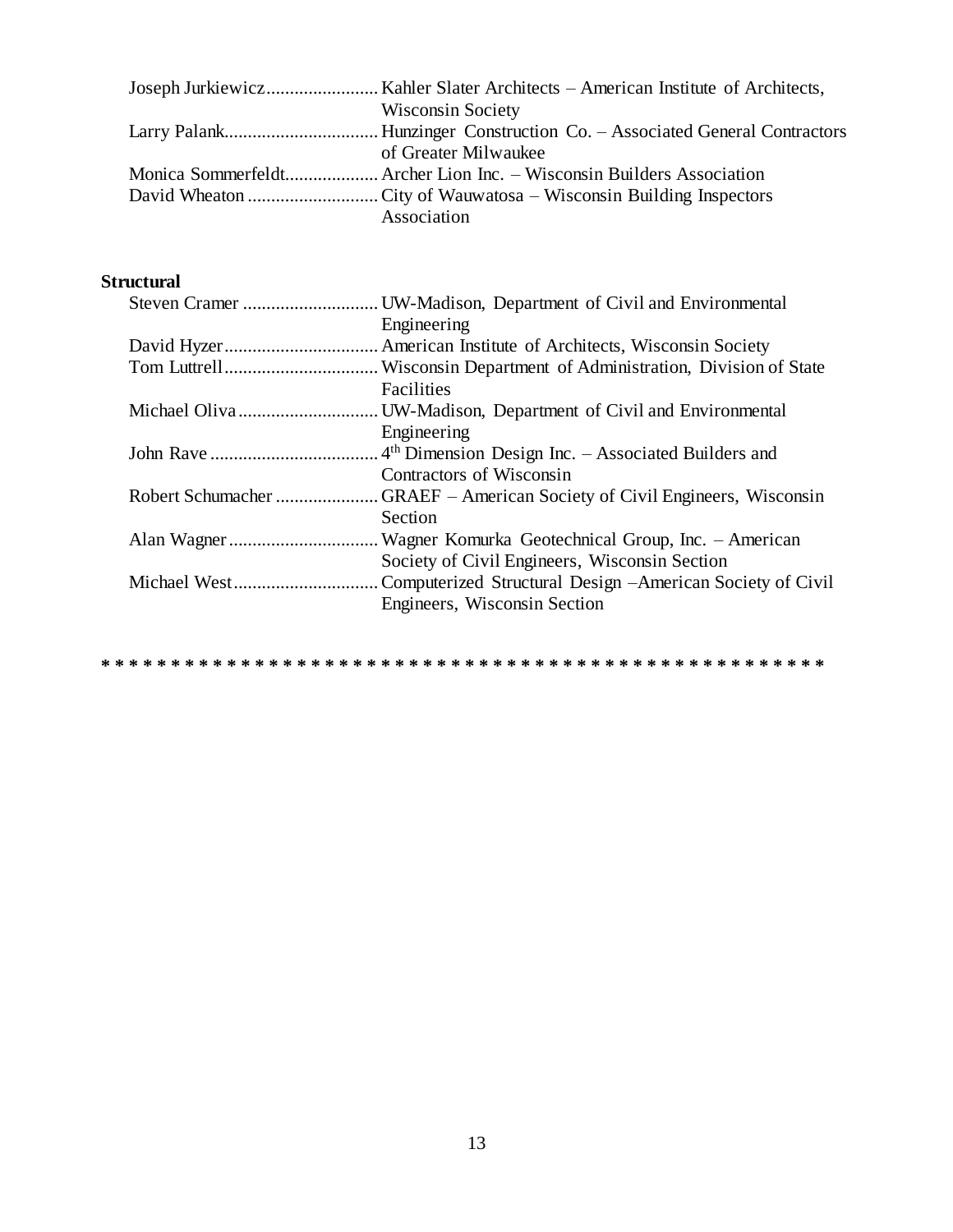Joseph Jurkiewicz........................ Kahler Slater Architects – American Institute of Architects, Wisconsin Society
Larry Palank................................. Hunzinger Construction Co. – Associated General Contractors of Greater Milwaukee
Monica Sommerfeldt.................... Archer Lion Inc. – Wisconsin Builders Association
David Wheaton ............................ City of Wauwatosa – Wisconsin Building Inspectors Association

**Structural**

Steven Cramer ............................. UW-Madison, Department of Civil and Environmental Engineering
David Hyzer................................. American Institute of Architects, Wisconsin Society
Tom Luttrell................................. Wisconsin Department of Administration, Division of State Facilities
Michael Oliva .............................. UW-Madison, Department of Civil and Environmental Engineering
John Rave .................................... 4th Dimension Design Inc. – Associated Builders and Contractors of Wisconsin
Robert Schumacher ...................... GRAEF – American Society of Civil Engineers, Wisconsin Section
Alan Wagner ................................ Wagner Komurka Geotechnical Group, Inc. – American Society of Civil Engineers, Wisconsin Section
Michael West ............................... Computerized Structural Design –American Society of Civil Engineers, Wisconsin Section

* * * * * * * * * * * * * * * * * * * * * * * * * * * * * * * * * * * * * * * * * * * * * * * * * * * *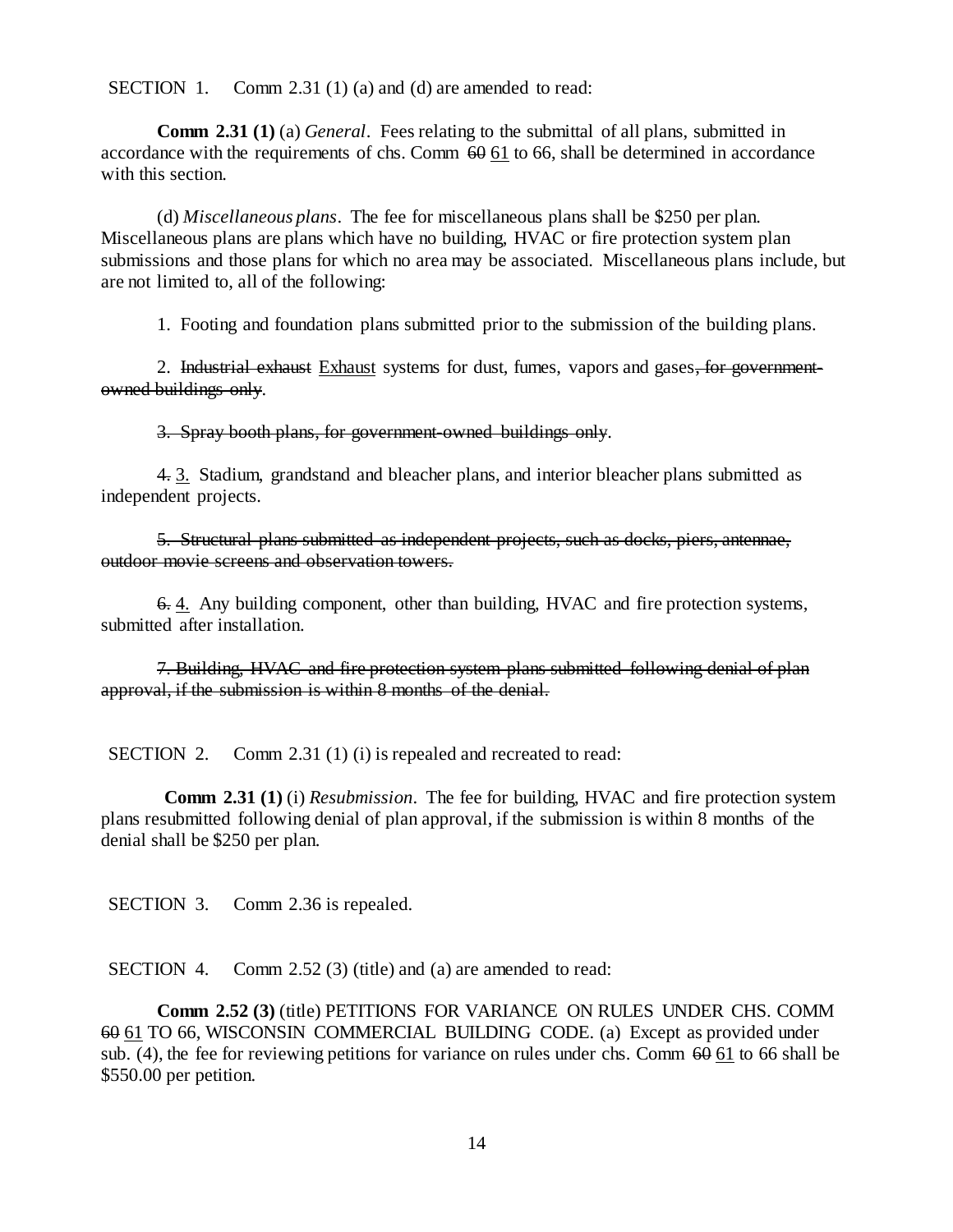SECTION 1. Comm 2.31 (1) (a) and (d) are amended to read:

**Comm 2.31 (1)** (a) *General*. Fees relating to the submittal of all plans, submitted in accordance with the requirements of chs. Comm ~~60~~ <u>61</u> to 66, shall be determined in accordance with this section.

(d) *Miscellaneous plans*. The fee for miscellaneous plans shall be $250 per plan. Miscellaneous plans are plans which have no building, HVAC or fire protection system plan submissions and those plans for which no area may be associated. Miscellaneous plans include, but are not limited to, all of the following:

1. Footing and foundation plans submitted prior to the submission of the building plans.

2. ~~Industrial exhaust~~ <u>Exhaust</u> systems for dust, fumes, vapors and gases~~, for government-owned buildings only~~.

~~3. Spray booth plans, for government-owned buildings only~~.

~~4.~~ <u>3.</u> Stadium, grandstand and bleacher plans, and interior bleacher plans submitted as independent projects.

~~5. Structural plans submitted as independent projects, such as docks, piers, antennae, outdoor movie screens and observation towers.~~

~~6.~~ <u>4.</u> Any building component, other than building, HVAC and fire protection systems, submitted after installation.

~~7. Building, HVAC and fire protection system plans submitted following denial of plan approval, if the submission is within 8 months of the denial.~~

SECTION 2. Comm 2.31 (1) (i) is repealed and recreated to read:

**Comm 2.31 (1)** (i) *Resubmission*. The fee for building, HVAC and fire protection system plans resubmitted following denial of plan approval, if the submission is within 8 months of the denial shall be $250 per plan.

SECTION 3. Comm 2.36 is repealed.

SECTION 4. Comm 2.52 (3) (title) and (a) are amended to read:

**Comm 2.52 (3)** (title) PETITIONS FOR VARIANCE ON RULES UNDER CHS. COMM ~~60~~ <u>61</u> TO 66, WISCONSIN COMMERCIAL BUILDING CODE. (a) Except as provided under sub. (4), the fee for reviewing petitions for variance on rules under chs. Comm ~~60~~ <u>61</u> to 66 shall be $550.00 per petition.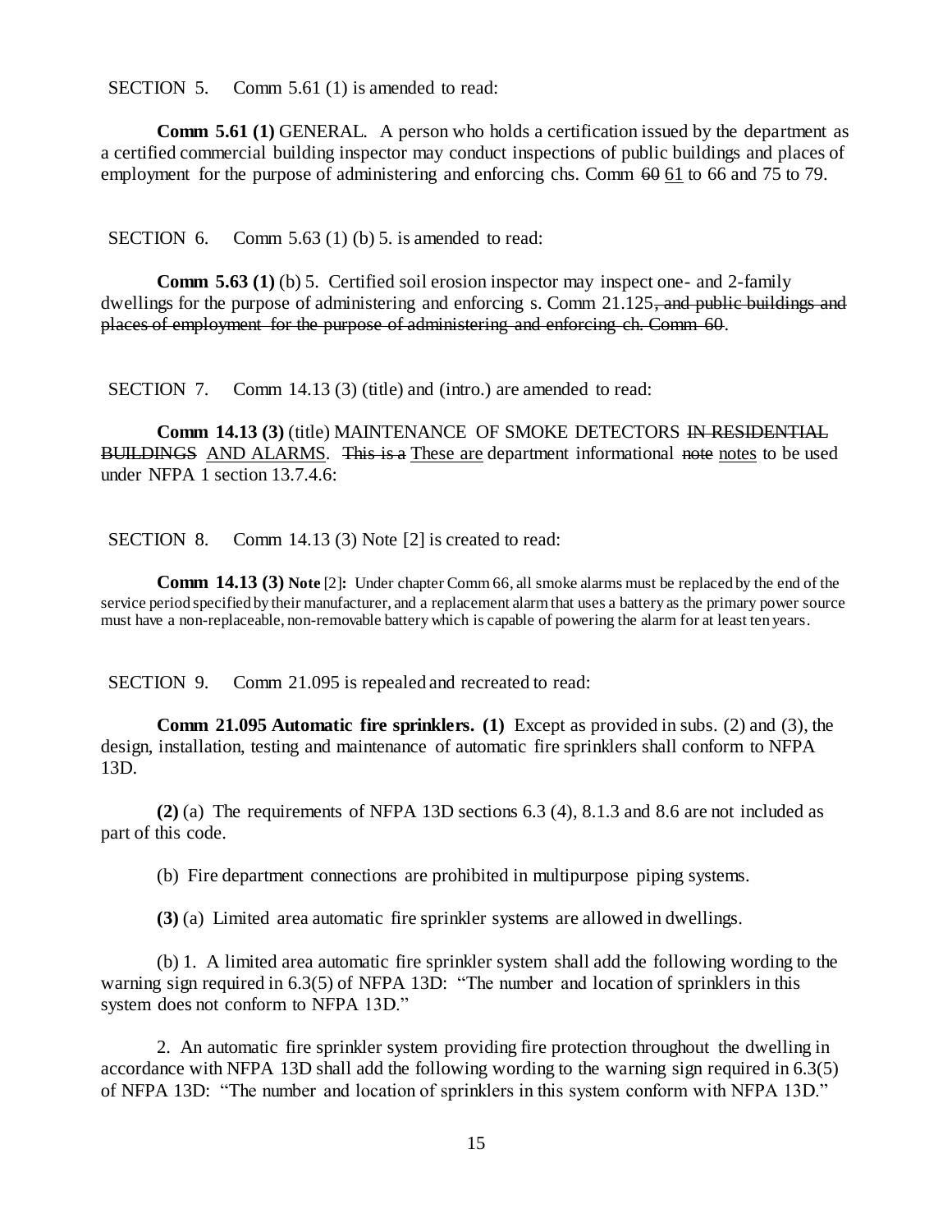SECTION 5. Comm 5.61 (1) is amended to read:

**Comm 5.61 (1)** GENERAL. A person who holds a certification issued by the department as a certified commercial building inspector may conduct inspections of public buildings and places of employment for the purpose of administering and enforcing chs. Comm ~~60~~ <u>61</u> to 66 and 75 to 79.

SECTION 6. Comm 5.63 (1) (b) 5. is amended to read:

**Comm 5.63 (1)** (b) 5. Certified soil erosion inspector may inspect one- and 2-family dwellings for the purpose of administering and enforcing s. Comm 21.125~~, and public buildings and places of employment for the purpose of administering and enforcing ch. Comm 60~~.

SECTION 7. Comm 14.13 (3) (title) and (intro.) are amended to read:

**Comm 14.13 (3)** (title) MAINTENANCE OF SMOKE DETECTORS ~~IN RESIDENTIAL BUILDINGS~~ <u>AND ALARMS</u>. ~~This is a~~ <u>These are</u> department informational ~~note~~ <u>notes</u> to be used under NFPA 1 section 13.7.4.6:

SECTION 8. Comm 14.13 (3) Note [2] is created to read:

**Comm 14.13 (3) Note** [2]**:** Under chapter Comm 66, all smoke alarms must be replaced by the end of the service period specified by their manufacturer, and a replacement alarm that uses a battery as the primary power source must have a non-replaceable, non-removable battery which is capable of powering the alarm for at least ten years.

SECTION 9. Comm 21.095 is repealed and recreated to read:

**Comm 21.095 Automatic fire sprinklers. (1)** Except as provided in subs. (2) and (3), the design, installation, testing and maintenance of automatic fire sprinklers shall conform to NFPA 13D.

**(2)** (a) The requirements of NFPA 13D sections 6.3 (4), 8.1.3 and 8.6 are not included as part of this code.

(b) Fire department connections are prohibited in multipurpose piping systems.

**(3)** (a) Limited area automatic fire sprinkler systems are allowed in dwellings.

(b) 1. A limited area automatic fire sprinkler system shall add the following wording to the warning sign required in 6.3(5) of NFPA 13D: "The number and location of sprinklers in this system does not conform to NFPA 13D."

2. An automatic fire sprinkler system providing fire protection throughout the dwelling in accordance with NFPA 13D shall add the following wording to the warning sign required in 6.3(5) of NFPA 13D: "The number and location of sprinklers in this system conform with NFPA 13D."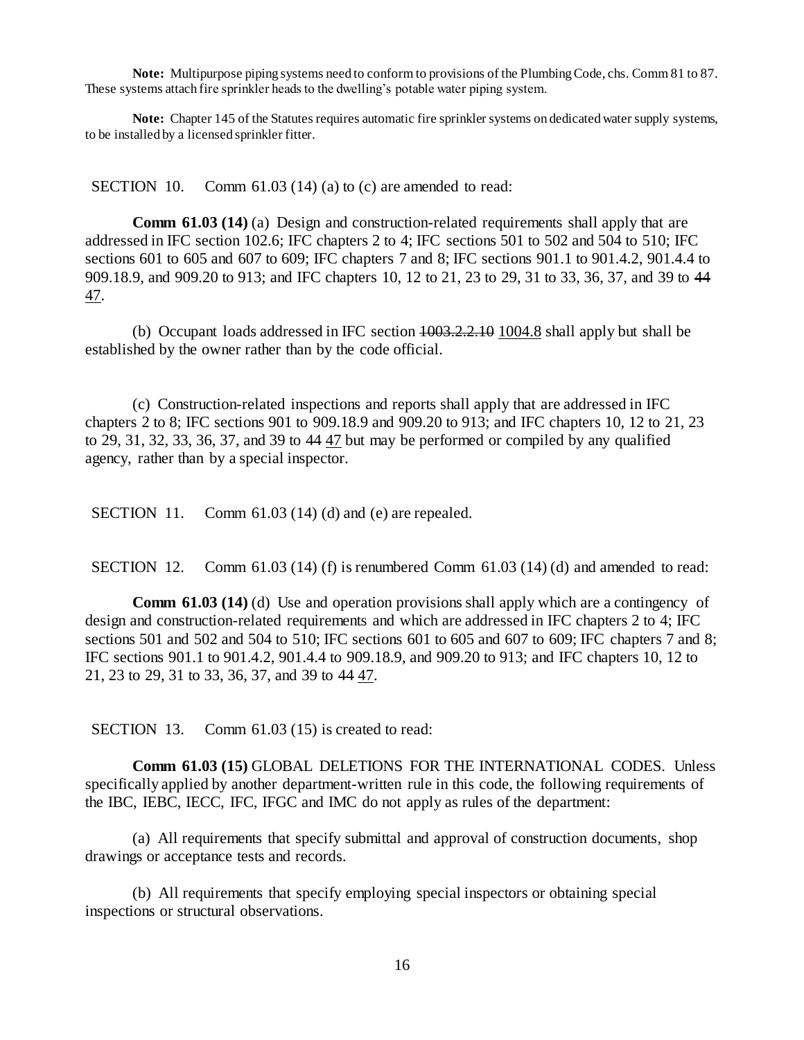**Note:** Multipurpose piping systems need to conform to provisions of the Plumbing Code, chs. Comm 81 to 87. These systems attach fire sprinkler heads to the dwelling's potable water piping system.

**Note:** Chapter 145 of the Statutes requires automatic fire sprinkler systems on dedicated water supply systems, to be installed by a licensed sprinkler fitter.

SECTION 10. Comm 61.03 (14) (a) to (c) are amended to read:

**Comm 61.03 (14)** (a) Design and construction-related requirements shall apply that are addressed in IFC section 102.6; IFC chapters 2 to 4; IFC sections 501 to 502 and 504 to 510; IFC sections 601 to 605 and 607 to 609; IFC chapters 7 and 8; IFC sections 901.1 to 901.4.2, 901.4.4 to 909.18.9, and 909.20 to 913; and IFC chapters 10, 12 to 21, 23 to 29, 31 to 33, 36, 37, and 39 to ~~44~~ 47.

(b) Occupant loads addressed in IFC section ~~1003.2.2.10~~ 1004.8 shall apply but shall be established by the owner rather than by the code official.

(c) Construction-related inspections and reports shall apply that are addressed in IFC chapters 2 to 8; IFC sections 901 to 909.18.9 and 909.20 to 913; and IFC chapters 10, 12 to 21, 23 to 29, 31, 32, 33, 36, 37, and 39 to ~~44~~ 47 but may be performed or compiled by any qualified agency, rather than by a special inspector.

SECTION 11. Comm 61.03 (14) (d) and (e) are repealed.

SECTION 12. Comm 61.03 (14) (f) is renumbered Comm 61.03 (14) (d) and amended to read:

**Comm 61.03 (14)** (d) Use and operation provisions shall apply which are a contingency of design and construction-related requirements and which are addressed in IFC chapters 2 to 4; IFC sections 501 and 502 and 504 to 510; IFC sections 601 to 605 and 607 to 609; IFC chapters 7 and 8; IFC sections 901.1 to 901.4.2, 901.4.4 to 909.18.9, and 909.20 to 913; and IFC chapters 10, 12 to 21, 23 to 29, 31 to 33, 36, 37, and 39 to ~~44~~ 47.

SECTION 13. Comm 61.03 (15) is created to read:

**Comm 61.03 (15)** GLOBAL DELETIONS FOR THE INTERNATIONAL CODES. Unless specifically applied by another department-written rule in this code, the following requirements of the IBC, IEBC, IECC, IFC, IFGC and IMC do not apply as rules of the department:

(a) All requirements that specify submittal and approval of construction documents, shop drawings or acceptance tests and records.

(b) All requirements that specify employing special inspectors or obtaining special inspections or structural observations.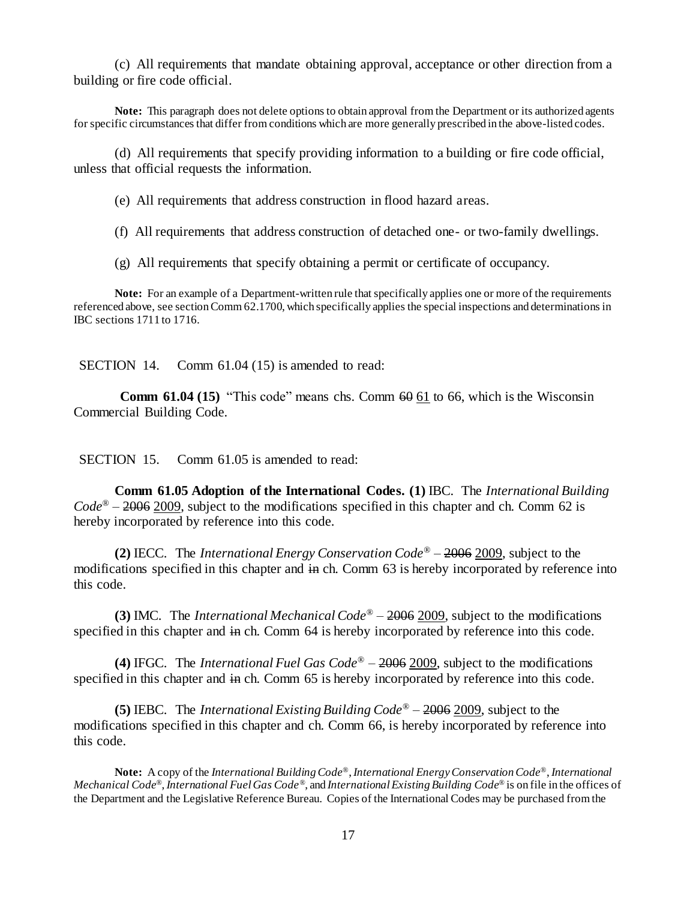(c) All requirements that mandate obtaining approval, acceptance or other direction from a building or fire code official.

**Note:** This paragraph does not delete options to obtain approval from the Department or its authorized agents for specific circumstances that differ from conditions which are more generally prescribed in the above-listed codes.

(d) All requirements that specify providing information to a building or fire code official, unless that official requests the information.

(e) All requirements that address construction in flood hazard areas.

(f) All requirements that address construction of detached one- or two-family dwellings.

(g) All requirements that specify obtaining a permit or certificate of occupancy.

**Note:** For an example of a Department-written rule that specifically applies one or more of the requirements referenced above, see section Comm 62.1700, which specifically applies the special inspections and determinations in IBC sections 1711 to 1716.

SECTION 14. Comm 61.04 (15) is amended to read:

**Comm 61.04 (15)** "This code" means chs. Comm ~~60~~ 61 to 66, which is the Wisconsin Commercial Building Code.

SECTION 15. Comm 61.05 is amended to read:

**Comm 61.05 Adoption of the International Codes. (1)** IBC. The *International Building Code®* – ~~2006~~ 2009, subject to the modifications specified in this chapter and ch. Comm 62 is hereby incorporated by reference into this code.

**(2)** IECC. The *International Energy Conservation Code®* – ~~2006~~ 2009, subject to the modifications specified in this chapter and ~~in~~ ch. Comm 63 is hereby incorporated by reference into this code.

**(3)** IMC. The *International Mechanical Code®* – ~~2006~~ 2009, subject to the modifications specified in this chapter and ~~in~~ ch. Comm 64 is hereby incorporated by reference into this code.

**(4)** IFGC. The *International Fuel Gas Code®* – ~~2006~~ 2009, subject to the modifications specified in this chapter and ~~in~~ ch. Comm 65 is hereby incorporated by reference into this code.

**(5)** IEBC. The *International Existing Building Code®* – ~~2006~~ 2009, subject to the modifications specified in this chapter and ch. Comm 66, is hereby incorporated by reference into this code.

**Note:** A copy of the *International Building Code®*, *International Energy Conservation Code®*, *International Mechanical Code®*, *International Fuel Gas Code®*, and *International Existing Building Code®* is on file in the offices of the Department and the Legislative Reference Bureau. Copies of the International Codes may be purchased from the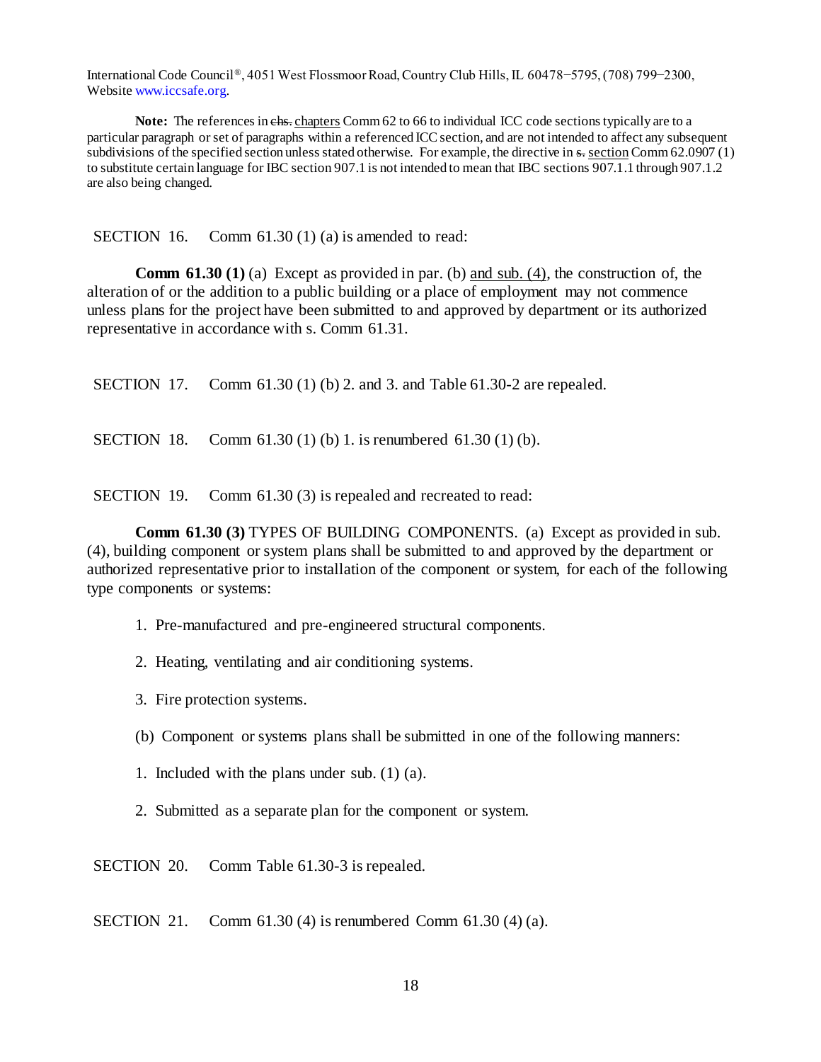International Code Council®, 4051 West Flossmoor Road, Country Club Hills, IL 60478−5795, (708) 799−2300, Website www.iccsafe.org.

**Note:** The references in ~~chs.~~ chapters Comm 62 to 66 to individual ICC code sections typically are to a particular paragraph or set of paragraphs within a referenced ICC section, and are not intended to affect any subsequent subdivisions of the specified section unless stated otherwise. For example, the directive in ~~s.~~ section Comm 62.0907 (1) to substitute certain language for IBC section 907.1 is not intended to mean that IBC sections 907.1.1 through 907.1.2 are also being changed.

SECTION 16. Comm 61.30 (1) (a) is amended to read:

**Comm 61.30 (1)** (a) Except as provided in par. (b) and sub. (4), the construction of, the alteration of or the addition to a public building or a place of employment may not commence unless plans for the project have been submitted to and approved by department or its authorized representative in accordance with s. Comm 61.31.

SECTION 17. Comm 61.30 (1) (b) 2. and 3. and Table 61.30-2 are repealed.

SECTION 18. Comm 61.30 (1) (b) 1. is renumbered 61.30 (1) (b).

SECTION 19. Comm 61.30 (3) is repealed and recreated to read:

**Comm 61.30 (3)** TYPES OF BUILDING COMPONENTS. (a) Except as provided in sub. (4), building component or system plans shall be submitted to and approved by the department or authorized representative prior to installation of the component or system, for each of the following type components or systems:

1. Pre-manufactured and pre-engineered structural components.
2. Heating, ventilating and air conditioning systems.
3. Fire protection systems.

(b) Component or systems plans shall be submitted in one of the following manners:

1. Included with the plans under sub. (1) (a).
2. Submitted as a separate plan for the component or system.

SECTION 20. Comm Table 61.30-3 is repealed.

SECTION 21. Comm 61.30 (4) is renumbered Comm 61.30 (4) (a).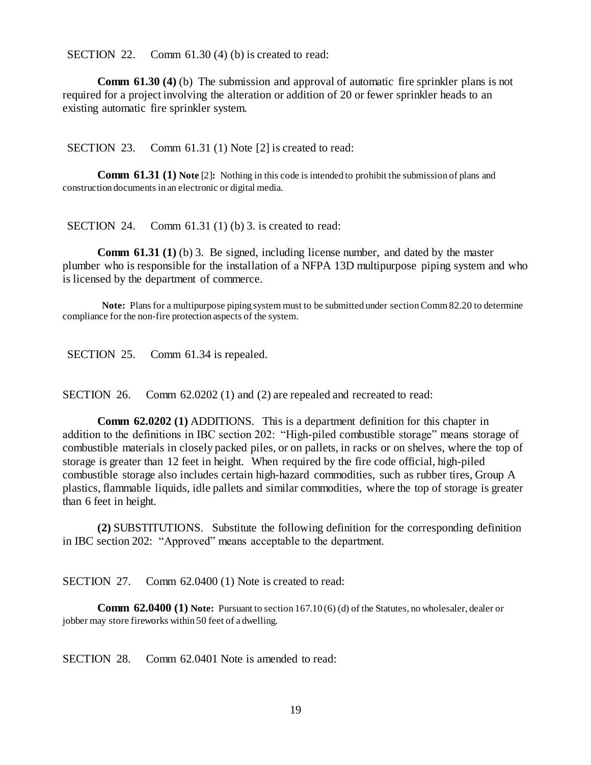SECTION 22. Comm 61.30 (4) (b) is created to read:

**Comm 61.30 (4)** (b) The submission and approval of automatic fire sprinkler plans is not required for a project involving the alteration or addition of 20 or fewer sprinkler heads to an existing automatic fire sprinkler system.

SECTION 23. Comm 61.31 (1) Note [2] is created to read:

**Comm 61.31 (1) Note** [2]**:** Nothing in this code is intended to prohibit the submission of plans and construction documents in an electronic or digital media.

SECTION 24. Comm 61.31 (1) (b) 3. is created to read:

**Comm 61.31 (1)** (b) 3. Be signed, including license number, and dated by the master plumber who is responsible for the installation of a NFPA 13D multipurpose piping system and who is licensed by the department of commerce.

**Note:** Plans for a multipurpose piping system must to be submitted under section Comm 82.20 to determine compliance for the non-fire protection aspects of the system.

SECTION 25. Comm 61.34 is repealed.

SECTION 26. Comm 62.0202 (1) and (2) are repealed and recreated to read:

**Comm 62.0202 (1)** ADDITIONS. This is a department definition for this chapter in addition to the definitions in IBC section 202: "High-piled combustible storage" means storage of combustible materials in closely packed piles, or on pallets, in racks or on shelves, where the top of storage is greater than 12 feet in height. When required by the fire code official, high-piled combustible storage also includes certain high-hazard commodities, such as rubber tires, Group A plastics, flammable liquids, idle pallets and similar commodities, where the top of storage is greater than 6 feet in height.

**(2)** SUBSTITUTIONS. Substitute the following definition for the corresponding definition in IBC section 202: "Approved" means acceptable to the department.

SECTION 27. Comm 62.0400 (1) Note is created to read:

**Comm 62.0400 (1) Note:** Pursuant to section 167.10 (6) (d) of the Statutes, no wholesaler, dealer or jobber may store fireworks within 50 feet of a dwelling.

SECTION 28. Comm 62.0401 Note is amended to read: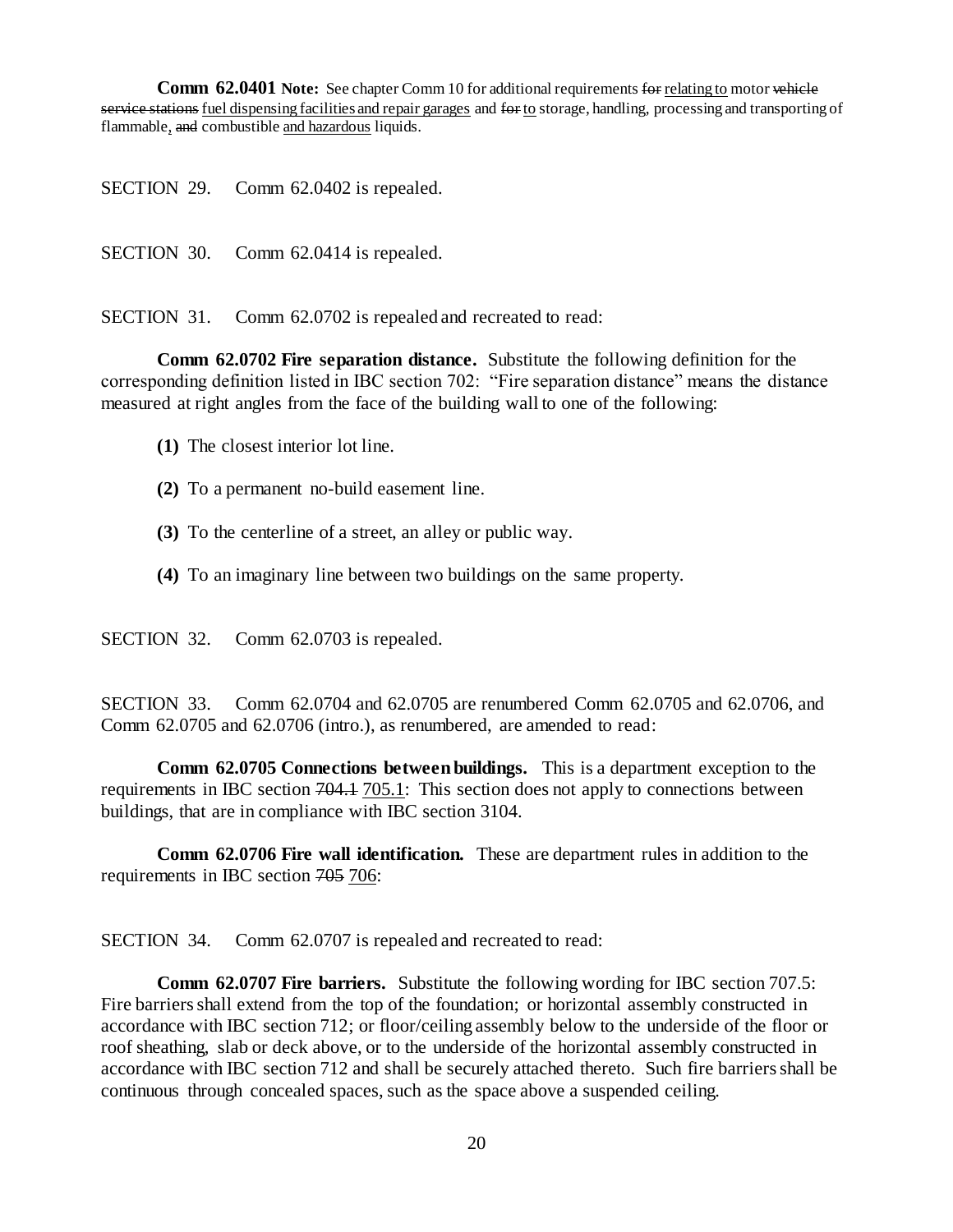**Comm 62.0401 Note:** See chapter Comm 10 for additional requirements ~~for~~ relating to motor ~~vehicle service stations~~ fuel dispensing facilities and repair garages and ~~for~~ to storage, handling, processing and transporting of flammable, ~~and~~ combustible and hazardous liquids.

SECTION 29. Comm 62.0402 is repealed.

SECTION 30. Comm 62.0414 is repealed.

SECTION 31. Comm 62.0702 is repealed and recreated to read:

**Comm 62.0702 Fire separation distance.** Substitute the following definition for the corresponding definition listed in IBC section 702: "Fire separation distance" means the distance measured at right angles from the face of the building wall to one of the following:

**(1)** The closest interior lot line.

**(2)** To a permanent no-build easement line.

**(3)** To the centerline of a street, an alley or public way.

**(4)** To an imaginary line between two buildings on the same property.

SECTION 32. Comm 62.0703 is repealed.

SECTION 33. Comm 62.0704 and 62.0705 are renumbered Comm 62.0705 and 62.0706, and Comm 62.0705 and 62.0706 (intro.), as renumbered, are amended to read:

**Comm 62.0705 Connections between buildings.** This is a department exception to the requirements in IBC section ~~704.1~~ 705.1: This section does not apply to connections between buildings, that are in compliance with IBC section 3104.

**Comm 62.0706 Fire wall identification.** These are department rules in addition to the requirements in IBC section ~~705~~ 706:

SECTION 34. Comm 62.0707 is repealed and recreated to read:

**Comm 62.0707 Fire barriers.** Substitute the following wording for IBC section 707.5: Fire barriers shall extend from the top of the foundation; or horizontal assembly constructed in accordance with IBC section 712; or floor/ceiling assembly below to the underside of the floor or roof sheathing, slab or deck above, or to the underside of the horizontal assembly constructed in accordance with IBC section 712 and shall be securely attached thereto. Such fire barriers shall be continuous through concealed spaces, such as the space above a suspended ceiling.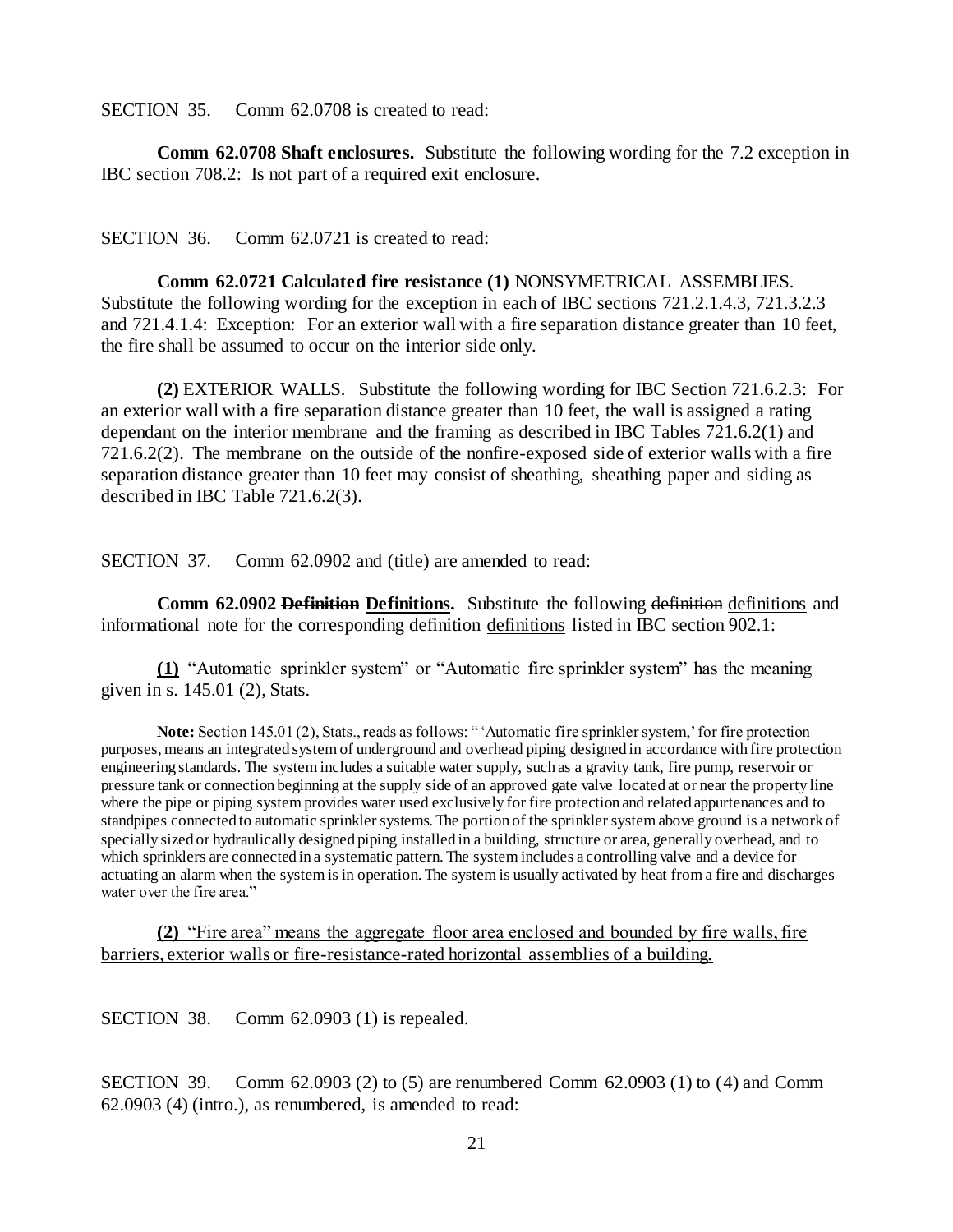SECTION 35. Comm 62.0708 is created to read:

**Comm 62.0708 Shaft enclosures.** Substitute the following wording for the 7.2 exception in IBC section 708.2: Is not part of a required exit enclosure.

SECTION 36. Comm 62.0721 is created to read:

**Comm 62.0721 Calculated fire resistance (1)** NONSYMETRICAL ASSEMBLIES. Substitute the following wording for the exception in each of IBC sections 721.2.1.4.3, 721.3.2.3 and 721.4.1.4: Exception: For an exterior wall with a fire separation distance greater than 10 feet, the fire shall be assumed to occur on the interior side only.

**(2)** EXTERIOR WALLS. Substitute the following wording for IBC Section 721.6.2.3: For an exterior wall with a fire separation distance greater than 10 feet, the wall is assigned a rating dependant on the interior membrane and the framing as described in IBC Tables 721.6.2(1) and 721.6.2(2). The membrane on the outside of the nonfire-exposed side of exterior walls with a fire separation distance greater than 10 feet may consist of sheathing, sheathing paper and siding as described in IBC Table 721.6.2(3).

SECTION 37. Comm 62.0902 and (title) are amended to read:

**Comm 62.0902 ~~Definition~~ <u>Definitions</u>.** Substitute the following ~~definition~~ <u>definitions</u> and informational note for the corresponding ~~definition~~ <u>definitions</u> listed in IBC section 902.1:

**<u>(1)</u>** "Automatic sprinkler system" or "Automatic fire sprinkler system" has the meaning given in s. 145.01 (2), Stats.

**Note:** Section 145.01 (2), Stats., reads as follows: " 'Automatic fire sprinkler system,' for fire protection purposes, means an integrated system of underground and overhead piping designed in accordance with fire protection engineering standards. The system includes a suitable water supply, such as a gravity tank, fire pump, reservoir or pressure tank or connection beginning at the supply side of an approved gate valve located at or near the property line where the pipe or piping system provides water used exclusively for fire protection and related appurtenances and to standpipes connected to automatic sprinkler systems. The portion of the sprinkler system above ground is a network of specially sized or hydraulically designed piping installed in a building, structure or area, generally overhead, and to which sprinklers are connected in a systematic pattern. The system includes a controlling valve and a device for actuating an alarm when the system is in operation. The system is usually activated by heat from a fire and discharges water over the fire area."

**<u>(2)</u>** <u>"Fire area" means the aggregate floor area enclosed and bounded by fire walls, fire barriers, exterior walls or fire-resistance-rated horizontal assemblies of a building.</u>

SECTION 38. Comm 62.0903 (1) is repealed.

SECTION 39. Comm 62.0903 (2) to (5) are renumbered Comm 62.0903 (1) to (4) and Comm 62.0903 (4) (intro.), as renumbered, is amended to read: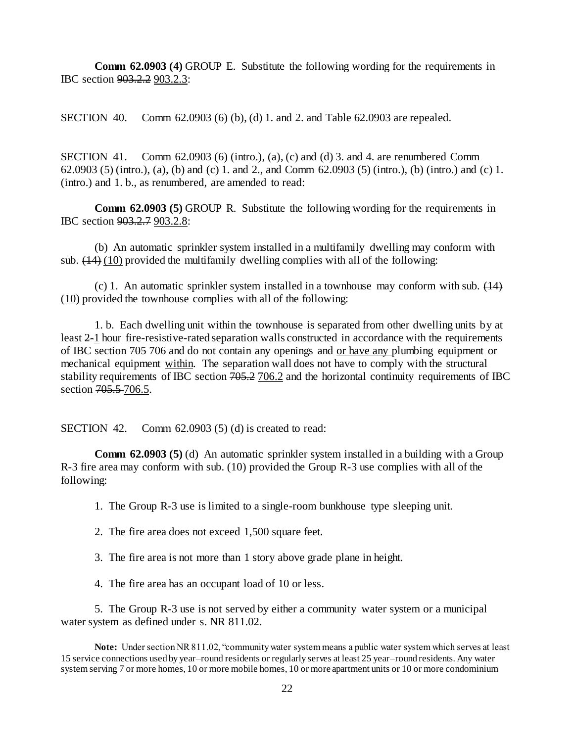**Comm 62.0903 (4)** GROUP E. Substitute the following wording for the requirements in IBC section ~~903.2.2~~ 903.2.3:

SECTION 40. Comm 62.0903 (6) (b), (d) 1. and 2. and Table 62.0903 are repealed.

SECTION 41. Comm 62.0903 (6) (intro.), (a), (c) and (d) 3. and 4. are renumbered Comm 62.0903 (5) (intro.), (a), (b) and (c) 1. and 2., and Comm 62.0903 (5) (intro.), (b) (intro.) and (c) 1. (intro.) and 1. b., as renumbered, are amended to read:

**Comm 62.0903 (5)** GROUP R. Substitute the following wording for the requirements in IBC section ~~903.2.7~~ 903.2.8:

(b) An automatic sprinkler system installed in a multifamily dwelling may conform with sub. ~~(14)~~ (10) provided the multifamily dwelling complies with all of the following:

(c) 1. An automatic sprinkler system installed in a townhouse may conform with sub. ~~(14)~~ (10) provided the townhouse complies with all of the following:

1. b. Each dwelling unit within the townhouse is separated from other dwelling units by at least ~~2-~~1 hour fire-resistive-rated separation walls constructed in accordance with the requirements of IBC section ~~705~~ 706 and do not contain any openings ~~and~~ or have any plumbing equipment or mechanical equipment within. The separation wall does not have to comply with the structural stability requirements of IBC section ~~705.2~~ 706.2 and the horizontal continuity requirements of IBC section ~~705.5~~ 706.5.

SECTION 42. Comm 62.0903 (5) (d) is created to read:

**Comm 62.0903 (5)** (d) An automatic sprinkler system installed in a building with a Group R-3 fire area may conform with sub. (10) provided the Group R-3 use complies with all of the following:

1. The Group R-3 use is limited to a single-room bunkhouse type sleeping unit.

2. The fire area does not exceed 1,500 square feet.

3. The fire area is not more than 1 story above grade plane in height.

4. The fire area has an occupant load of 10 or less.

5. The Group R-3 use is not served by either a community water system or a municipal water system as defined under s. NR 811.02.

**Note:** Under section NR 811.02, "community water system means a public water system which serves at least 15 service connections used by year–round residents or regularly serves at least 25 year–round residents. Any water system serving 7 or more homes, 10 or more mobile homes, 10 or more apartment units or 10 or more condominium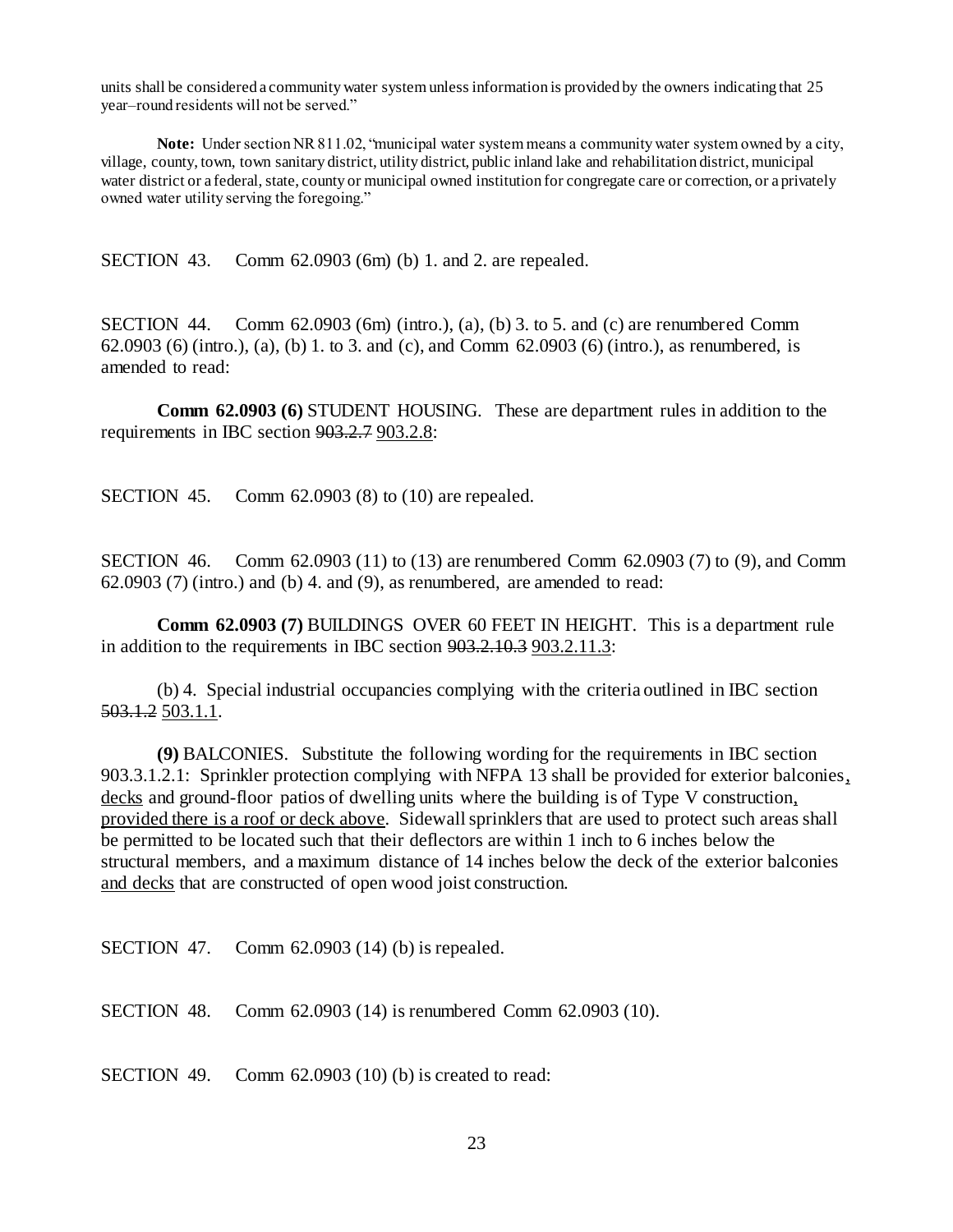units shall be considered a community water system unless information is provided by the owners indicating that 25 year–round residents will not be served."

**Note:** Under section NR 811.02, "municipal water system means a community water system owned by a city, village, county, town, town sanitary district, utility district, public inland lake and rehabilitation district, municipal water district or a federal, state, county or municipal owned institution for congregate care or correction, or a privately owned water utility serving the foregoing."

SECTION 43. Comm 62.0903 (6m) (b) 1. and 2. are repealed.

SECTION 44. Comm 62.0903 (6m) (intro.), (a), (b) 3. to 5. and (c) are renumbered Comm 62.0903 (6) (intro.), (a), (b) 1. to 3. and (c), and Comm 62.0903 (6) (intro.), as renumbered, is amended to read:

**Comm 62.0903 (6)** STUDENT HOUSING. These are department rules in addition to the requirements in IBC section ~~903.2.7~~ <u>903.2.8</u>:

SECTION 45. Comm 62.0903 (8) to (10) are repealed.

SECTION 46. Comm 62.0903 (11) to (13) are renumbered Comm 62.0903 (7) to (9), and Comm 62.0903 (7) (intro.) and (b) 4. and (9), as renumbered, are amended to read:

**Comm 62.0903 (7)** BUILDINGS OVER 60 FEET IN HEIGHT. This is a department rule in addition to the requirements in IBC section ~~903.2.10.3~~ <u>903.2.11.3</u>:

(b) 4. Special industrial occupancies complying with the criteria outlined in IBC section ~~503.1.2~~ <u>503.1.1</u>.

**(9)** BALCONIES. Substitute the following wording for the requirements in IBC section 903.3.1.2.1: Sprinkler protection complying with NFPA 13 shall be provided for exterior balconies<u>, decks</u> and ground-floor patios of dwelling units where the building is of Type V construction<u>, provided there is a roof or deck above</u>. Sidewall sprinklers that are used to protect such areas shall be permitted to be located such that their deflectors are within 1 inch to 6 inches below the structural members, and a maximum distance of 14 inches below the deck of the exterior balconies <u>and decks</u> that are constructed of open wood joist construction.

SECTION 47. Comm 62.0903 (14) (b) is repealed.

SECTION 48. Comm 62.0903 (14) is renumbered Comm 62.0903 (10).

SECTION 49. Comm 62.0903 (10) (b) is created to read: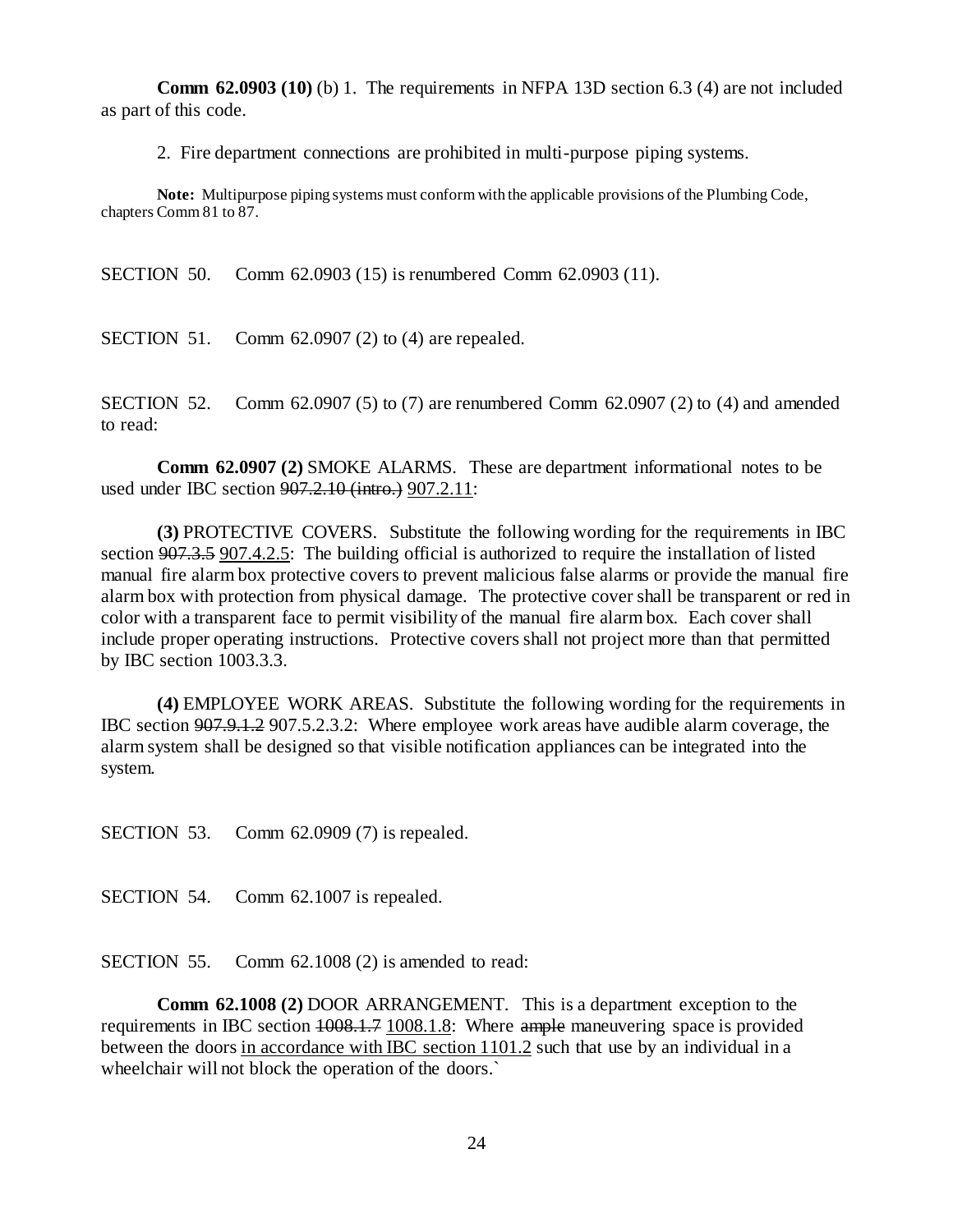**Comm 62.0903 (10)** (b) 1. The requirements in NFPA 13D section 6.3 (4) are not included as part of this code.

2. Fire department connections are prohibited in multi-purpose piping systems.

**Note:** Multipurpose piping systems must conform with the applicable provisions of the Plumbing Code, chapters Comm 81 to 87.

SECTION 50. Comm 62.0903 (15) is renumbered Comm 62.0903 (11).

SECTION 51. Comm 62.0907 (2) to (4) are repealed.

SECTION 52. Comm 62.0907 (5) to (7) are renumbered Comm 62.0907 (2) to (4) and amended to read:

**Comm 62.0907 (2)** SMOKE ALARMS. These are department informational notes to be used under IBC section ~~907.2.10 (intro.)~~ <u>907.2.11</u>:

**(3)** PROTECTIVE COVERS. Substitute the following wording for the requirements in IBC section ~~907.3.5~~ <u>907.4.2.5</u>: The building official is authorized to require the installation of listed manual fire alarm box protective covers to prevent malicious false alarms or provide the manual fire alarm box with protection from physical damage. The protective cover shall be transparent or red in color with a transparent face to permit visibility of the manual fire alarm box. Each cover shall include proper operating instructions. Protective covers shall not project more than that permitted by IBC section 1003.3.3.

**(4)** EMPLOYEE WORK AREAS. Substitute the following wording for the requirements in IBC section ~~907.9.1.2~~ 907.5.2.3.2: Where employee work areas have audible alarm coverage, the alarm system shall be designed so that visible notification appliances can be integrated into the system.

SECTION 53. Comm 62.0909 (7) is repealed.

SECTION 54. Comm 62.1007 is repealed.

SECTION 55. Comm 62.1008 (2) is amended to read:

**Comm 62.1008 (2)** DOOR ARRANGEMENT. This is a department exception to the requirements in IBC section ~~1008.1.7~~ <u>1008.1.8</u>: Where ~~ample~~ maneuvering space is provided between the doors <u>in accordance with IBC section 1101.2</u> such that use by an individual in a wheelchair will not block the operation of the doors.`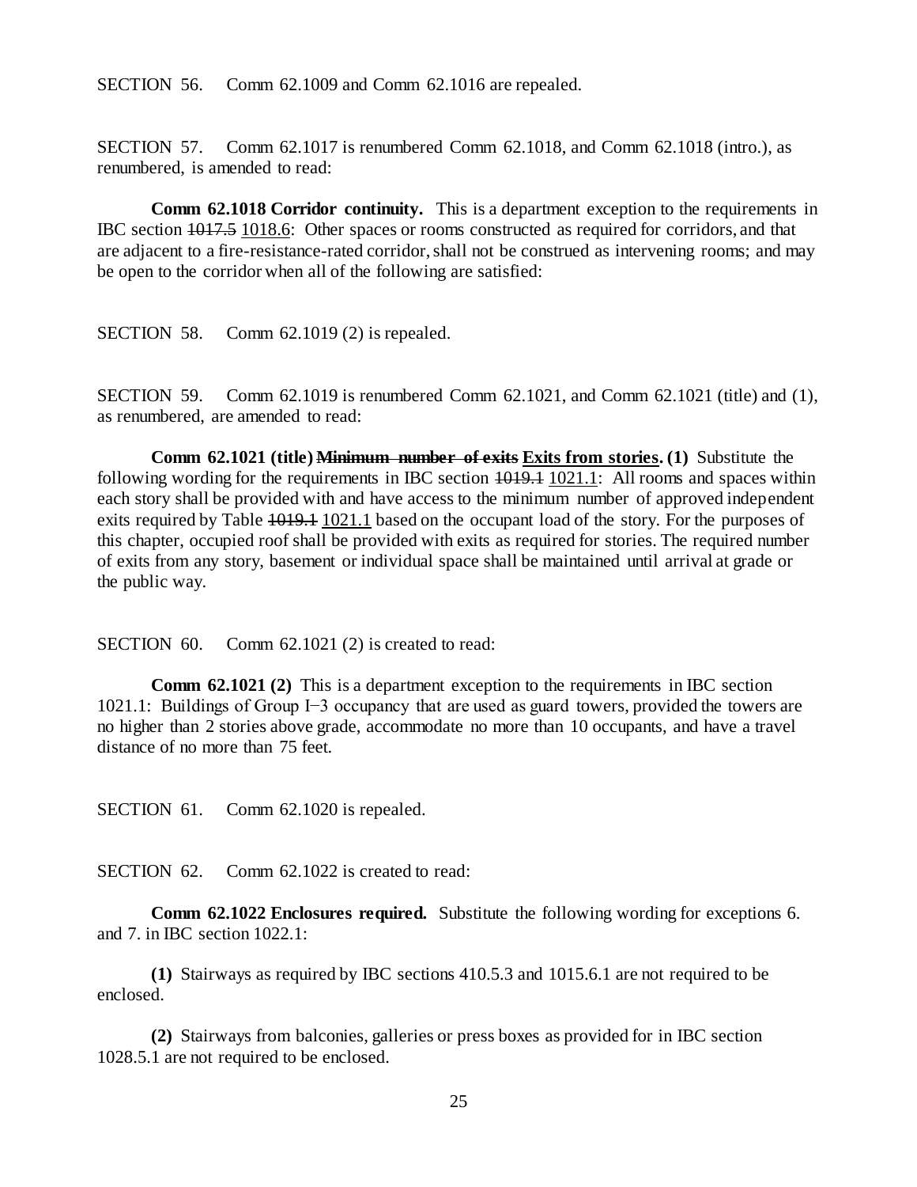SECTION 56. Comm 62.1009 and Comm 62.1016 are repealed.

SECTION 57. Comm 62.1017 is renumbered Comm 62.1018, and Comm 62.1018 (intro.), as renumbered, is amended to read:

**Comm 62.1018 Corridor continuity.** This is a department exception to the requirements in IBC section ~~1017.5~~ <u>1018.6</u>: Other spaces or rooms constructed as required for corridors, and that are adjacent to a fire-resistance-rated corridor, shall not be construed as intervening rooms; and may be open to the corridor when all of the following are satisfied:

SECTION 58. Comm 62.1019 (2) is repealed.

SECTION 59. Comm 62.1019 is renumbered Comm 62.1021, and Comm 62.1021 (title) and (1), as renumbered, are amended to read:

**Comm 62.1021 (title) ~~Minimum number of exits~~ <u>Exits from stories</u>. (1)** Substitute the following wording for the requirements in IBC section ~~1019.1~~ <u>1021.1</u>: All rooms and spaces within each story shall be provided with and have access to the minimum number of approved independent exits required by Table ~~1019.1~~ <u>1021.1</u> based on the occupant load of the story. For the purposes of this chapter, occupied roof shall be provided with exits as required for stories. The required number of exits from any story, basement or individual space shall be maintained until arrival at grade or the public way.

SECTION 60. Comm 62.1021 (2) is created to read:

**Comm 62.1021 (2)** This is a department exception to the requirements in IBC section 1021.1: Buildings of Group I−3 occupancy that are used as guard towers, provided the towers are no higher than 2 stories above grade, accommodate no more than 10 occupants, and have a travel distance of no more than 75 feet.

SECTION 61. Comm 62.1020 is repealed.

SECTION 62. Comm 62.1022 is created to read:

**Comm 62.1022 Enclosures required.** Substitute the following wording for exceptions 6. and 7. in IBC section 1022.1:

**(1)** Stairways as required by IBC sections 410.5.3 and 1015.6.1 are not required to be enclosed.

**(2)** Stairways from balconies, galleries or press boxes as provided for in IBC section 1028.5.1 are not required to be enclosed.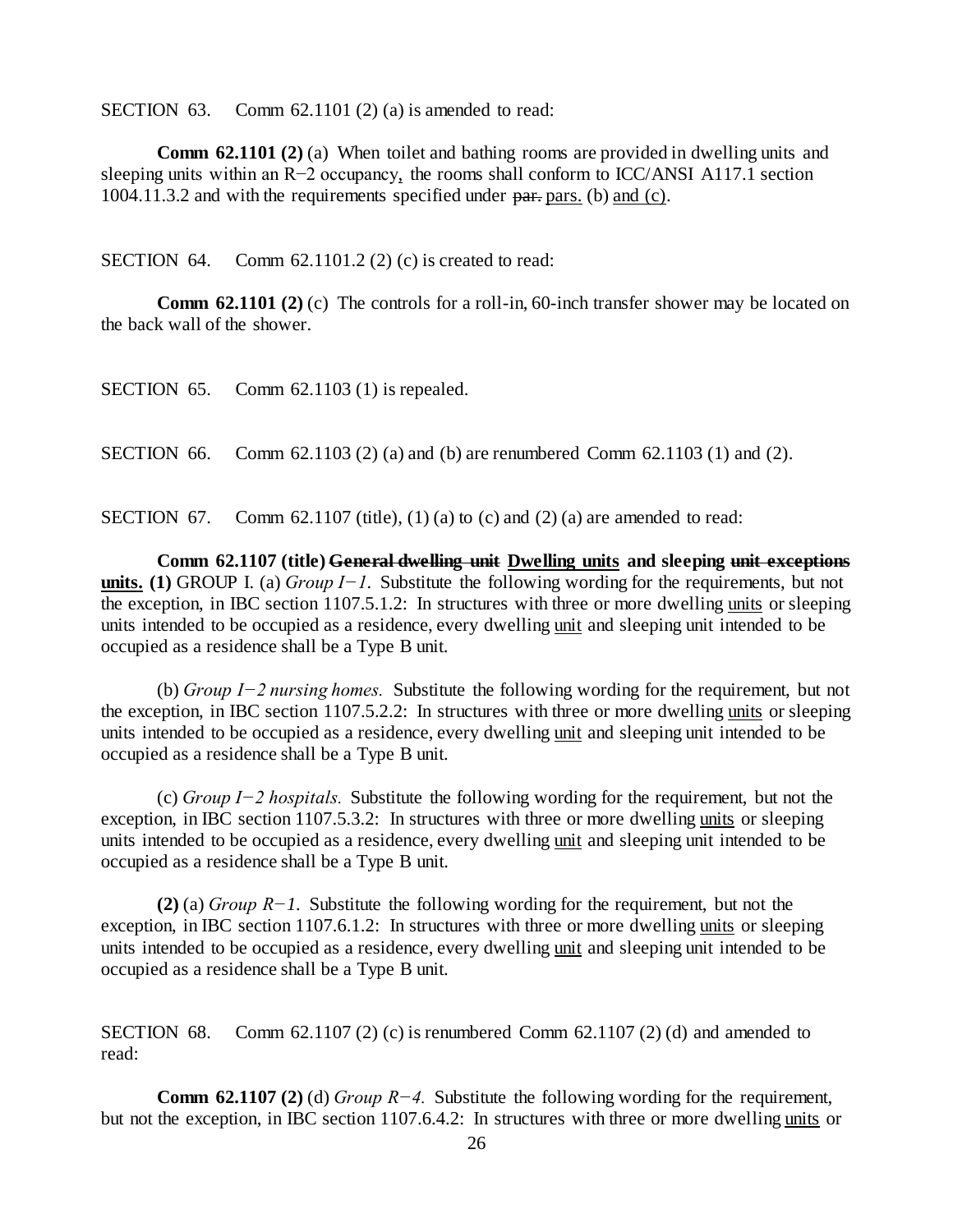SECTION 63. Comm 62.1101 (2) (a) is amended to read:

**Comm 62.1101 (2)** (a) When toilet and bathing rooms are provided in dwelling units and sleeping units within an R−2 occupancy, the rooms shall conform to ICC/ANSI A117.1 section 1004.11.3.2 and with the requirements specified under ~~par.~~ pars. (b) and (c).

SECTION 64. Comm 62.1101.2 (2) (c) is created to read:

**Comm 62.1101 (2)** (c) The controls for a roll-in, 60-inch transfer shower may be located on the back wall of the shower.

SECTION 65. Comm 62.1103 (1) is repealed.

SECTION 66. Comm 62.1103 (2) (a) and (b) are renumbered Comm 62.1103 (1) and (2).

SECTION 67. Comm 62.1107 (title), (1) (a) to (c) and (2) (a) are amended to read:

**Comm 62.1107 (title) ~~General dwelling unit~~ Dwelling units and sleeping ~~unit exceptions~~ units. (1)** GROUP I. (a) *Group I−1.* Substitute the following wording for the requirements, but not the exception, in IBC section 1107.5.1.2: In structures with three or more dwelling units or sleeping units intended to be occupied as a residence, every dwelling unit and sleeping unit intended to be occupied as a residence shall be a Type B unit.

(b) *Group I−2 nursing homes.* Substitute the following wording for the requirement, but not the exception, in IBC section 1107.5.2.2: In structures with three or more dwelling units or sleeping units intended to be occupied as a residence, every dwelling unit and sleeping unit intended to be occupied as a residence shall be a Type B unit.

(c) *Group I−2 hospitals.* Substitute the following wording for the requirement, but not the exception, in IBC section 1107.5.3.2: In structures with three or more dwelling units or sleeping units intended to be occupied as a residence, every dwelling unit and sleeping unit intended to be occupied as a residence shall be a Type B unit.

**(2)** (a) *Group R−1.* Substitute the following wording for the requirement, but not the exception, in IBC section 1107.6.1.2: In structures with three or more dwelling units or sleeping units intended to be occupied as a residence, every dwelling unit and sleeping unit intended to be occupied as a residence shall be a Type B unit.

SECTION 68. Comm 62.1107 (2) (c) is renumbered Comm 62.1107 (2) (d) and amended to read:

**Comm 62.1107 (2)** (d) *Group R−4.* Substitute the following wording for the requirement, but not the exception, in IBC section 1107.6.4.2: In structures with three or more dwelling units or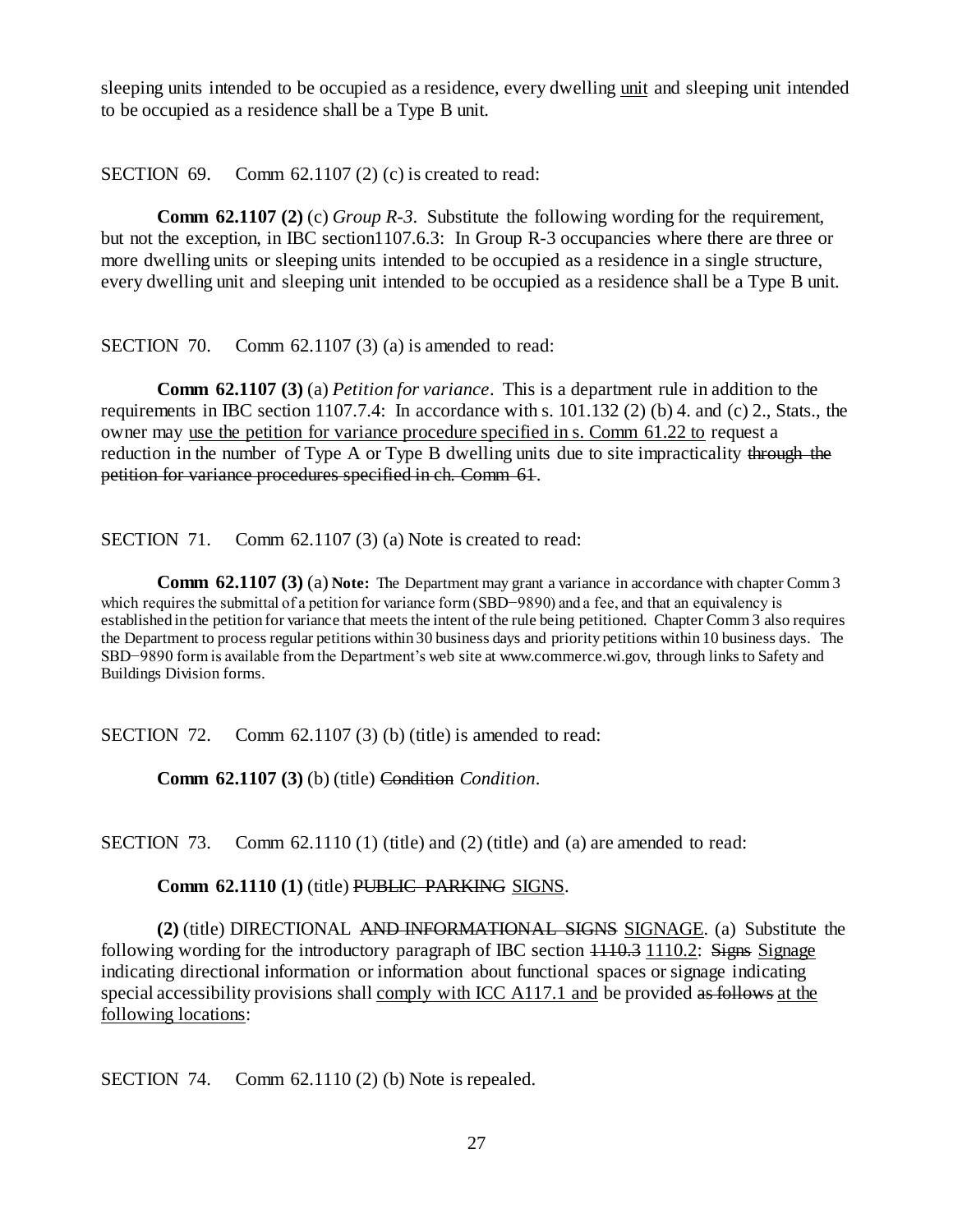sleeping units intended to be occupied as a residence, every dwelling unit and sleeping unit intended to be occupied as a residence shall be a Type B unit.

SECTION 69. Comm 62.1107 (2) (c) is created to read:

**Comm 62.1107 (2)** (c) *Group R-3*. Substitute the following wording for the requirement, but not the exception, in IBC section1107.6.3: In Group R-3 occupancies where there are three or more dwelling units or sleeping units intended to be occupied as a residence in a single structure, every dwelling unit and sleeping unit intended to be occupied as a residence shall be a Type B unit.

SECTION 70. Comm 62.1107 (3) (a) is amended to read:

**Comm 62.1107 (3)** (a) *Petition for variance*. This is a department rule in addition to the requirements in IBC section 1107.7.4: In accordance with s. 101.132 (2) (b) 4. and (c) 2., Stats., the owner may use the petition for variance procedure specified in s. Comm 61.22 to request a reduction in the number of Type A or Type B dwelling units due to site impracticality ~~through the petition for variance procedures specified in ch. Comm 61~~.

SECTION 71. Comm 62.1107 (3) (a) Note is created to read:

**Comm 62.1107 (3)** (a) **Note:** The Department may grant a variance in accordance with chapter Comm 3 which requires the submittal of a petition for variance form (SBD−9890) and a fee, and that an equivalency is established in the petition for variance that meets the intent of the rule being petitioned. Chapter Comm 3 also requires the Department to process regular petitions within 30 business days and priority petitions within 10 business days. The SBD−9890 form is available from the Department's web site at www.commerce.wi.gov, through links to Safety and Buildings Division forms.

SECTION 72. Comm 62.1107 (3) (b) (title) is amended to read:

**Comm 62.1107 (3)** (b) (title) ~~Condition~~ *Condition*.

SECTION 73. Comm 62.1110 (1) (title) and (2) (title) and (a) are amended to read:

**Comm 62.1110 (1)** (title) ~~PUBLIC PARKING~~ SIGNS.

**(2)** (title) DIRECTIONAL ~~AND INFORMATIONAL SIGNS~~ SIGNAGE. (a) Substitute the following wording for the introductory paragraph of IBC section ~~1110.3~~ 1110.2: ~~Signs~~ Signage indicating directional information or information about functional spaces or signage indicating special accessibility provisions shall comply with ICC A117.1 and be provided ~~as follows~~ at the following locations:

SECTION 74. Comm 62.1110 (2) (b) Note is repealed.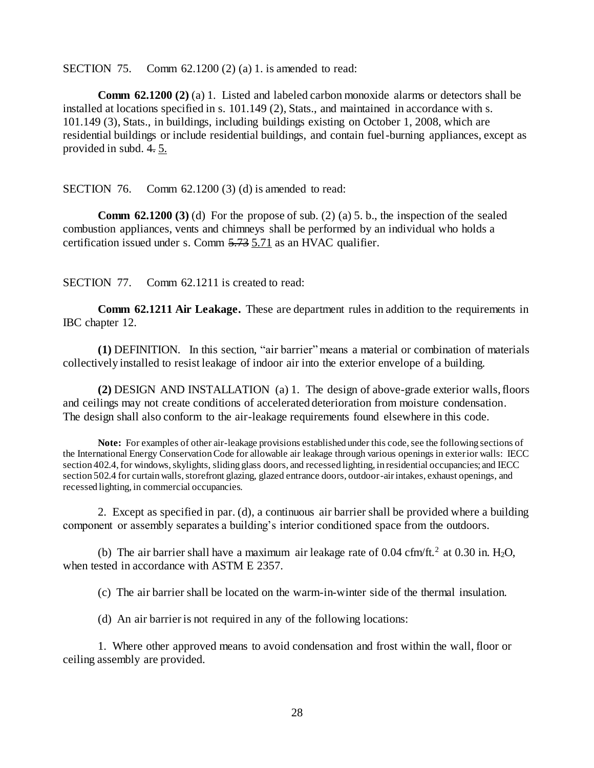SECTION 75. Comm 62.1200 (2) (a) 1. is amended to read:

**Comm 62.1200 (2)** (a) 1. Listed and labeled carbon monoxide alarms or detectors shall be installed at locations specified in s. 101.149 (2), Stats., and maintained in accordance with s. 101.149 (3), Stats., in buildings, including buildings existing on October 1, 2008, which are residential buildings or include residential buildings, and contain fuel-burning appliances, except as provided in subd. ~~4.~~ 5.

SECTION 76. Comm 62.1200 (3) (d) is amended to read:

**Comm 62.1200 (3)** (d) For the propose of sub. (2) (a) 5. b., the inspection of the sealed combustion appliances, vents and chimneys shall be performed by an individual who holds a certification issued under s. Comm ~~5.73~~ 5.71 as an HVAC qualifier.

SECTION 77. Comm 62.1211 is created to read:

**Comm 62.1211 Air Leakage.** These are department rules in addition to the requirements in IBC chapter 12.

**(1)** DEFINITION. In this section, "air barrier" means a material or combination of materials collectively installed to resist leakage of indoor air into the exterior envelope of a building.

**(2)** DESIGN AND INSTALLATION (a) 1. The design of above-grade exterior walls, floors and ceilings may not create conditions of accelerated deterioration from moisture condensation. The design shall also conform to the air-leakage requirements found elsewhere in this code.

**Note:** For examples of other air-leakage provisions established under this code, see the following sections of the International Energy Conservation Code for allowable air leakage through various openings in exterior walls: IECC section 402.4, for windows, skylights, sliding glass doors, and recessed lighting, in residential occupancies; and IECC section 502.4 for curtain walls, storefront glazing, glazed entrance doors, outdoor-air intakes, exhaust openings, and recessed lighting, in commercial occupancies.

2. Except as specified in par. (d), a continuous air barrier shall be provided where a building component or assembly separates a building's interior conditioned space from the outdoors.

(b) The air barrier shall have a maximum air leakage rate of 0.04 cfm/ft.$^2$ at 0.30 in. $H_2O$, when tested in accordance with ASTM E 2357.

(c) The air barrier shall be located on the warm-in-winter side of the thermal insulation.

(d) An air barrier is not required in any of the following locations:

1. Where other approved means to avoid condensation and frost within the wall, floor or ceiling assembly are provided.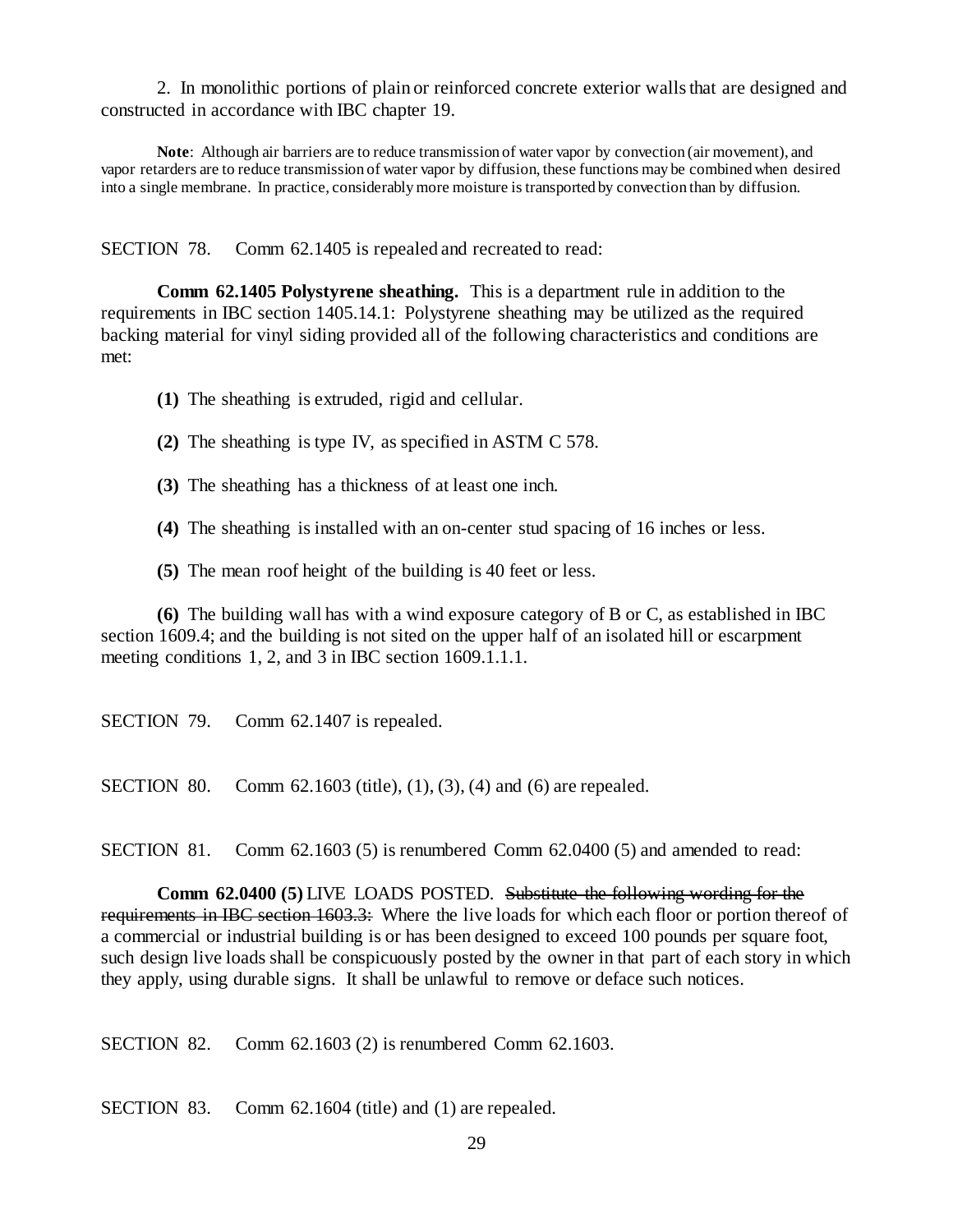2. In monolithic portions of plain or reinforced concrete exterior walls that are designed and constructed in accordance with IBC chapter 19.

**Note**: Although air barriers are to reduce transmission of water vapor by convection (air movement), and vapor retarders are to reduce transmission of water vapor by diffusion, these functions may be combined when desired into a single membrane. In practice, considerably more moisture is transported by convection than by diffusion.

SECTION 78. Comm 62.1405 is repealed and recreated to read:

**Comm 62.1405 Polystyrene sheathing.** This is a department rule in addition to the requirements in IBC section 1405.14.1: Polystyrene sheathing may be utilized as the required backing material for vinyl siding provided all of the following characteristics and conditions are met:

**(1)** The sheathing is extruded, rigid and cellular.

**(2)** The sheathing is type IV, as specified in ASTM C 578.

**(3)** The sheathing has a thickness of at least one inch.

**(4)** The sheathing is installed with an on-center stud spacing of 16 inches or less.

**(5)** The mean roof height of the building is 40 feet or less.

**(6)** The building wall has with a wind exposure category of B or C, as established in IBC section 1609.4; and the building is not sited on the upper half of an isolated hill or escarpment meeting conditions 1, 2, and 3 in IBC section 1609.1.1.1.

SECTION 79. Comm 62.1407 is repealed.

SECTION 80. Comm 62.1603 (title), (1), (3), (4) and (6) are repealed.

SECTION 81. Comm 62.1603 (5) is renumbered Comm 62.0400 (5) and amended to read:

**Comm 62.0400 (5)** LIVE LOADS POSTED. ~~Substitute the following wording for the requirements in IBC section 1603.3:~~ Where the live loads for which each floor or portion thereof of a commercial or industrial building is or has been designed to exceed 100 pounds per square foot, such design live loads shall be conspicuously posted by the owner in that part of each story in which they apply, using durable signs. It shall be unlawful to remove or deface such notices.

SECTION 82. Comm 62.1603 (2) is renumbered Comm 62.1603.

SECTION 83. Comm 62.1604 (title) and (1) are repealed.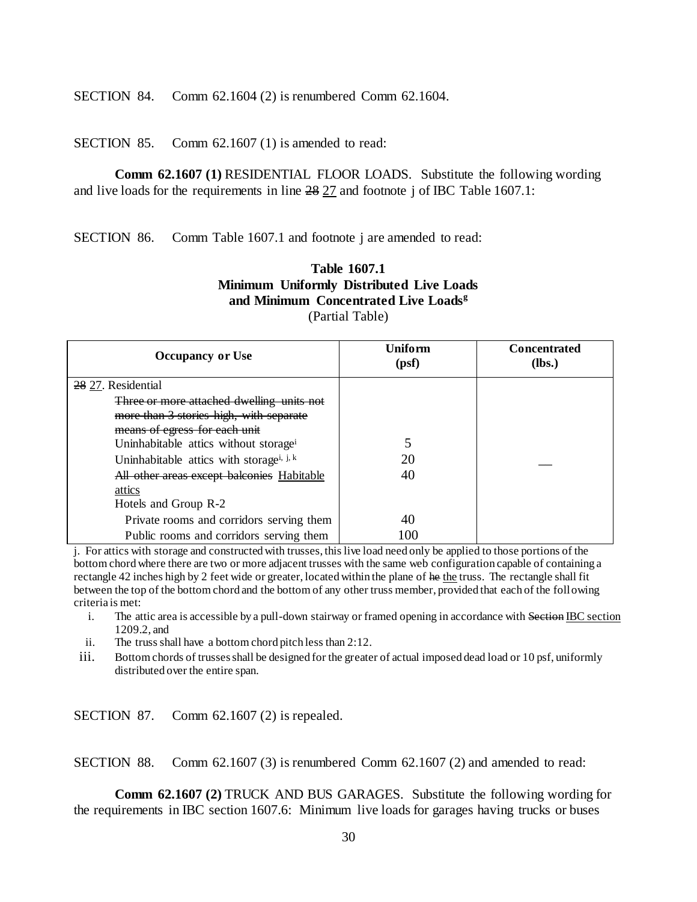SECTION 84. Comm 62.1604 (2) is renumbered Comm 62.1604.

SECTION 85. Comm 62.1607 (1) is amended to read:

**Comm 62.1607 (1)** RESIDENTIAL FLOOR LOADS. Substitute the following wording and live loads for the requirements in line ~~28~~ <u>27</u> and footnote j of IBC Table 1607.1:

SECTION 86. Comm Table 1607.1 and footnote j are amended to read:

**Table 1607.1**
**Minimum Uniformly Distributed Live Loads and Minimum Concentrated Live Loads[g]**
(Partial Table)

| Occupancy or Use | Uniform (psf) | Concentrated (lbs.) |
|---|---|---|
| ~~28~~ <u>27</u>. Residential | | |
| ~~Three or more attached dwelling units not more than 3 stories high, with separate means of egress for each unit~~ | | |
| Uninhabitable attics without storage[i] | 5 | |
| Uninhabitable attics with storage[i, j, k] | 20 | __ |
| ~~All other areas except balconies~~ <u>Habitable attics</u> | 40 | |
| Hotels and Group R-2 | | |
| Private rooms and corridors serving them | 40 | |
| Public rooms and corridors serving them | 100 | |

j. For attics with storage and constructed with trusses, this live load need only be applied to those portions of the bottom chord where there are two or more adjacent trusses with the same web configuration capable of containing a rectangle 42 inches high by 2 feet wide or greater, located within the plane of ~~he~~ <u>the</u> truss. The rectangle shall fit between the top of the bottom chord and the bottom of any other truss member, provided that each of the following criteria is met:

i. The attic area is accessible by a pull-down stairway or framed opening in accordance with ~~Section~~ <u>IBC section</u> 1209.2, and
ii. The truss shall have a bottom chord pitch less than 2:12.
iii. Bottom chords of trusses shall be designed for the greater of actual imposed dead load or 10 psf, uniformly distributed over the entire span.

SECTION 87. Comm 62.1607 (2) is repealed.

SECTION 88. Comm 62.1607 (3) is renumbered Comm 62.1607 (2) and amended to read:

**Comm 62.1607 (2)** TRUCK AND BUS GARAGES. Substitute the following wording for the requirements in IBC section 1607.6: Minimum live loads for garages having trucks or buses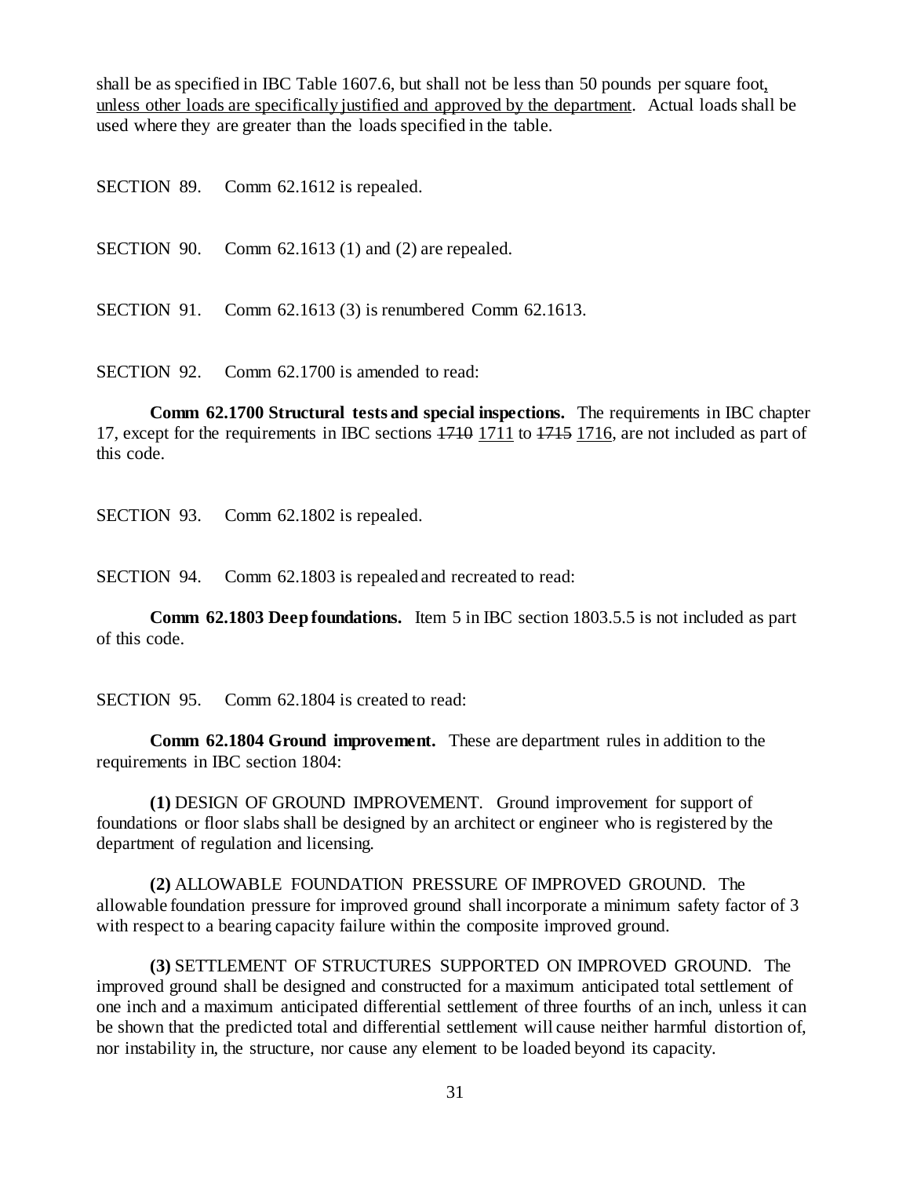shall be as specified in IBC Table 1607.6, but shall not be less than 50 pounds per square foot, unless other loads are specifically justified and approved by the department. Actual loads shall be used where they are greater than the loads specified in the table.

SECTION 89. Comm 62.1612 is repealed.

SECTION 90. Comm 62.1613 (1) and (2) are repealed.

SECTION 91. Comm 62.1613 (3) is renumbered Comm 62.1613.

SECTION 92. Comm 62.1700 is amended to read:

**Comm 62.1700 Structural tests and special inspections.** The requirements in IBC chapter 17, except for the requirements in IBC sections ~~1710~~ 1711 to ~~1715~~ 1716, are not included as part of this code.

SECTION 93. Comm 62.1802 is repealed.

SECTION 94. Comm 62.1803 is repealed and recreated to read:

**Comm 62.1803 Deep foundations.** Item 5 in IBC section 1803.5.5 is not included as part of this code.

SECTION 95. Comm 62.1804 is created to read:

**Comm 62.1804 Ground improvement.** These are department rules in addition to the requirements in IBC section 1804:

**(1)** DESIGN OF GROUND IMPROVEMENT. Ground improvement for support of foundations or floor slabs shall be designed by an architect or engineer who is registered by the department of regulation and licensing.

**(2)** ALLOWABLE FOUNDATION PRESSURE OF IMPROVED GROUND. The allowable foundation pressure for improved ground shall incorporate a minimum safety factor of 3 with respect to a bearing capacity failure within the composite improved ground.

**(3)** SETTLEMENT OF STRUCTURES SUPPORTED ON IMPROVED GROUND. The improved ground shall be designed and constructed for a maximum anticipated total settlement of one inch and a maximum anticipated differential settlement of three fourths of an inch, unless it can be shown that the predicted total and differential settlement will cause neither harmful distortion of, nor instability in, the structure, nor cause any element to be loaded beyond its capacity.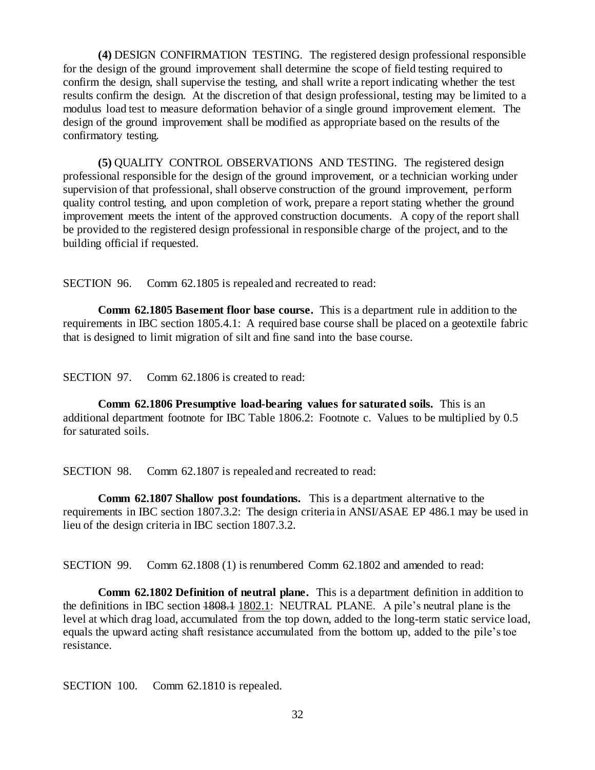**(4)** DESIGN CONFIRMATION TESTING. The registered design professional responsible for the design of the ground improvement shall determine the scope of field testing required to confirm the design, shall supervise the testing, and shall write a report indicating whether the test results confirm the design. At the discretion of that design professional, testing may be limited to a modulus load test to measure deformation behavior of a single ground improvement element. The design of the ground improvement shall be modified as appropriate based on the results of the confirmatory testing.

**(5)** QUALITY CONTROL OBSERVATIONS AND TESTING. The registered design professional responsible for the design of the ground improvement, or a technician working under supervision of that professional, shall observe construction of the ground improvement, perform quality control testing, and upon completion of work, prepare a report stating whether the ground improvement meets the intent of the approved construction documents. A copy of the report shall be provided to the registered design professional in responsible charge of the project, and to the building official if requested.

SECTION 96. Comm 62.1805 is repealed and recreated to read:

**Comm 62.1805 Basement floor base course.** This is a department rule in addition to the requirements in IBC section 1805.4.1: A required base course shall be placed on a geotextile fabric that is designed to limit migration of silt and fine sand into the base course.

SECTION 97. Comm 62.1806 is created to read:

**Comm 62.1806 Presumptive load-bearing values for saturated soils.** This is an additional department footnote for IBC Table 1806.2: Footnote c. Values to be multiplied by 0.5 for saturated soils.

SECTION 98. Comm 62.1807 is repealed and recreated to read:

**Comm 62.1807 Shallow post foundations.** This is a department alternative to the requirements in IBC section 1807.3.2: The design criteria in ANSI/ASAE EP 486.1 may be used in lieu of the design criteria in IBC section 1807.3.2.

SECTION 99. Comm 62.1808 (1) is renumbered Comm 62.1802 and amended to read:

**Comm 62.1802 Definition of neutral plane.** This is a department definition in addition to the definitions in IBC section ~~1808.1~~ 1802.1: NEUTRAL PLANE. A pile's neutral plane is the level at which drag load, accumulated from the top down, added to the long-term static service load, equals the upward acting shaft resistance accumulated from the bottom up, added to the pile's toe resistance.

SECTION 100. Comm 62.1810 is repealed.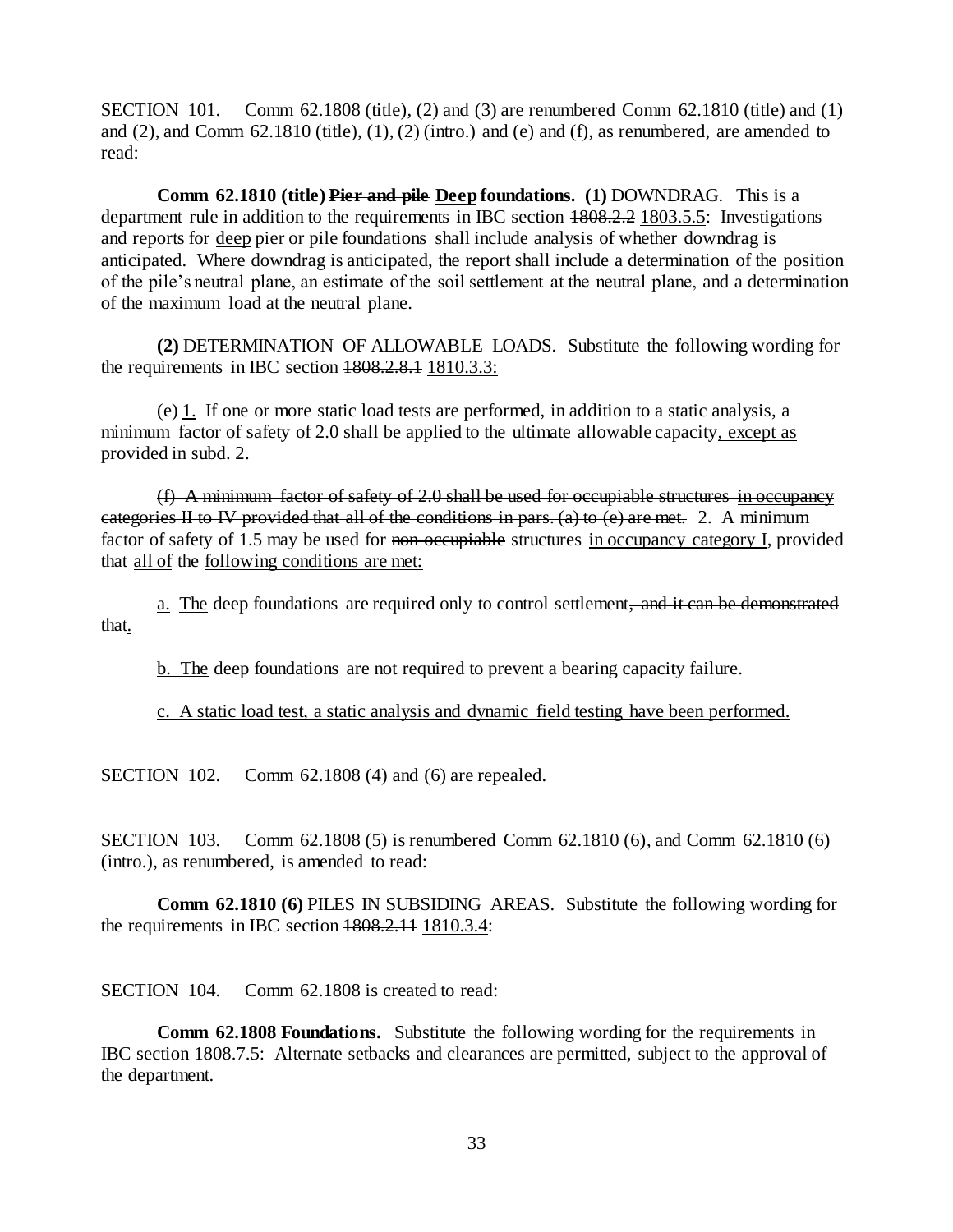SECTION 101. Comm 62.1808 (title), (2) and (3) are renumbered Comm 62.1810 (title) and (1) and (2), and Comm 62.1810 (title), (1), (2) (intro.) and (e) and (f), as renumbered, are amended to read:

**Comm 62.1810 (title)** ~~**Pier and pile**~~ <u>**Deep**</u> **foundations. (1)** DOWNDRAG. This is a department rule in addition to the requirements in IBC section ~~1808.2.2~~ <u>1803.5.5</u>: Investigations and reports for <u>deep</u> pier or pile foundations shall include analysis of whether downdrag is anticipated. Where downdrag is anticipated, the report shall include a determination of the position of the pile's neutral plane, an estimate of the soil settlement at the neutral plane, and a determination of the maximum load at the neutral plane.

**(2)** DETERMINATION OF ALLOWABLE LOADS. Substitute the following wording for the requirements in IBC section ~~1808.2.8.1~~ <u>1810.3.3:</u>

(e) <u>1.</u> If one or more static load tests are performed, in addition to a static analysis, a minimum factor of safety of 2.0 shall be applied to the ultimate allowable capacity<u>, except as provided in subd. 2</u>.

~~(f) A minimum factor of safety of 2.0 shall be used for occupiable structures~~ ~~<u>in occupancy categories II to IV</u>~~ ~~provided that all of the conditions in pars. (a) to (e) are met.~~ <u>2.</u> A minimum factor of safety of 1.5 may be used for ~~non-occupiable~~ structures <u>in occupancy category I</u>, provided ~~that~~ <u>all of</u> the <u>following conditions are met:</u>

<u>a.</u> <u>The</u> deep foundations are required only to control settlement~~, and it can be demonstrated that~~<u>.</u>

<u>b. The</u> deep foundations are not required to prevent a bearing capacity failure.

<u>c. A static load test, a static analysis and dynamic field testing have been performed.</u>

SECTION 102. Comm 62.1808 (4) and (6) are repealed.

SECTION 103. Comm 62.1808 (5) is renumbered Comm 62.1810 (6), and Comm 62.1810 (6) (intro.), as renumbered, is amended to read:

**Comm 62.1810 (6)** PILES IN SUBSIDING AREAS. Substitute the following wording for the requirements in IBC section ~~1808.2.11~~ <u>1810.3.4</u>:

SECTION 104. Comm 62.1808 is created to read:

**Comm 62.1808 Foundations.** Substitute the following wording for the requirements in IBC section 1808.7.5: Alternate setbacks and clearances are permitted, subject to the approval of the department.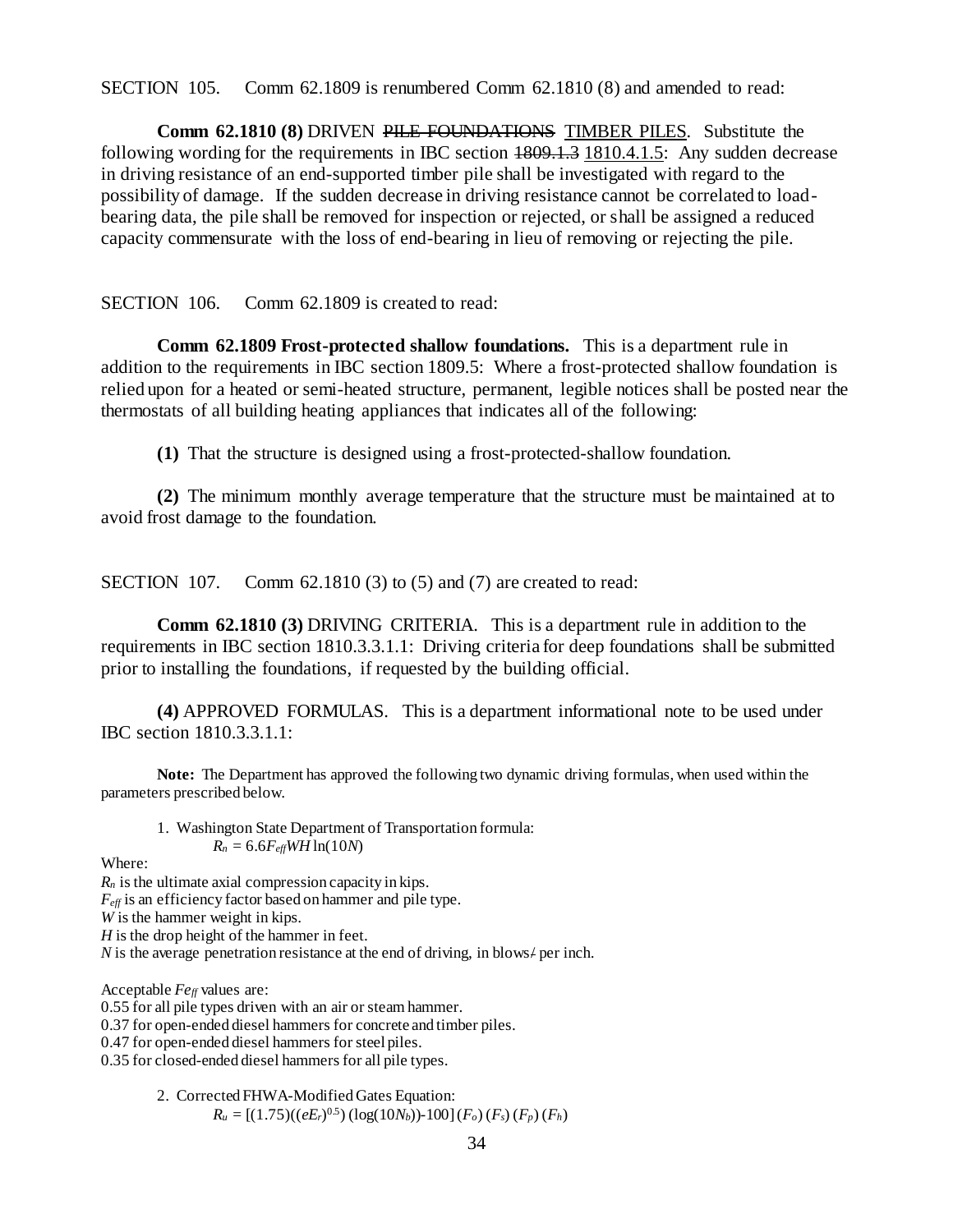SECTION 105. Comm 62.1809 is renumbered Comm 62.1810 (8) and amended to read:

**Comm 62.1810 (8)** DRIVEN ~~PILE FOUNDATIONS~~ TIMBER PILES. Substitute the following wording for the requirements in IBC section ~~1809.1.3~~ 1810.4.1.5: Any sudden decrease in driving resistance of an end-supported timber pile shall be investigated with regard to the possibility of damage. If the sudden decrease in driving resistance cannot be correlated to load-bearing data, the pile shall be removed for inspection or rejected, or shall be assigned a reduced capacity commensurate with the loss of end-bearing in lieu of removing or rejecting the pile.

SECTION 106. Comm 62.1809 is created to read:

**Comm 62.1809 Frost-protected shallow foundations.** This is a department rule in addition to the requirements in IBC section 1809.5: Where a frost-protected shallow foundation is relied upon for a heated or semi-heated structure, permanent, legible notices shall be posted near the thermostats of all building heating appliances that indicates all of the following:

**(1)** That the structure is designed using a frost-protected-shallow foundation.

**(2)** The minimum monthly average temperature that the structure must be maintained at to avoid frost damage to the foundation.

SECTION 107. Comm 62.1810 (3) to (5) and (7) are created to read:

**Comm 62.1810 (3)** DRIVING CRITERIA. This is a department rule in addition to the requirements in IBC section 1810.3.3.1.1: Driving criteria for deep foundations shall be submitted prior to installing the foundations, if requested by the building official.

**(4)** APPROVED FORMULAS. This is a department informational note to be used under IBC section 1810.3.3.1.1:

**Note:** The Department has approved the following two dynamic driving formulas, when used within the parameters prescribed below.

1. Washington State Department of Transportation formula:

$$R_n = 6.6F_{eff}WH\ln(10N)$$

Where:

$R_n$ is the ultimate axial compression capacity in kips.
$F_{eff}$ is an efficiency factor based on hammer and pile type.
$W$ is the hammer weight in kips.
$H$ is the drop height of the hammer in feet.
$N$ is the average penetration resistance at the end of driving, in blows~~/~~ per inch.

Acceptable $Fe_{ff}$ values are:
0.55 for all pile types driven with an air or steam hammer.
0.37 for open-ended diesel hammers for concrete and timber piles.
0.47 for open-ended diesel hammers for steel piles.
0.35 for closed-ended diesel hammers for all pile types.

2. Corrected FHWA-Modified Gates Equation:

$$R_u = [(1.75)((eE_r)^{0.5})(\log(10N_b))-100](F_o)(F_s)(F_p)(F_h)$$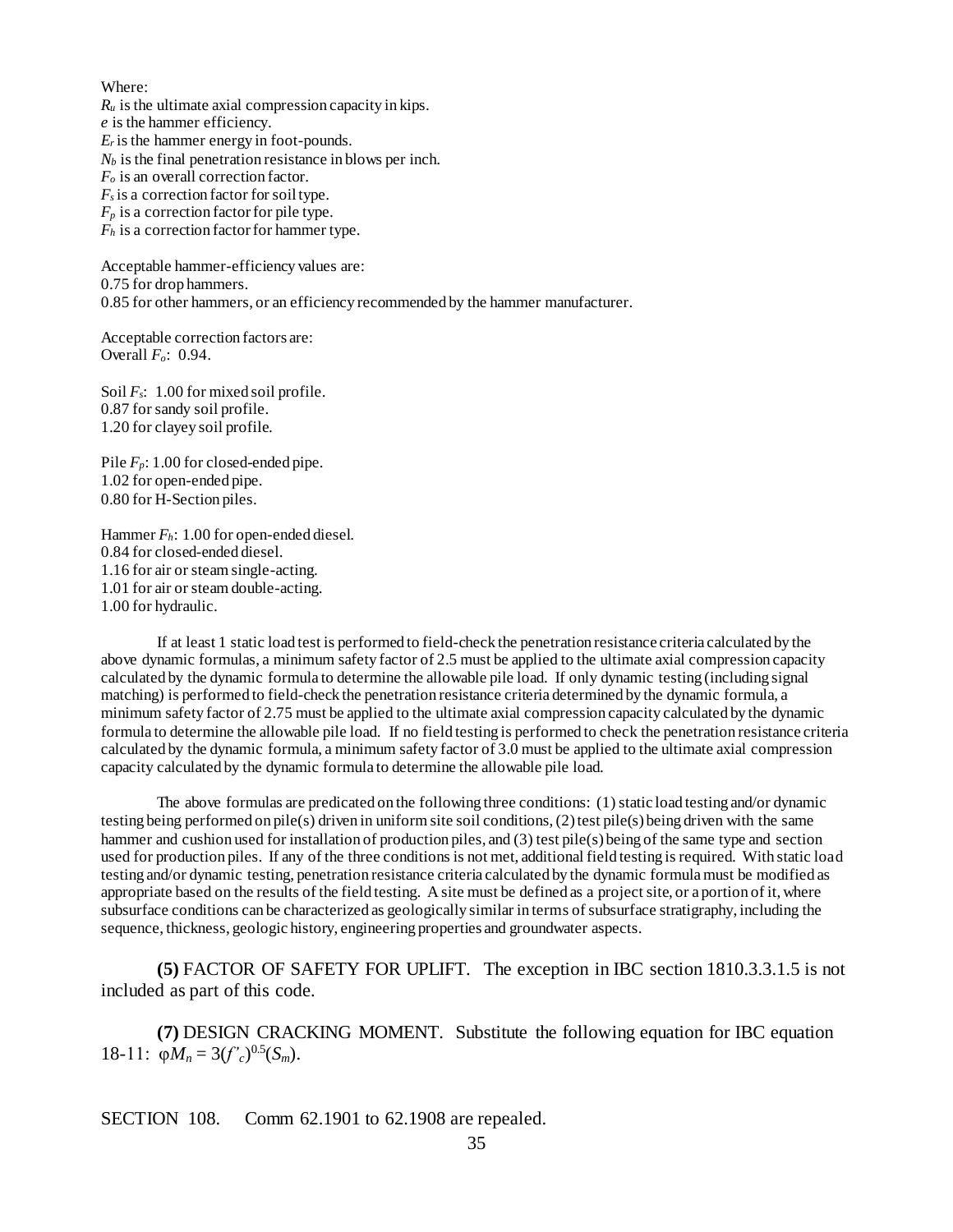Where:
$R_u$ is the ultimate axial compression capacity in kips.
$e$ is the hammer efficiency.
$E_r$ is the hammer energy in foot-pounds.
$N_b$ is the final penetration resistance in blows per inch.
$F_o$ is an overall correction factor.
$F_s$ is a correction factor for soil type.
$F_p$ is a correction factor for pile type.
$F_h$ is a correction factor for hammer type.

Acceptable hammer-efficiency values are:
0.75 for drop hammers.
0.85 for other hammers, or an efficiency recommended by the hammer manufacturer.

Acceptable correction factors are:
Overall $F_o$: 0.94.

Soil $F_s$: 1.00 for mixed soil profile.
0.87 for sandy soil profile.
1.20 for clayey soil profile.

Pile $F_p$: 1.00 for closed-ended pipe.
1.02 for open-ended pipe.
0.80 for H-Section piles.

Hammer $F_h$: 1.00 for open-ended diesel.
0.84 for closed-ended diesel.
1.16 for air or steam single-acting.
1.01 for air or steam double-acting.
1.00 for hydraulic.

If at least 1 static load test is performed to field-check the penetration resistance criteria calculated by the above dynamic formulas, a minimum safety factor of 2.5 must be applied to the ultimate axial compression capacity calculated by the dynamic formula to determine the allowable pile load. If only dynamic testing (including signal matching) is performed to field-check the penetration resistance criteria determined by the dynamic formula, a minimum safety factor of 2.75 must be applied to the ultimate axial compression capacity calculated by the dynamic formula to determine the allowable pile load. If no field testing is performed to check the penetration resistance criteria calculated by the dynamic formula, a minimum safety factor of 3.0 must be applied to the ultimate axial compression capacity calculated by the dynamic formula to determine the allowable pile load.

The above formulas are predicated on the following three conditions: (1) static load testing and/or dynamic testing being performed on pile(s) driven in uniform site soil conditions, (2) test pile(s) being driven with the same hammer and cushion used for installation of production piles, and (3) test pile(s) being of the same type and section used for production piles. If any of the three conditions is not met, additional field testing is required. With static load testing and/or dynamic testing, penetration resistance criteria calculated by the dynamic formula must be modified as appropriate based on the results of the field testing. A site must be defined as a project site, or a portion of it, where subsurface conditions can be characterized as geologically similar in terms of subsurface stratigraphy, including the sequence, thickness, geologic history, engineering properties and groundwater aspects.

**(5)** FACTOR OF SAFETY FOR UPLIFT. The exception in IBC section 1810.3.3.1.5 is not included as part of this code.

**(7)** DESIGN CRACKING MOMENT. Substitute the following equation for IBC equation 18-11: $\varphi M_n = 3(f'_c)^{0.5}(S_m)$.

SECTION 108. Comm 62.1901 to 62.1908 are repealed.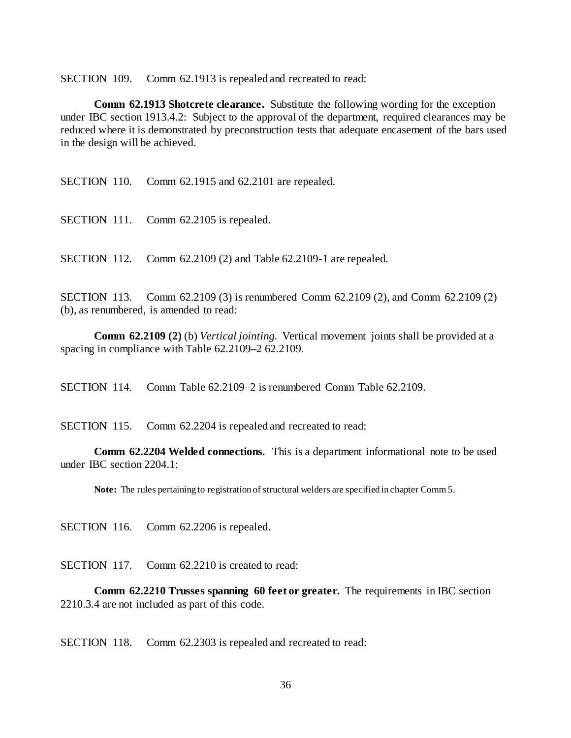SECTION 109. Comm 62.1913 is repealed and recreated to read:

**Comm 62.1913 Shotcrete clearance.** Substitute the following wording for the exception under IBC section 1913.4.2: Subject to the approval of the department, required clearances may be reduced where it is demonstrated by preconstruction tests that adequate encasement of the bars used in the design will be achieved.

SECTION 110. Comm 62.1915 and 62.2101 are repealed.

SECTION 111. Comm 62.2105 is repealed.

SECTION 112. Comm 62.2109 (2) and Table 62.2109-1 are repealed.

SECTION 113. Comm 62.2109 (3) is renumbered Comm 62.2109 (2), and Comm 62.2109 (2) (b), as renumbered, is amended to read:

**Comm 62.2109 (2)** (b) *Vertical jointing.* Vertical movement joints shall be provided at a spacing in compliance with Table ~~62.2109–2~~ <u>62.2109</u>.

SECTION 114. Comm Table 62.2109–2 is renumbered Comm Table 62.2109.

SECTION 115. Comm 62.2204 is repealed and recreated to read:

**Comm 62.2204 Welded connections.** This is a department informational note to be used under IBC section 2204.1:

**Note:** The rules pertaining to registration of structural welders are specified in chapter Comm 5.

SECTION 116. Comm 62.2206 is repealed.

SECTION 117. Comm 62.2210 is created to read:

**Comm 62.2210 Trusses spanning 60 feet or greater.** The requirements in IBC section 2210.3.4 are not included as part of this code.

SECTION 118. Comm 62.2303 is repealed and recreated to read: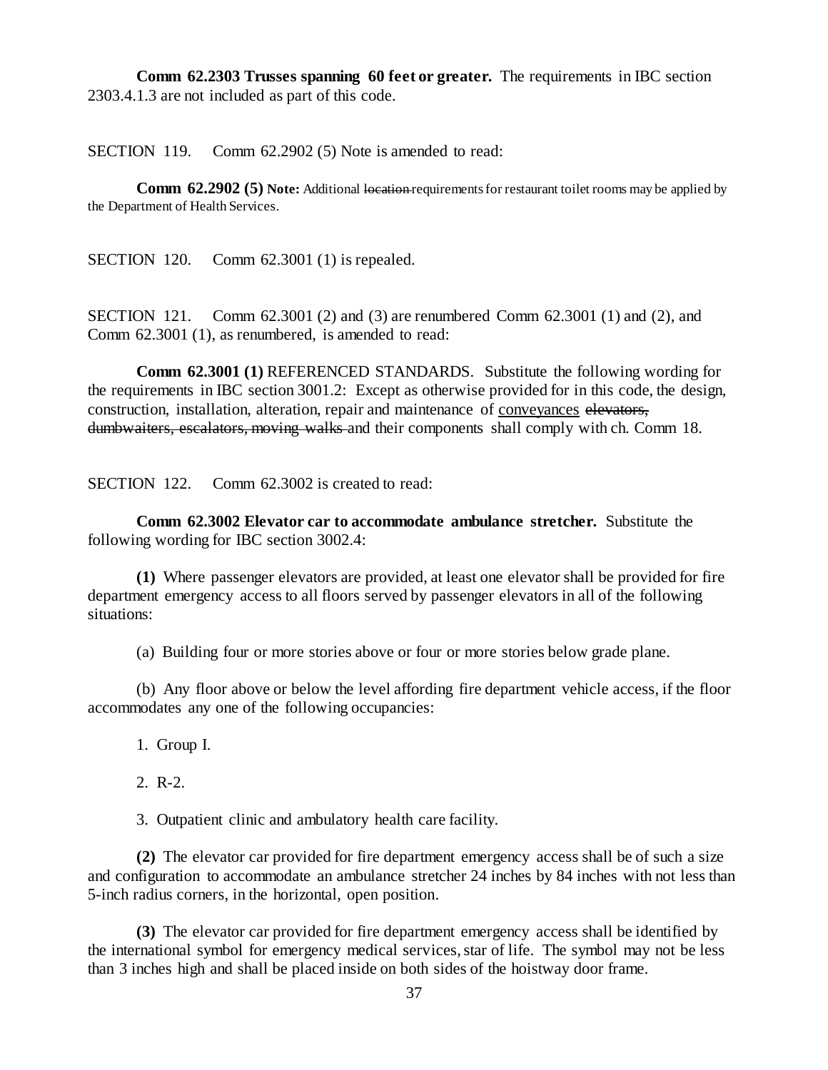**Comm 62.2303 Trusses spanning 60 feet or greater.** The requirements in IBC section 2303.4.1.3 are not included as part of this code.

SECTION 119. Comm 62.2902 (5) Note is amended to read:

**Comm 62.2902 (5) Note:** Additional ~~location~~ requirements for restaurant toilet rooms may be applied by the Department of Health Services.

SECTION 120. Comm 62.3001 (1) is repealed.

SECTION 121. Comm 62.3001 (2) and (3) are renumbered Comm 62.3001 (1) and (2), and Comm 62.3001 (1), as renumbered, is amended to read:

**Comm 62.3001 (1)** REFERENCED STANDARDS. Substitute the following wording for the requirements in IBC section 3001.2: Except as otherwise provided for in this code, the design, construction, installation, alteration, repair and maintenance of <u>conveyances</u> ~~elevators, dumbwaiters, escalators, moving walks~~ and their components shall comply with ch. Comm 18.

SECTION 122. Comm 62.3002 is created to read:

**Comm 62.3002 Elevator car to accommodate ambulance stretcher.** Substitute the following wording for IBC section 3002.4:

**(1)** Where passenger elevators are provided, at least one elevator shall be provided for fire department emergency access to all floors served by passenger elevators in all of the following situations:

(a) Building four or more stories above or four or more stories below grade plane.

(b) Any floor above or below the level affording fire department vehicle access, if the floor accommodates any one of the following occupancies:

1. Group I.

2. R-2.

3. Outpatient clinic and ambulatory health care facility.

**(2)** The elevator car provided for fire department emergency access shall be of such a size and configuration to accommodate an ambulance stretcher 24 inches by 84 inches with not less than 5-inch radius corners, in the horizontal, open position.

**(3)** The elevator car provided for fire department emergency access shall be identified by the international symbol for emergency medical services, star of life. The symbol may not be less than 3 inches high and shall be placed inside on both sides of the hoistway door frame.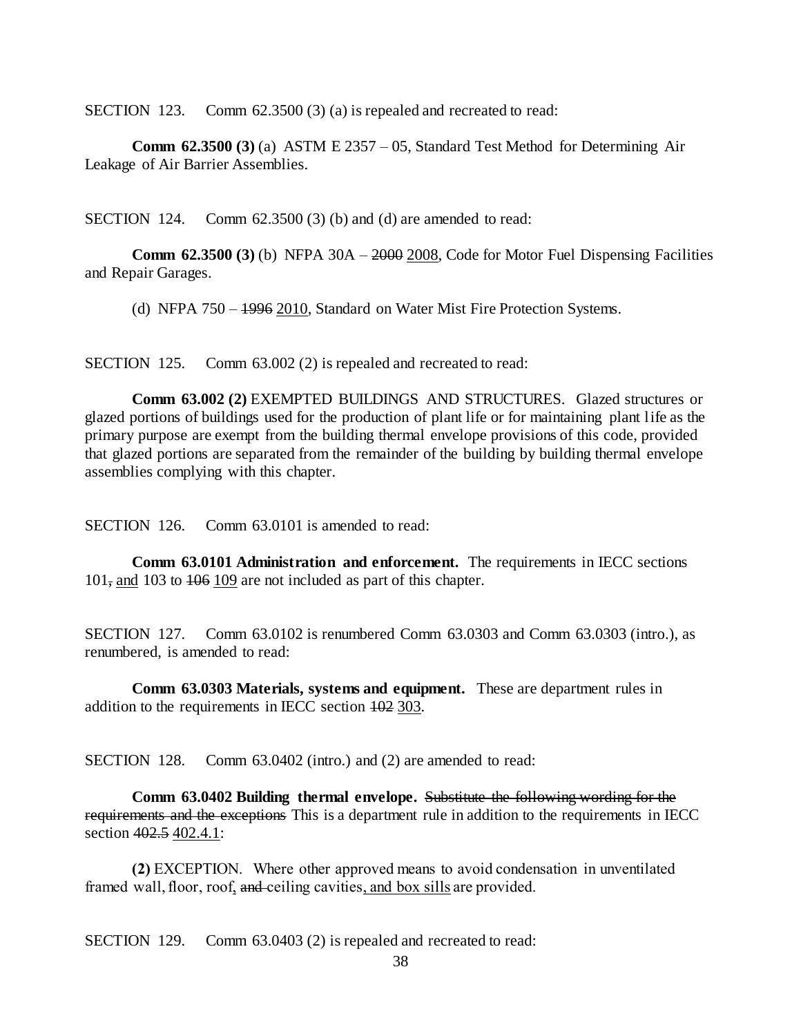SECTION 123. Comm 62.3500 (3) (a) is repealed and recreated to read:

**Comm 62.3500 (3)** (a) ASTM E 2357 – 05, Standard Test Method for Determining Air Leakage of Air Barrier Assemblies.

SECTION 124. Comm 62.3500 (3) (b) and (d) are amended to read:

**Comm 62.3500 (3)** (b) NFPA 30A – ~~2000~~ <u>2008</u>, Code for Motor Fuel Dispensing Facilities and Repair Garages.

(d) NFPA 750 – ~~1996~~ <u>2010</u>, Standard on Water Mist Fire Protection Systems.

SECTION 125. Comm 63.002 (2) is repealed and recreated to read:

**Comm 63.002 (2)** EXEMPTED BUILDINGS AND STRUCTURES. Glazed structures or glazed portions of buildings used for the production of plant life or for maintaining plant life as the primary purpose are exempt from the building thermal envelope provisions of this code, provided that glazed portions are separated from the remainder of the building by building thermal envelope assemblies complying with this chapter.

SECTION 126. Comm 63.0101 is amended to read:

**Comm 63.0101 Administration and enforcement.** The requirements in IECC sections 101~~,~~ <u>and</u> 103 to ~~106~~ <u>109</u> are not included as part of this chapter.

SECTION 127. Comm 63.0102 is renumbered Comm 63.0303 and Comm 63.0303 (intro.), as renumbered, is amended to read:

**Comm 63.0303 Materials, systems and equipment.** These are department rules in addition to the requirements in IECC section ~~102~~ <u>303</u>.

SECTION 128. Comm 63.0402 (intro.) and (2) are amended to read:

**Comm 63.0402 Building thermal envelope.** ~~Substitute the following wording for the requirements and the exceptions~~ This is a department rule in addition to the requirements in IECC section ~~402.5~~ <u>402.4.1</u>:

**(2)** EXCEPTION. Where other approved means to avoid condensation in unventilated framed wall, floor, roof<u>,</u> ~~and~~ ceiling cavities<u>, and box sills</u> are provided.

SECTION 129. Comm 63.0403 (2) is repealed and recreated to read: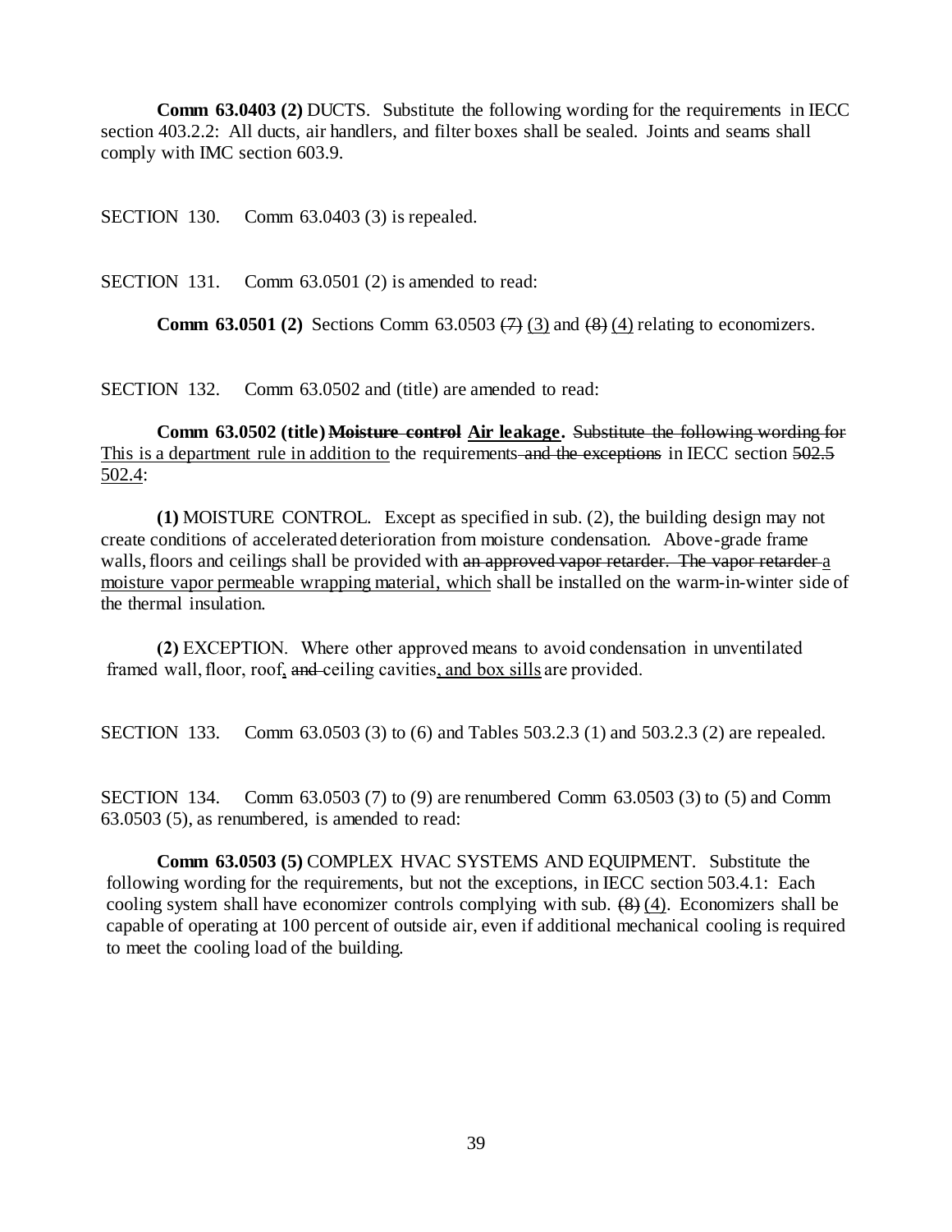**Comm 63.0403 (2)** DUCTS. Substitute the following wording for the requirements in IECC section 403.2.2: All ducts, air handlers, and filter boxes shall be sealed. Joints and seams shall comply with IMC section 603.9.

SECTION 130. Comm 63.0403 (3) is repealed.

SECTION 131. Comm 63.0501 (2) is amended to read:

**Comm 63.0501 (2)** Sections Comm 63.0503 ~~(7)~~ <u>(3)</u> and ~~(8)~~ <u>(4)</u> relating to economizers.

SECTION 132. Comm 63.0502 and (title) are amended to read:

**Comm 63.0502 (title) ~~Moisture control~~ <u>Air leakage</u>.** ~~Substitute the following wording for~~ <u>This is a department rule in addition to</u> the requirements ~~and the exceptions~~ in IECC section ~~502.5~~ <u>502.4</u>:

**(1)** MOISTURE CONTROL. Except as specified in sub. (2), the building design may not create conditions of accelerated deterioration from moisture condensation. Above-grade frame walls, floors and ceilings shall be provided with ~~an approved vapor retarder. The vapor retarder~~ <u>a moisture vapor permeable wrapping material, which</u> shall be installed on the warm-in-winter side of the thermal insulation.

**(2)** EXCEPTION. Where other approved means to avoid condensation in unventilated framed wall, floor, roof<u>,</u> ~~and~~ ceiling cavities<u>, and box sills</u> are provided.

SECTION 133. Comm 63.0503 (3) to (6) and Tables 503.2.3 (1) and 503.2.3 (2) are repealed.

SECTION 134. Comm 63.0503 (7) to (9) are renumbered Comm 63.0503 (3) to (5) and Comm 63.0503 (5), as renumbered, is amended to read:

**Comm 63.0503 (5)** COMPLEX HVAC SYSTEMS AND EQUIPMENT. Substitute the following wording for the requirements, but not the exceptions, in IECC section 503.4.1: Each cooling system shall have economizer controls complying with sub. ~~(8)~~ <u>(4)</u>. Economizers shall be capable of operating at 100 percent of outside air, even if additional mechanical cooling is required to meet the cooling load of the building.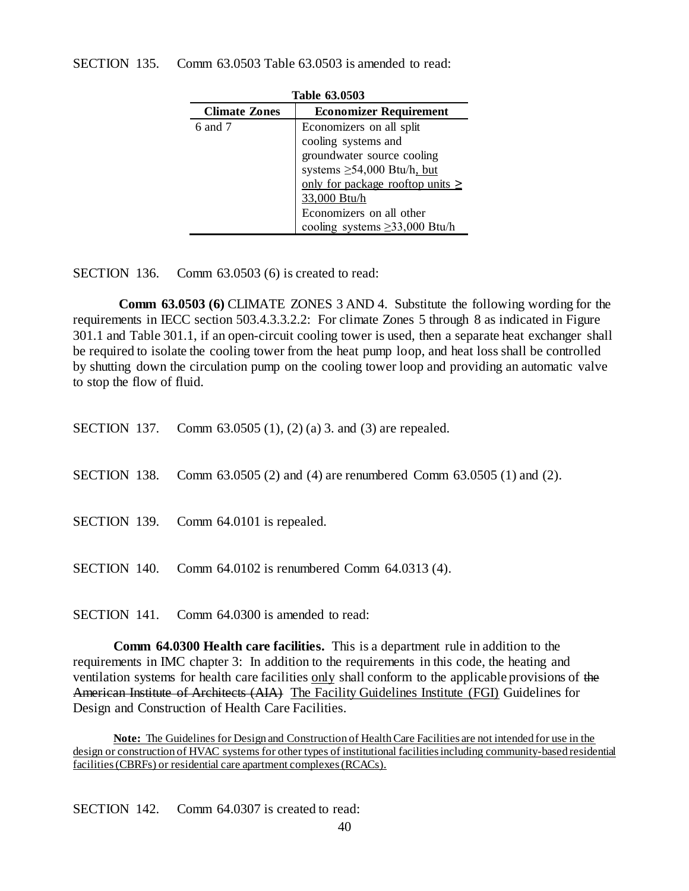SECTION 135. Comm 63.0503 Table 63.0503 is amended to read:

**Table 63.0503**

| Climate Zones | Economizer Requirement |
|---|---|
| 6 and 7 | Economizers on all split cooling systems and groundwater source cooling systems ≥54,000 Btu/h<u>, but only for package rooftop units ≥ 33,000 Btu/h</u> |
| | Economizers on all other cooling systems ≥33,000 Btu/h |

SECTION 136. Comm 63.0503 (6) is created to read:

**Comm 63.0503 (6)** CLIMATE ZONES 3 AND 4. Substitute the following wording for the requirements in IECC section 503.4.3.3.2.2: For climate Zones 5 through 8 as indicated in Figure 301.1 and Table 301.1, if an open-circuit cooling tower is used, then a separate heat exchanger shall be required to isolate the cooling tower from the heat pump loop, and heat loss shall be controlled by shutting down the circulation pump on the cooling tower loop and providing an automatic valve to stop the flow of fluid.

SECTION 137. Comm 63.0505 (1), (2) (a) 3. and (3) are repealed.

SECTION 138. Comm 63.0505 (2) and (4) are renumbered Comm 63.0505 (1) and (2).

SECTION 139. Comm 64.0101 is repealed.

SECTION 140. Comm 64.0102 is renumbered Comm 64.0313 (4).

SECTION 141. Comm 64.0300 is amended to read:

**Comm 64.0300 Health care facilities.** This is a department rule in addition to the requirements in IMC chapter 3: In addition to the requirements in this code, the heating and ventilation systems for health care facilities <u>only</u> shall conform to the applicable provisions of ~~the American Institute of Architects (AIA)~~ <u>The Facility Guidelines Institute (FGI)</u> Guidelines for Design and Construction of Health Care Facilities.

<u>**Note:** The Guidelines for Design and Construction of Health Care Facilities are not intended for use in the design or construction of HVAC systems for other types of institutional facilities including community-based residential facilities (CBRFs) or residential care apartment complexes (RCACs).</u>

SECTION 142. Comm 64.0307 is created to read: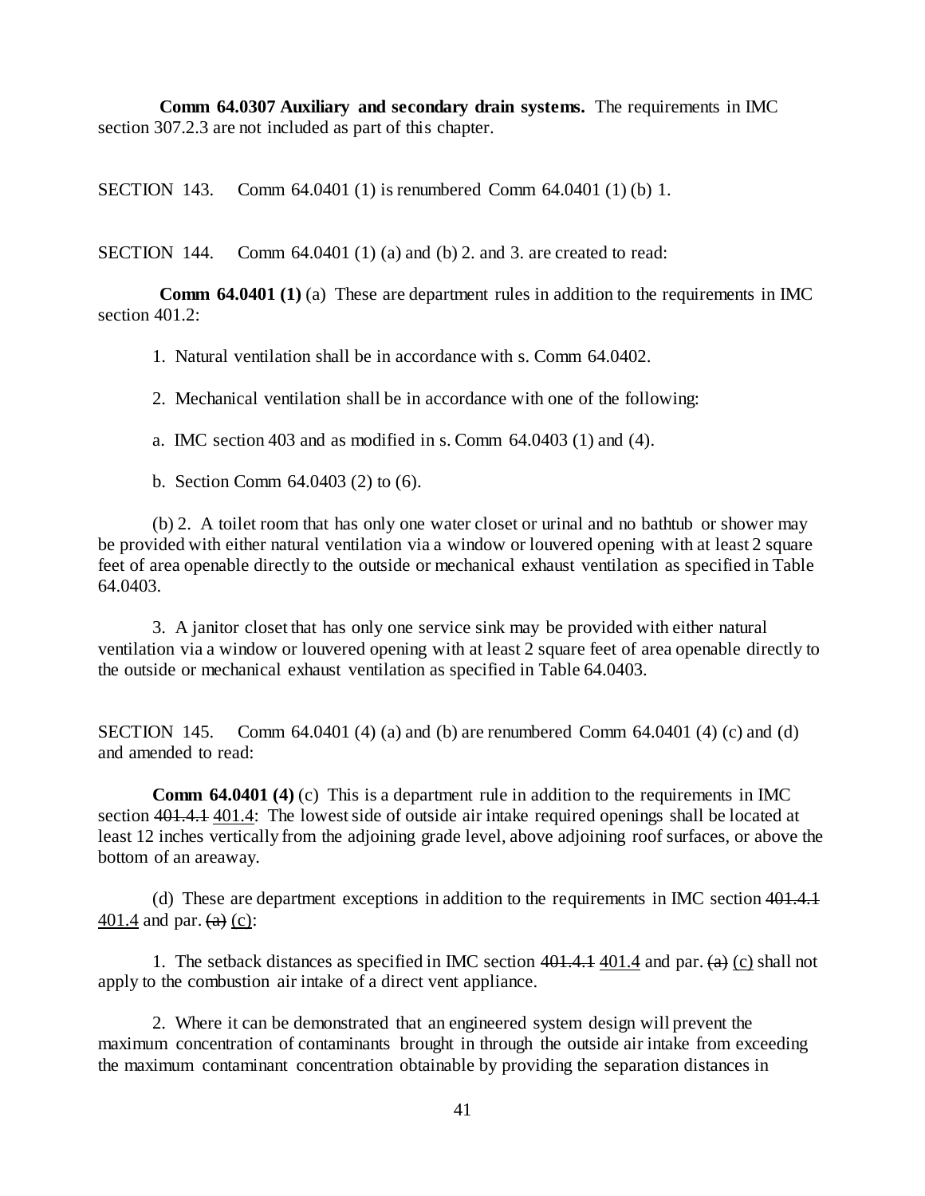**Comm 64.0307 Auxiliary and secondary drain systems.** The requirements in IMC section 307.2.3 are not included as part of this chapter.

SECTION 143. Comm 64.0401 (1) is renumbered Comm 64.0401 (1) (b) 1.

SECTION 144. Comm 64.0401 (1) (a) and (b) 2. and 3. are created to read:

**Comm 64.0401 (1)** (a) These are department rules in addition to the requirements in IMC section 401.2:

1. Natural ventilation shall be in accordance with s. Comm 64.0402.

2. Mechanical ventilation shall be in accordance with one of the following:

a. IMC section 403 and as modified in s. Comm 64.0403 (1) and (4).

b. Section Comm 64.0403 (2) to (6).

(b) 2. A toilet room that has only one water closet or urinal and no bathtub or shower may be provided with either natural ventilation via a window or louvered opening with at least 2 square feet of area openable directly to the outside or mechanical exhaust ventilation as specified in Table 64.0403.

3. A janitor closet that has only one service sink may be provided with either natural ventilation via a window or louvered opening with at least 2 square feet of area openable directly to the outside or mechanical exhaust ventilation as specified in Table 64.0403.

SECTION 145. Comm 64.0401 (4) (a) and (b) are renumbered Comm 64.0401 (4) (c) and (d) and amended to read:

**Comm 64.0401 (4)** (c) This is a department rule in addition to the requirements in IMC section ~~401.4.1~~ 401.4: The lowest side of outside air intake required openings shall be located at least 12 inches vertically from the adjoining grade level, above adjoining roof surfaces, or above the bottom of an areaway.

(d) These are department exceptions in addition to the requirements in IMC section ~~401.4.1~~ 401.4 and par. ~~(a)~~ (c):

1. The setback distances as specified in IMC section ~~401.4.1~~ 401.4 and par. ~~(a)~~ (c) shall not apply to the combustion air intake of a direct vent appliance.

2. Where it can be demonstrated that an engineered system design will prevent the maximum concentration of contaminants brought in through the outside air intake from exceeding the maximum contaminant concentration obtainable by providing the separation distances in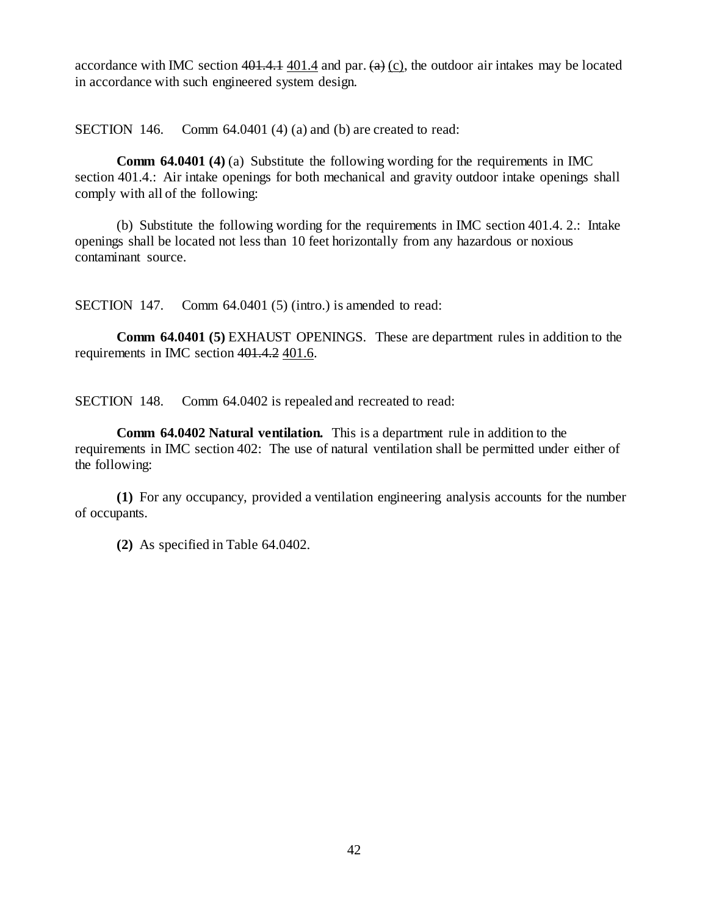accordance with IMC section ~~401.4.1~~ <u>401.4</u> and par. ~~(a)~~ <u>(c)</u>, the outdoor air intakes may be located in accordance with such engineered system design.

SECTION 146. Comm 64.0401 (4) (a) and (b) are created to read:

**Comm 64.0401 (4)** (a) Substitute the following wording for the requirements in IMC section 401.4.: Air intake openings for both mechanical and gravity outdoor intake openings shall comply with all of the following:

(b) Substitute the following wording for the requirements in IMC section 401.4. 2.: Intake openings shall be located not less than 10 feet horizontally from any hazardous or noxious contaminant source.

SECTION 147. Comm 64.0401 (5) (intro.) is amended to read:

**Comm 64.0401 (5)** EXHAUST OPENINGS. These are department rules in addition to the requirements in IMC section ~~401.4.2~~ <u>401.6</u>.

SECTION 148. Comm 64.0402 is repealed and recreated to read:

**Comm 64.0402 Natural ventilation.** This is a department rule in addition to the requirements in IMC section 402: The use of natural ventilation shall be permitted under either of the following:

**(1)** For any occupancy, provided a ventilation engineering analysis accounts for the number of occupants.

**(2)** As specified in Table 64.0402.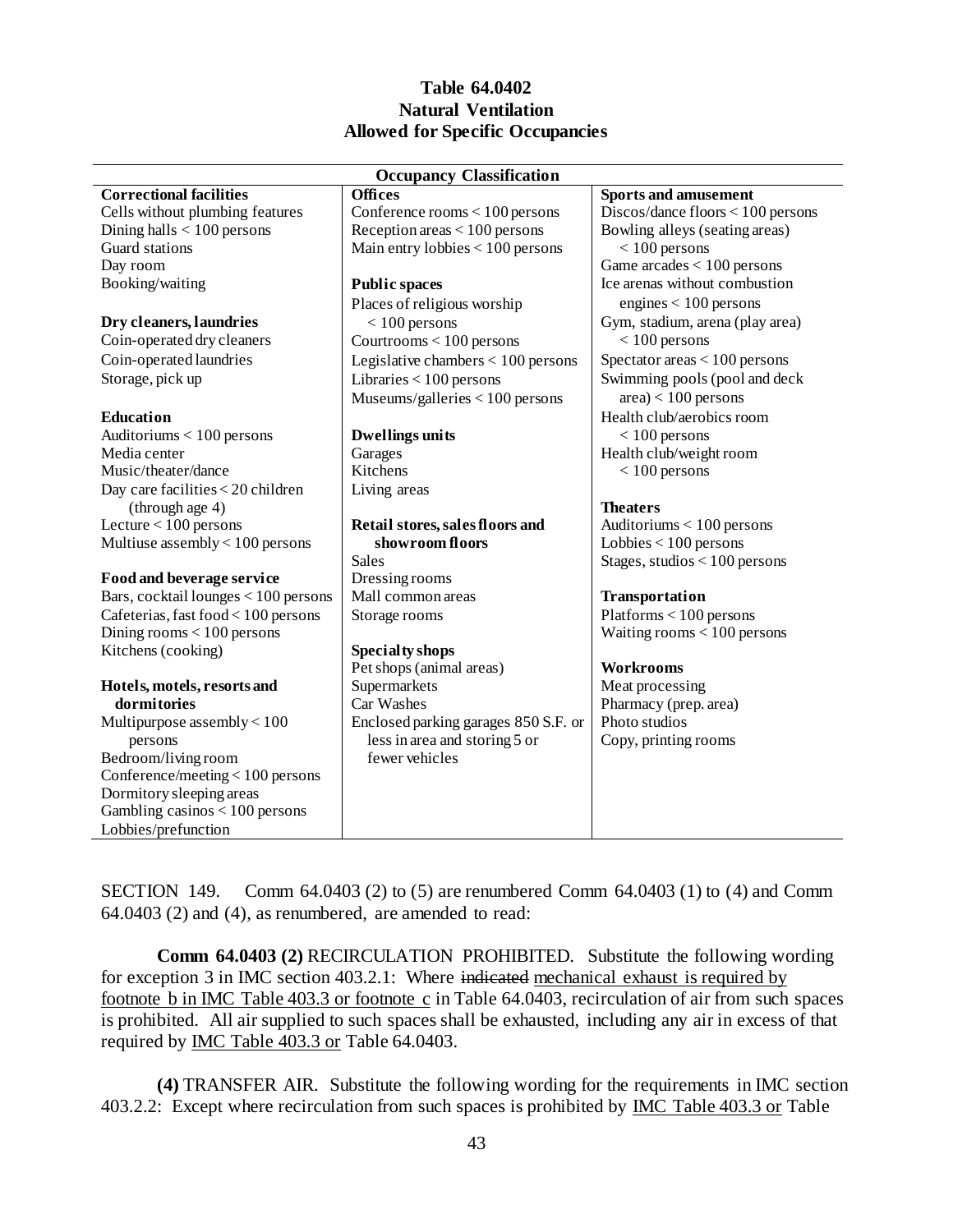**Table 64.0402**
**Natural Ventilation**
**Allowed for Specific Occupancies**

| Occupancy Classification | | |
|---|---|---|
| **Correctional facilities** | **Offices** | **Sports and amusement** |
| Cells without plumbing features | Conference rooms < 100 persons | Discos/dance floors < 100 persons |
| Dining halls < 100 persons | Reception areas < 100 persons | Bowling alleys (seating areas) < 100 persons |
| Guard stations | Main entry lobbies < 100 persons | Game arcades < 100 persons |
| Day room | | Ice arenas without combustion engines < 100 persons |
| Booking/waiting | **Public spaces** | Gym, stadium, arena (play area) < 100 persons |
| | Places of religious worship < 100 persons | Spectator areas < 100 persons |
| **Dry cleaners, laundries** | Courtrooms < 100 persons | Swimming pools (pool and deck area) < 100 persons |
| Coin-operated dry cleaners | Legislative chambers < 100 persons | Health club/aerobics room < 100 persons |
| Coin-operated laundries | Libraries < 100 persons | Health club/weight room < 100 persons |
| Storage, pick up | Museums/galleries < 100 persons | |
| | | **Theaters** |
| **Education** | **Dwellings units** | Auditoriums < 100 persons |
| Auditoriums < 100 persons | Garages | Lobbies < 100 persons |
| Media center | Kitchens | Stages, studios < 100 persons |
| Music/theater/dance | Living areas | |
| Day care facilities < 20 children (through age 4) | | **Transportation** |
| Lecture < 100 persons | **Retail stores, sales floors and showroom floors** | Platforms < 100 persons |
| Multiuse assembly < 100 persons | Sales | Waiting rooms < 100 persons |
| | Dressing rooms | |
| **Food and beverage service** | Mall common areas | **Workrooms** |
| Bars, cocktail lounges < 100 persons | Storage rooms | Meat processing |
| Cafeterias, fast food < 100 persons | | Pharmacy (prep. area) |
| Dining rooms < 100 persons | **Specialty shops** | Photo studios |
| Kitchens (cooking) | Pet shops (animal areas) | Copy, printing rooms |
| | Supermarkets | |
| **Hotels, motels, resorts and dormitories** | Car Washes | |
| Multipurpose assembly < 100 persons | Enclosed parking garages 850 S.F. or less in area and storing 5 or fewer vehicles | |
| Bedroom/living room | | |
| Conference/meeting < 100 persons | | |
| Dormitory sleeping areas | | |
| Gambling casinos < 100 persons | | |
| Lobbies/prefunction | | |

SECTION 149. Comm 64.0403 (2) to (5) are renumbered Comm 64.0403 (1) to (4) and Comm 64.0403 (2) and (4), as renumbered, are amended to read:

**Comm 64.0403 (2)** RECIRCULATION PROHIBITED. Substitute the following wording for exception 3 in IMC section 403.2.1: Where ~~indicated~~ mechanical exhaust is required by footnote b in IMC Table 403.3 or footnote c in Table 64.0403, recirculation of air from such spaces is prohibited. All air supplied to such spaces shall be exhausted, including any air in excess of that required by IMC Table 403.3 or Table 64.0403.

**(4)** TRANSFER AIR. Substitute the following wording for the requirements in IMC section 403.2.2: Except where recirculation from such spaces is prohibited by IMC Table 403.3 or Table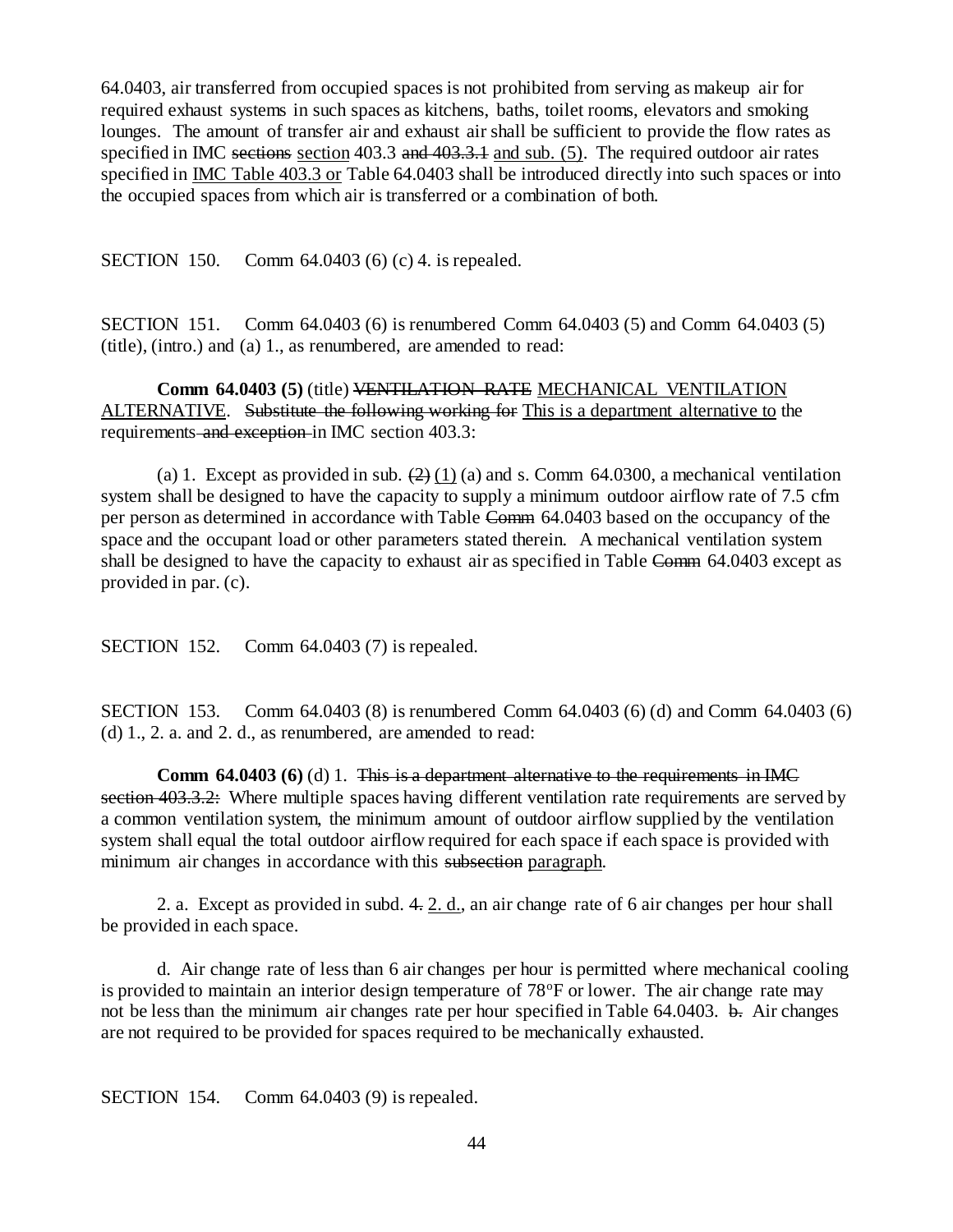64.0403, air transferred from occupied spaces is not prohibited from serving as makeup air for required exhaust systems in such spaces as kitchens, baths, toilet rooms, elevators and smoking lounges. The amount of transfer air and exhaust air shall be sufficient to provide the flow rates as specified in IMC ~~sections~~ section 403.3 ~~and 403.3.1~~ and sub. (5). The required outdoor air rates specified in IMC Table 403.3 or Table 64.0403 shall be introduced directly into such spaces or into the occupied spaces from which air is transferred or a combination of both.

SECTION 150. Comm 64.0403 (6) (c) 4. is repealed.

SECTION 151. Comm 64.0403 (6) is renumbered Comm 64.0403 (5) and Comm 64.0403 (5) (title), (intro.) and (a) 1., as renumbered, are amended to read:

**Comm 64.0403 (5)** (title) ~~VENTILATION RATE~~ MECHANICAL VENTILATION ALTERNATIVE. ~~Substitute the following working for~~ This is a department alternative to the requirements ~~and exception~~ in IMC section 403.3:

(a) 1. Except as provided in sub. ~~(2)~~ (1) (a) and s. Comm 64.0300, a mechanical ventilation system shall be designed to have the capacity to supply a minimum outdoor airflow rate of 7.5 cfm per person as determined in accordance with Table ~~Comm~~ 64.0403 based on the occupancy of the space and the occupant load or other parameters stated therein. A mechanical ventilation system shall be designed to have the capacity to exhaust air as specified in Table ~~Comm~~ 64.0403 except as provided in par. (c).

SECTION 152. Comm 64.0403 (7) is repealed.

SECTION 153. Comm 64.0403 (8) is renumbered Comm 64.0403 (6) (d) and Comm 64.0403 (6) (d) 1., 2. a. and 2. d., as renumbered, are amended to read:

**Comm 64.0403 (6)** (d) 1. ~~This is a department alternative to the requirements in IMC section 403.3.2:~~ Where multiple spaces having different ventilation rate requirements are served by a common ventilation system, the minimum amount of outdoor airflow supplied by the ventilation system shall equal the total outdoor airflow required for each space if each space is provided with minimum air changes in accordance with this ~~subsection~~ paragraph.

2. a. Except as provided in subd. ~~4.~~ 2. d., an air change rate of 6 air changes per hour shall be provided in each space.

d. Air change rate of less than 6 air changes per hour is permitted where mechanical cooling is provided to maintain an interior design temperature of 78°F or lower. The air change rate may not be less than the minimum air changes rate per hour specified in Table 64.0403. ~~b.~~ Air changes are not required to be provided for spaces required to be mechanically exhausted.

SECTION 154. Comm 64.0403 (9) is repealed.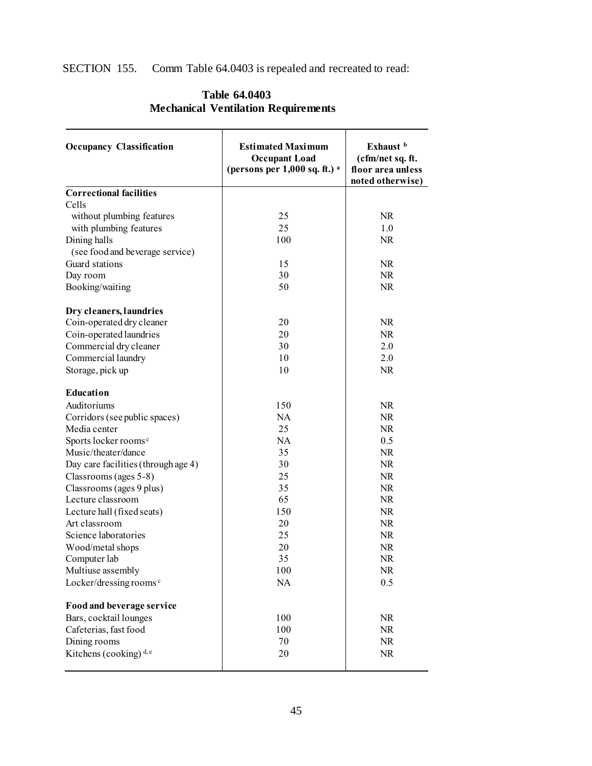SECTION 155. Comm Table 64.0403 is repealed and recreated to read:

**Table 64.0403**
**Mechanical Ventilation Requirements**

| Occupancy Classification | Estimated Maximum Occupant Load (persons per 1,000 sq. ft.) [a] | Exhaust [b] (cfm/net sq. ft. floor area unless noted otherwise) |
|---|---|---|
| **Correctional facilities** | | |
| Cells | | |
| without plumbing features | 25 | NR |
| with plumbing features | 25 | 1.0 |
| Dining halls (see food and beverage service) | 100 | NR |
| Guard stations | 15 | NR |
| Day room | 30 | NR |
| Booking/waiting | 50 | NR |
| **Dry cleaners, laundries** | | |
| Coin-operated dry cleaner | 20 | NR |
| Coin-operated laundries | 20 | NR |
| Commercial dry cleaner | 30 | 2.0 |
| Commercial laundry | 10 | 2.0 |
| Storage, pick up | 10 | NR |
| **Education** | | |
| Auditoriums | 150 | NR |
| Corridors (see public spaces) | NA | NR |
| Media center | 25 | NR |
| Sports locker rooms [c] | NA | 0.5 |
| Music/theater/dance | 35 | NR |
| Day care facilities (through age 4) | 30 | NR |
| Classrooms (ages 5-8) | 25 | NR |
| Classrooms (ages 9 plus) | 35 | NR |
| Lecture classroom | 65 | NR |
| Lecture hall (fixed seats) | 150 | NR |
| Art classroom | 20 | NR |
| Science laboratories | 25 | NR |
| Wood/metal shops | 20 | NR |
| Computer lab | 35 | NR |
| Multiuse assembly | 100 | NR |
| Locker/dressing rooms [c] | NA | 0.5 |
| **Food and beverage service** | | |
| Bars, cocktail lounges | 100 | NR |
| Cafeterias, fast food | 100 | NR |
| Dining rooms | 70 | NR |
| Kitchens (cooking) [d, e] | 20 | NR |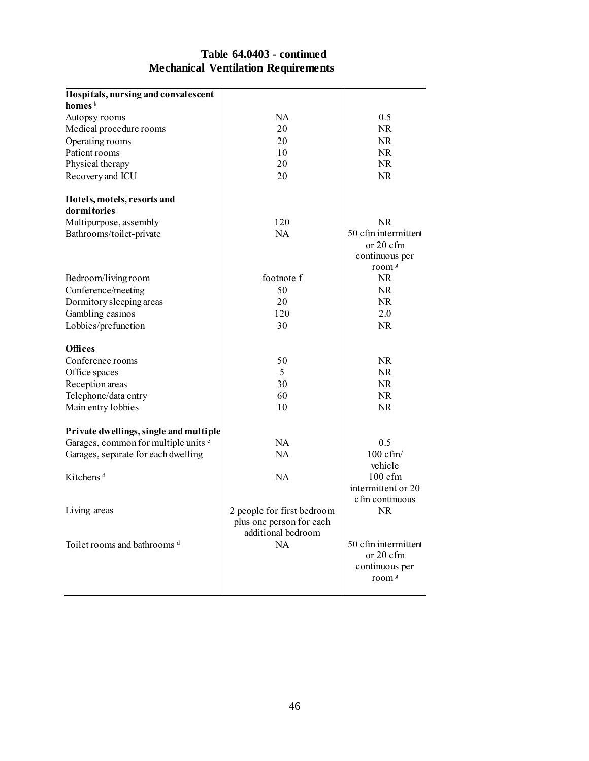**Table 64.0403 - continued**
**Mechanical Ventilation Requirements**

| | | |
|---|---|---|
| **Hospitals, nursing and convalescent homes** [k] | | |
| Autopsy rooms | NA | 0.5 |
| Medical procedure rooms | 20 | NR |
| Operating rooms | 20 | NR |
| Patient rooms | 10 | NR |
| Physical therapy | 20 | NR |
| Recovery and ICU | 20 | NR |
| | | |
| **Hotels, motels, resorts and dormitories** | | |
| Multipurpose, assembly | 120 | NR |
| Bathrooms/toilet-private | NA | 50 cfm intermittent or 20 cfm continuous per room [g] |
| Bedroom/living room | footnote f | NR |
| Conference/meeting | 50 | NR |
| Dormitory sleeping areas | 20 | NR |
| Gambling casinos | 120 | 2.0 |
| Lobbies/prefunction | 30 | NR |
| | | |
| **Offices** | | |
| Conference rooms | 50 | NR |
| Office spaces | 5 | NR |
| Reception areas | 30 | NR |
| Telephone/data entry | 60 | NR |
| Main entry lobbies | 10 | NR |
| | | |
| **Private dwellings, single and multiple** | | |
| Garages, common for multiple units [c] | NA | 0.5 |
| Garages, separate for each dwelling | NA | 100 cfm/ vehicle |
| Kitchens [d] | NA | 100 cfm intermittent or 20 cfm continuous |
| Living areas | 2 people for first bedroom plus one person for each additional bedroom | NR |
| Toilet rooms and bathrooms [d] | NA | 50 cfm intermittent or 20 cfm continuous per room [g] |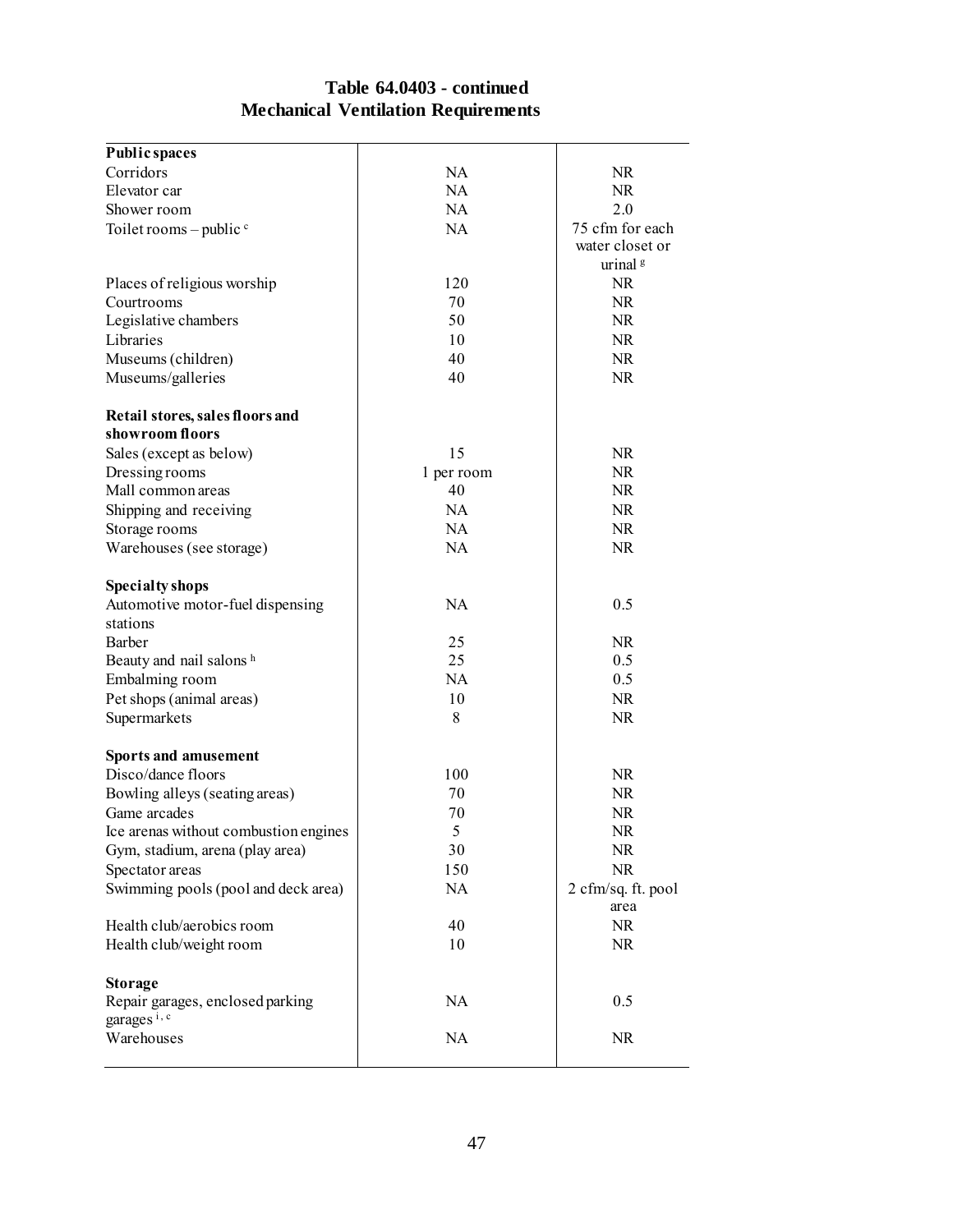## Table 64.0403 - continued
## Mechanical Ventilation Requirements

| | | |
|---|---|---|
| **Public spaces** | | |
| Corridors | NA | NR |
| Elevator car | NA | NR |
| Shower room | NA | 2.0 |
| Toilet rooms – public [c] | NA | 75 cfm for each water closet or urinal [g] |
| Places of religious worship | 120 | NR |
| Courtrooms | 70 | NR |
| Legislative chambers | 50 | NR |
| Libraries | 10 | NR |
| Museums (children) | 40 | NR |
| Museums/galleries | 40 | NR |
| **Retail stores, sales floors and showroom floors** | | |
| Sales (except as below) | 15 | NR |
| Dressing rooms | 1 per room | NR |
| Mall common areas | 40 | NR |
| Shipping and receiving | NA | NR |
| Storage rooms | NA | NR |
| Warehouses (see storage) | NA | NR |
| **Specialty shops** | | |
| Automotive motor-fuel dispensing stations | NA | 0.5 |
| Barber | 25 | NR |
| Beauty and nail salons [h] | 25 | 0.5 |
| Embalming room | NA | 0.5 |
| Pet shops (animal areas) | 10 | NR |
| Supermarkets | 8 | NR |
| **Sports and amusement** | | |
| Disco/dance floors | 100 | NR |
| Bowling alleys (seating areas) | 70 | NR |
| Game arcades | 70 | NR |
| Ice arenas without combustion engines | 5 | NR |
| Gym, stadium, arena (play area) | 30 | NR |
| Spectator areas | 150 | NR |
| Swimming pools (pool and deck area) | NA | 2 cfm/sq. ft. pool area |
| Health club/aerobics room | 40 | NR |
| Health club/weight room | 10 | NR |
| **Storage** | | |
| Repair garages, enclosed parking garages [i, c] | NA | 0.5 |
| Warehouses | NA | NR |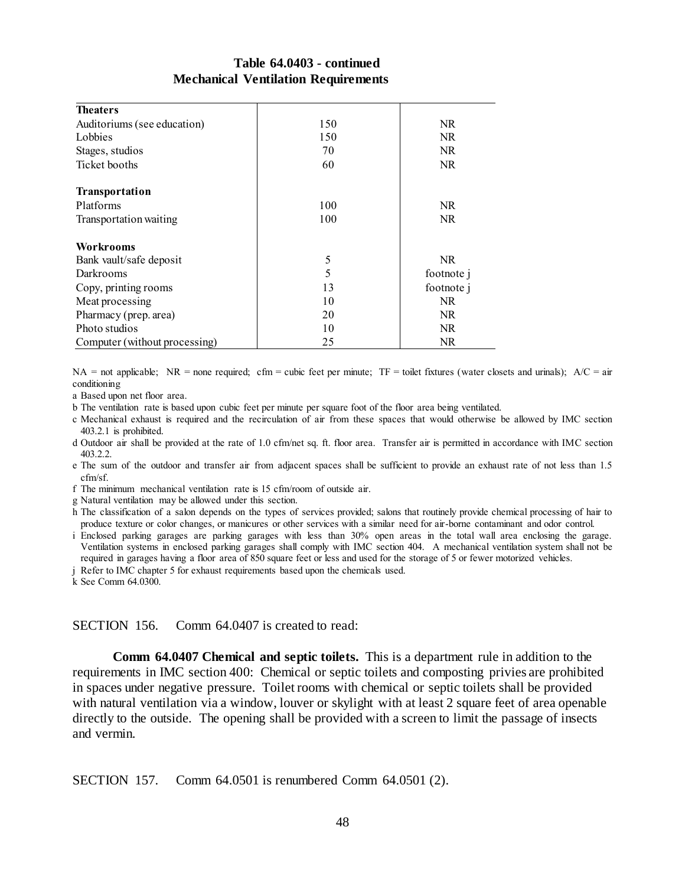**Table 64.0403 - continued**
**Mechanical Ventilation Requirements**

| | | |
|---|---|---|
| **Theaters** | | |
| Auditoriums (see education) | 150 | NR |
| Lobbies | 150 | NR |
| Stages, studios | 70 | NR |
| Ticket booths | 60 | NR |
| **Transportation** | | |
| Platforms | 100 | NR |
| Transportation waiting | 100 | NR |
| **Workrooms** | | |
| Bank vault/safe deposit | 5 | NR |
| Darkrooms | 5 | footnote j |
| Copy, printing rooms | 13 | footnote j |
| Meat processing | 10 | NR |
| Pharmacy (prep. area) | 20 | NR |
| Photo studios | 10 | NR |
| Computer (without processing) | 25 | NR |

NA = not applicable; NR = none required; cfm = cubic feet per minute; TF = toilet fixtures (water closets and urinals); A/C = air conditioning

a Based upon net floor area.

b The ventilation rate is based upon cubic feet per minute per square foot of the floor area being ventilated.

c Mechanical exhaust is required and the recirculation of air from these spaces that would otherwise be allowed by IMC section 403.2.1 is prohibited.

d Outdoor air shall be provided at the rate of 1.0 cfm/net sq. ft. floor area. Transfer air is permitted in accordance with IMC section 403.2.2.

e The sum of the outdoor and transfer air from adjacent spaces shall be sufficient to provide an exhaust rate of not less than 1.5 cfm/sf.

f The minimum mechanical ventilation rate is 15 cfm/room of outside air.

g Natural ventilation may be allowed under this section.

h The classification of a salon depends on the types of services provided; salons that routinely provide chemical processing of hair to produce texture or color changes, or manicures or other services with a similar need for air-borne contaminant and odor control.

i Enclosed parking garages are parking garages with less than 30% open areas in the total wall area enclosing the garage. Ventilation systems in enclosed parking garages shall comply with IMC section 404. A mechanical ventilation system shall not be required in garages having a floor area of 850 square feet or less and used for the storage of 5 or fewer motorized vehicles.

j Refer to IMC chapter 5 for exhaust requirements based upon the chemicals used.

k See Comm 64.0300.

SECTION 156. Comm 64.0407 is created to read:

**Comm 64.0407 Chemical and septic toilets.** This is a department rule in addition to the requirements in IMC section 400: Chemical or septic toilets and composting privies are prohibited in spaces under negative pressure. Toilet rooms with chemical or septic toilets shall be provided with natural ventilation via a window, louver or skylight with at least 2 square feet of area openable directly to the outside. The opening shall be provided with a screen to limit the passage of insects and vermin.

SECTION 157. Comm 64.0501 is renumbered Comm 64.0501 (2).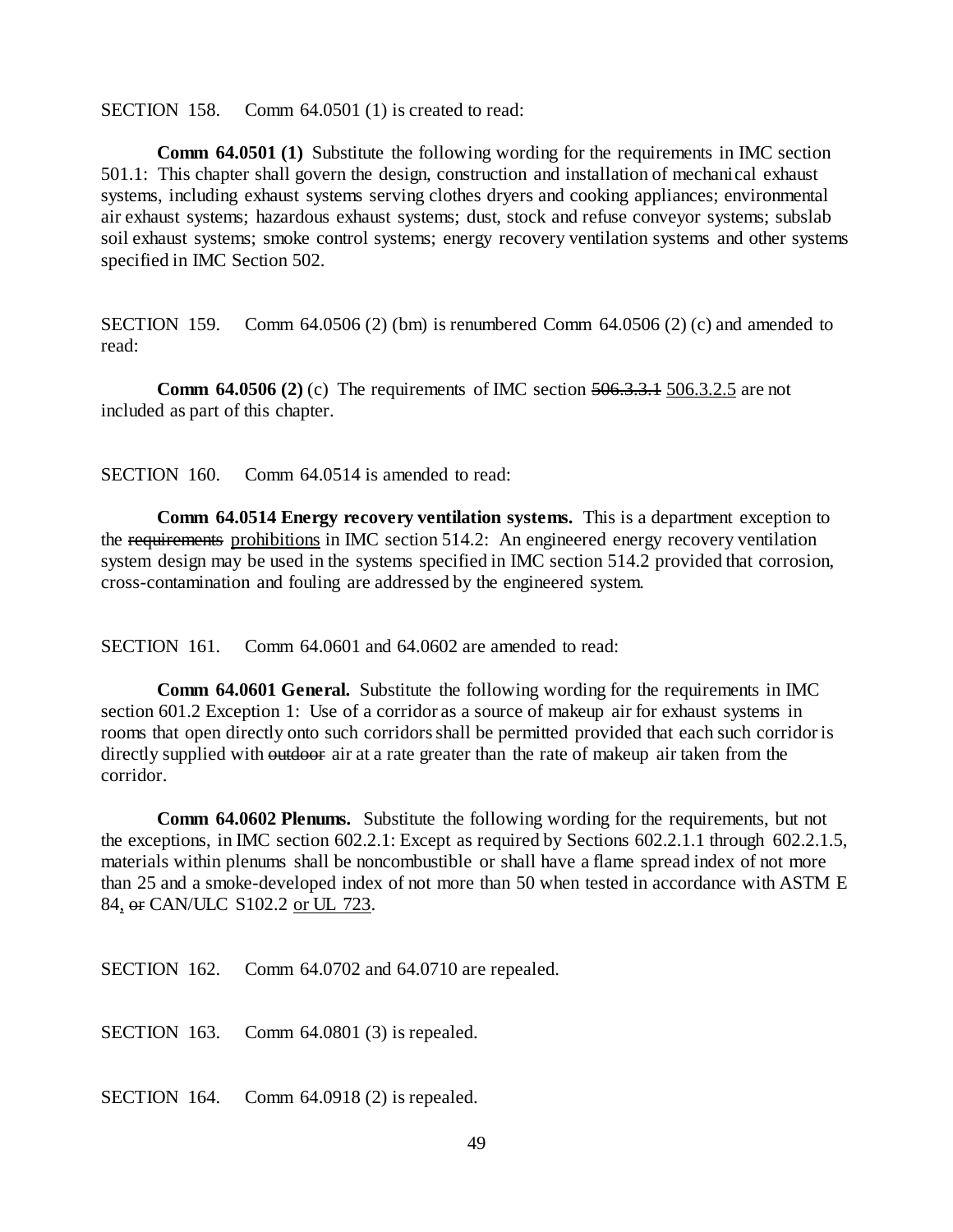SECTION 158. Comm 64.0501 (1) is created to read:

**Comm 64.0501 (1)** Substitute the following wording for the requirements in IMC section 501.1: This chapter shall govern the design, construction and installation of mechanical exhaust systems, including exhaust systems serving clothes dryers and cooking appliances; environmental air exhaust systems; hazardous exhaust systems; dust, stock and refuse conveyor systems; subslab soil exhaust systems; smoke control systems; energy recovery ventilation systems and other systems specified in IMC Section 502.

SECTION 159. Comm 64.0506 (2) (bm) is renumbered Comm 64.0506 (2) (c) and amended to read:

**Comm 64.0506 (2)** (c) The requirements of IMC section ~~506.3.3.1~~ <u>506.3.2.5</u> are not included as part of this chapter.

SECTION 160. Comm 64.0514 is amended to read:

**Comm 64.0514 Energy recovery ventilation systems.** This is a department exception to the ~~requirements~~ <u>prohibitions</u> in IMC section 514.2: An engineered energy recovery ventilation system design may be used in the systems specified in IMC section 514.2 provided that corrosion, cross-contamination and fouling are addressed by the engineered system.

SECTION 161. Comm 64.0601 and 64.0602 are amended to read:

**Comm 64.0601 General.** Substitute the following wording for the requirements in IMC section 601.2 Exception 1: Use of a corridor as a source of makeup air for exhaust systems in rooms that open directly onto such corridors shall be permitted provided that each such corridor is directly supplied with ~~outdoor~~ air at a rate greater than the rate of makeup air taken from the corridor.

**Comm 64.0602 Plenums.** Substitute the following wording for the requirements, but not the exceptions, in IMC section 602.2.1: Except as required by Sections 602.2.1.1 through 602.2.1.5, materials within plenums shall be noncombustible or shall have a flame spread index of not more than 25 and a smoke-developed index of not more than 50 when tested in accordance with ASTM E 84<u>,</u> ~~or~~ CAN/ULC S102.2 <u>or UL 723</u>.

SECTION 162. Comm 64.0702 and 64.0710 are repealed.

SECTION 163. Comm 64.0801 (3) is repealed.

SECTION 164. Comm 64.0918 (2) is repealed.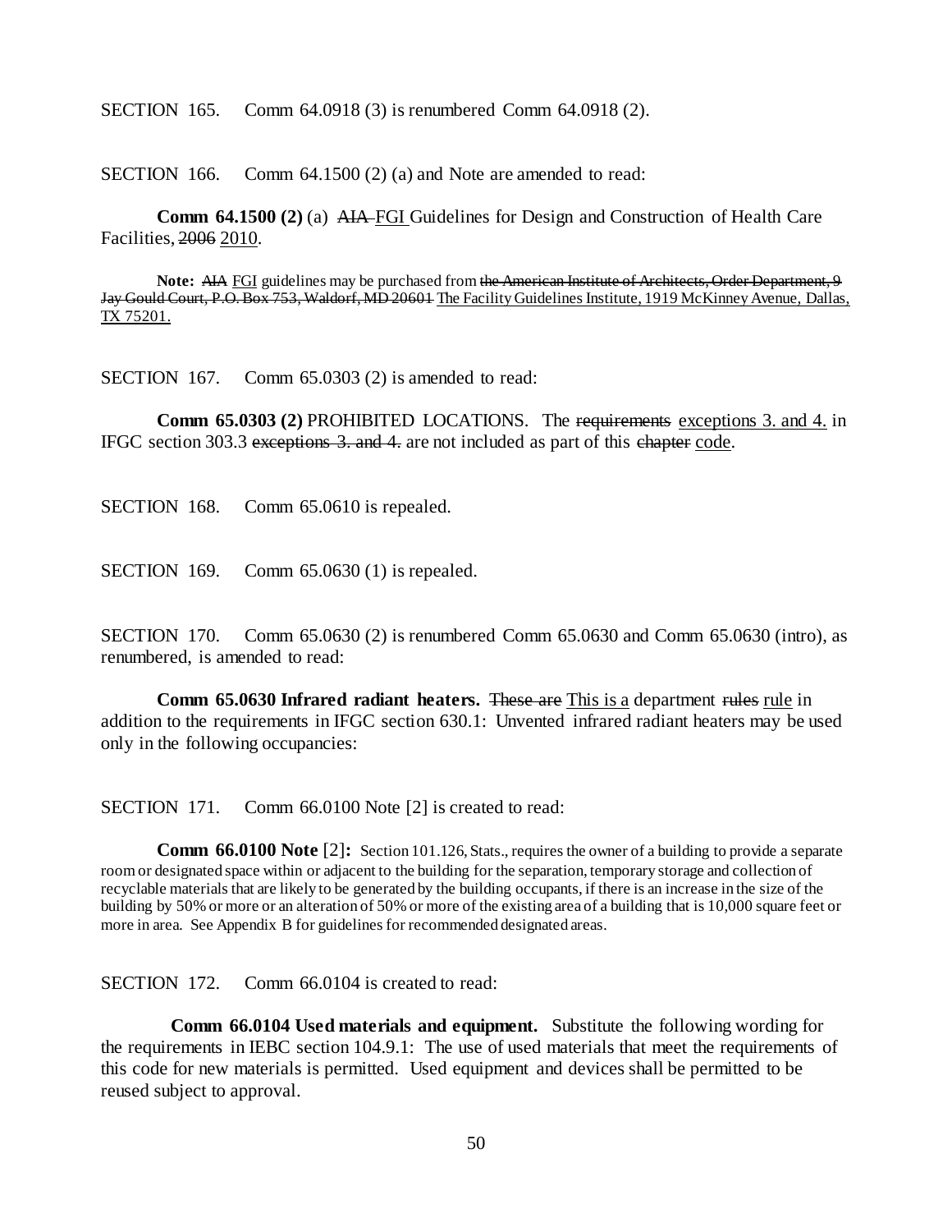SECTION 165. Comm 64.0918 (3) is renumbered Comm 64.0918 (2).

SECTION 166. Comm 64.1500 (2) (a) and Note are amended to read:

**Comm 64.1500 (2)** (a) ~~AIA~~ <u>FGI</u> Guidelines for Design and Construction of Health Care Facilities, ~~2006~~ <u>2010</u>.

**Note:** ~~AIA~~ <u>FGI</u> guidelines may be purchased from ~~the American Institute of Architects, Order Department, 9 Jay Gould Court, P.O. Box 753, Waldorf, MD 20601~~ <u>The Facility Guidelines Institute, 1919 McKinney Avenue, Dallas, TX 75201.</u>

SECTION 167. Comm 65.0303 (2) is amended to read:

**Comm 65.0303 (2)** PROHIBITED LOCATIONS. The ~~requirements~~ <u>exceptions 3. and 4.</u> in IFGC section 303.3 ~~exceptions 3. and 4.~~ are not included as part of this ~~chapter~~ <u>code</u>.

SECTION 168. Comm 65.0610 is repealed.

SECTION 169. Comm 65.0630 (1) is repealed.

SECTION 170. Comm 65.0630 (2) is renumbered Comm 65.0630 and Comm 65.0630 (intro), as renumbered, is amended to read:

**Comm 65.0630 Infrared radiant heaters.** ~~These are~~ <u>This is a</u> department ~~rules~~ <u>rule</u> in addition to the requirements in IFGC section 630.1: Unvented infrared radiant heaters may be used only in the following occupancies:

SECTION 171. Comm 66.0100 Note [2] is created to read:

**Comm 66.0100 Note** [2]**:** Section 101.126, Stats., requires the owner of a building to provide a separate room or designated space within or adjacent to the building for the separation, temporary storage and collection of recyclable materials that are likely to be generated by the building occupants, if there is an increase in the size of the building by 50% or more or an alteration of 50% or more of the existing area of a building that is 10,000 square feet or more in area. See Appendix B for guidelines for recommended designated areas.

SECTION 172. Comm 66.0104 is created to read:

**Comm 66.0104 Used materials and equipment.** Substitute the following wording for the requirements in IEBC section 104.9.1: The use of used materials that meet the requirements of this code for new materials is permitted. Used equipment and devices shall be permitted to be reused subject to approval.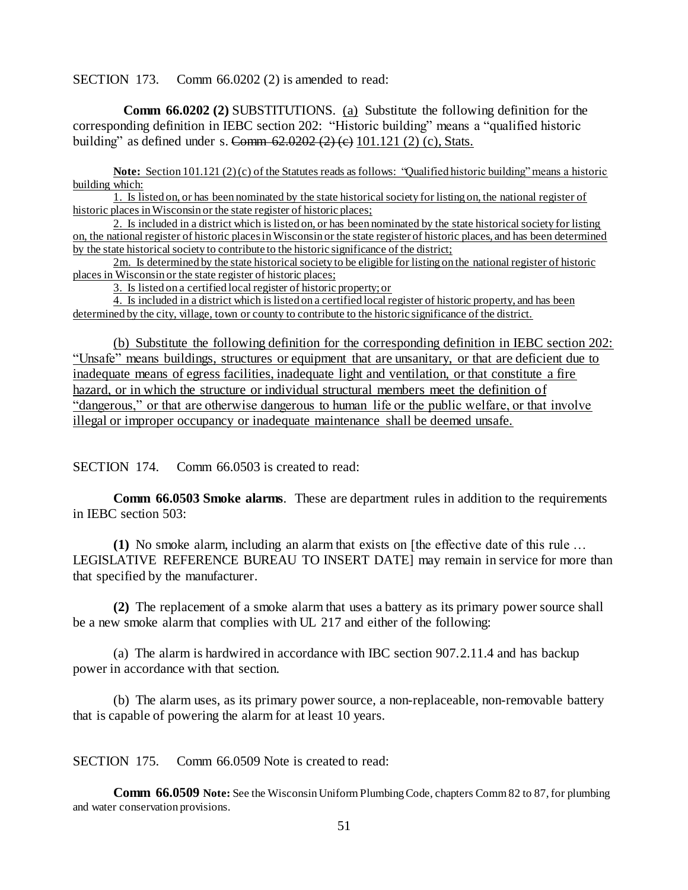SECTION 173. Comm 66.0202 (2) is amended to read:

**Comm 66.0202 (2)** SUBSTITUTIONS. <u>(a)</u> Substitute the following definition for the corresponding definition in IEBC section 202: "Historic building" means a "qualified historic building" as defined under s. ~~Comm 62.0202 (2) (c)~~ <u>101.121 (2) (c), Stats.</u>

<u>**Note:** Section 101.121 (2) (c) of the Statutes reads as follows: "Qualified historic building" means a historic building which:</u>

<u>1. Is listed on, or has been nominated by the state historical society for listing on, the national register of historic places in Wisconsin or the state register of historic places;</u>

<u>2. Is included in a district which is listed on, or has been nominated by the state historical society for listing on, the national register of historic places in Wisconsin or the state register of historic places, and has been determined by the state historical society to contribute to the historic significance of the district;</u>

<u>2m. Is determined by the state historical society to be eligible for listing on the national register of historic places in Wisconsin or the state register of historic places;</u>

<u>3. Is listed on a certified local register of historic property; or</u>

<u>4. Is included in a district which is listed on a certified local register of historic property, and has been determined by the city, village, town or county to contribute to the historic significance of the district.</u>

<u>(b) Substitute the following definition for the corresponding definition in IEBC section 202: "Unsafe" means buildings, structures or equipment that are unsanitary, or that are deficient due to inadequate means of egress facilities, inadequate light and ventilation, or that constitute a fire hazard, or in which the structure or individual structural members meet the definition of "dangerous," or that are otherwise dangerous to human life or the public welfare, or that involve illegal or improper occupancy or inadequate maintenance shall be deemed unsafe.</u>

SECTION 174. Comm 66.0503 is created to read:

**Comm 66.0503 Smoke alarms**. These are department rules in addition to the requirements in IEBC section 503:

**(1)** No smoke alarm, including an alarm that exists on [the effective date of this rule … LEGISLATIVE REFERENCE BUREAU TO INSERT DATE] may remain in service for more than that specified by the manufacturer.

**(2)** The replacement of a smoke alarm that uses a battery as its primary power source shall be a new smoke alarm that complies with UL 217 and either of the following:

(a) The alarm is hardwired in accordance with IBC section 907.2.11.4 and has backup power in accordance with that section.

(b) The alarm uses, as its primary power source, a non-replaceable, non-removable battery that is capable of powering the alarm for at least 10 years.

SECTION 175. Comm 66.0509 Note is created to read:

**Comm 66.0509 Note:** See the Wisconsin Uniform Plumbing Code, chapters Comm 82 to 87, for plumbing and water conservation provisions.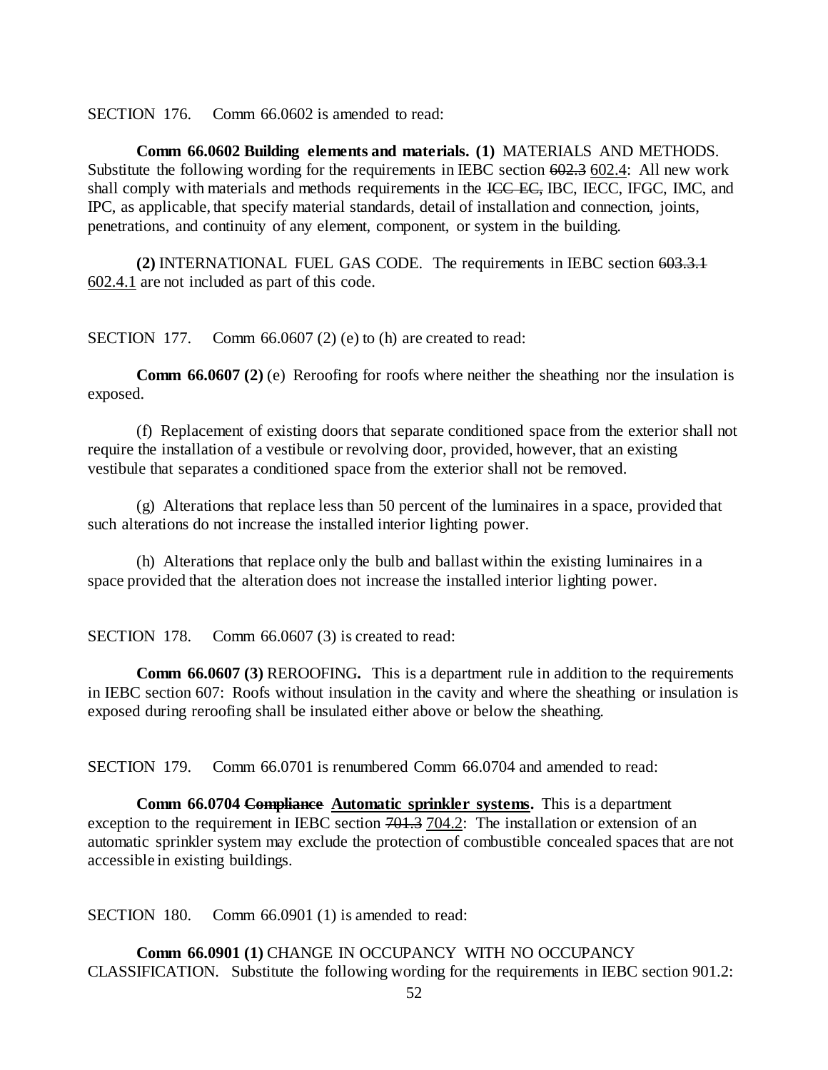SECTION 176. Comm 66.0602 is amended to read:

**Comm 66.0602 Building elements and materials. (1)** MATERIALS AND METHODS. Substitute the following wording for the requirements in IEBC section ~~602.3~~ <u>602.4</u>: All new work shall comply with materials and methods requirements in the ~~ICC EC,~~ IBC, IECC, IFGC, IMC, and IPC, as applicable, that specify material standards, detail of installation and connection, joints, penetrations, and continuity of any element, component, or system in the building.

**(2)** INTERNATIONAL FUEL GAS CODE. The requirements in IEBC section ~~603.3.1~~ <u>602.4.1</u> are not included as part of this code.

SECTION 177. Comm 66.0607 (2) (e) to (h) are created to read:

**Comm 66.0607 (2)** (e) Reroofing for roofs where neither the sheathing nor the insulation is exposed.

(f) Replacement of existing doors that separate conditioned space from the exterior shall not require the installation of a vestibule or revolving door, provided, however, that an existing vestibule that separates a conditioned space from the exterior shall not be removed.

(g) Alterations that replace less than 50 percent of the luminaires in a space, provided that such alterations do not increase the installed interior lighting power.

(h) Alterations that replace only the bulb and ballast within the existing luminaires in a space provided that the alteration does not increase the installed interior lighting power.

SECTION 178. Comm 66.0607 (3) is created to read:

**Comm 66.0607 (3)** REROOFING**.** This is a department rule in addition to the requirements in IEBC section 607: Roofs without insulation in the cavity and where the sheathing or insulation is exposed during reroofing shall be insulated either above or below the sheathing.

SECTION 179. Comm 66.0701 is renumbered Comm 66.0704 and amended to read:

**Comm 66.0704 ~~Compliance~~ <u>Automatic sprinkler systems</u>.** This is a department exception to the requirement in IEBC section ~~701.3~~ <u>704.2</u>: The installation or extension of an automatic sprinkler system may exclude the protection of combustible concealed spaces that are not accessible in existing buildings.

SECTION 180. Comm 66.0901 (1) is amended to read:

**Comm 66.0901 (1)** CHANGE IN OCCUPANCY WITH NO OCCUPANCY CLASSIFICATION. Substitute the following wording for the requirements in IEBC section 901.2: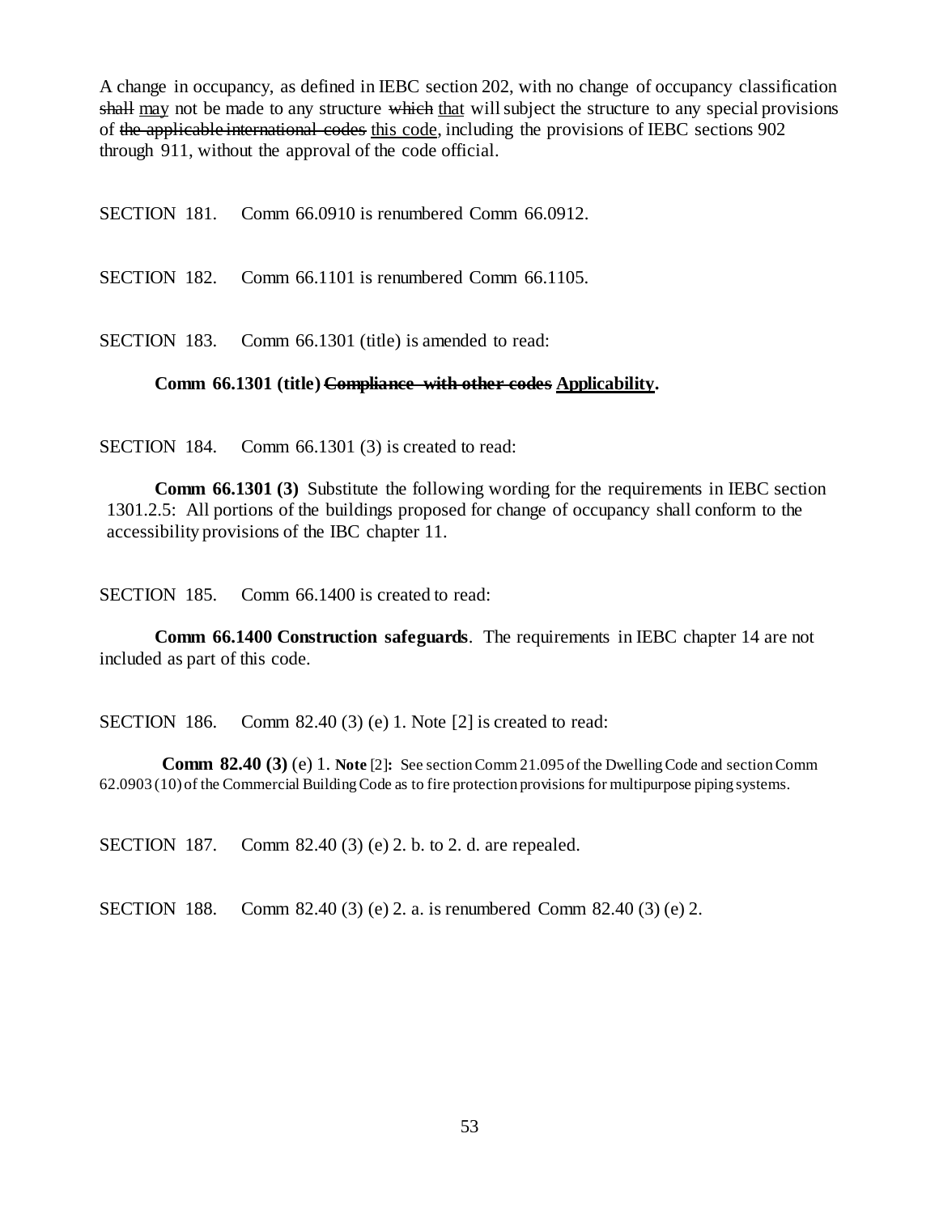A change in occupancy, as defined in IEBC section 202, with no change of occupancy classification ~~shall~~ <u>may</u> not be made to any structure ~~which~~ <u>that</u> will subject the structure to any special provisions of ~~the applicable international codes~~ <u>this code</u>, including the provisions of IEBC sections 902 through 911, without the approval of the code official.

SECTION 181. Comm 66.0910 is renumbered Comm 66.0912.

SECTION 182. Comm 66.1101 is renumbered Comm 66.1105.

SECTION 183. Comm 66.1301 (title) is amended to read:

**Comm 66.1301 (title) ~~Compliance with other codes~~ <u>Applicability</u>.**

SECTION 184. Comm 66.1301 (3) is created to read:

**Comm 66.1301 (3)** Substitute the following wording for the requirements in IEBC section 1301.2.5: All portions of the buildings proposed for change of occupancy shall conform to the accessibility provisions of the IBC chapter 11.

SECTION 185. Comm 66.1400 is created to read:

**Comm 66.1400 Construction safeguards**. The requirements in IEBC chapter 14 are not included as part of this code.

SECTION 186. Comm 82.40 (3) (e) 1. Note [2] is created to read:

**Comm 82.40 (3)** (e) 1. **Note** [2]**:** See section Comm 21.095 of the Dwelling Code and section Comm 62.0903 (10) of the Commercial Building Code as to fire protection provisions for multipurpose piping systems.

SECTION 187. Comm 82.40 (3) (e) 2. b. to 2. d. are repealed.

SECTION 188. Comm 82.40 (3) (e) 2. a. is renumbered Comm 82.40 (3) (e) 2.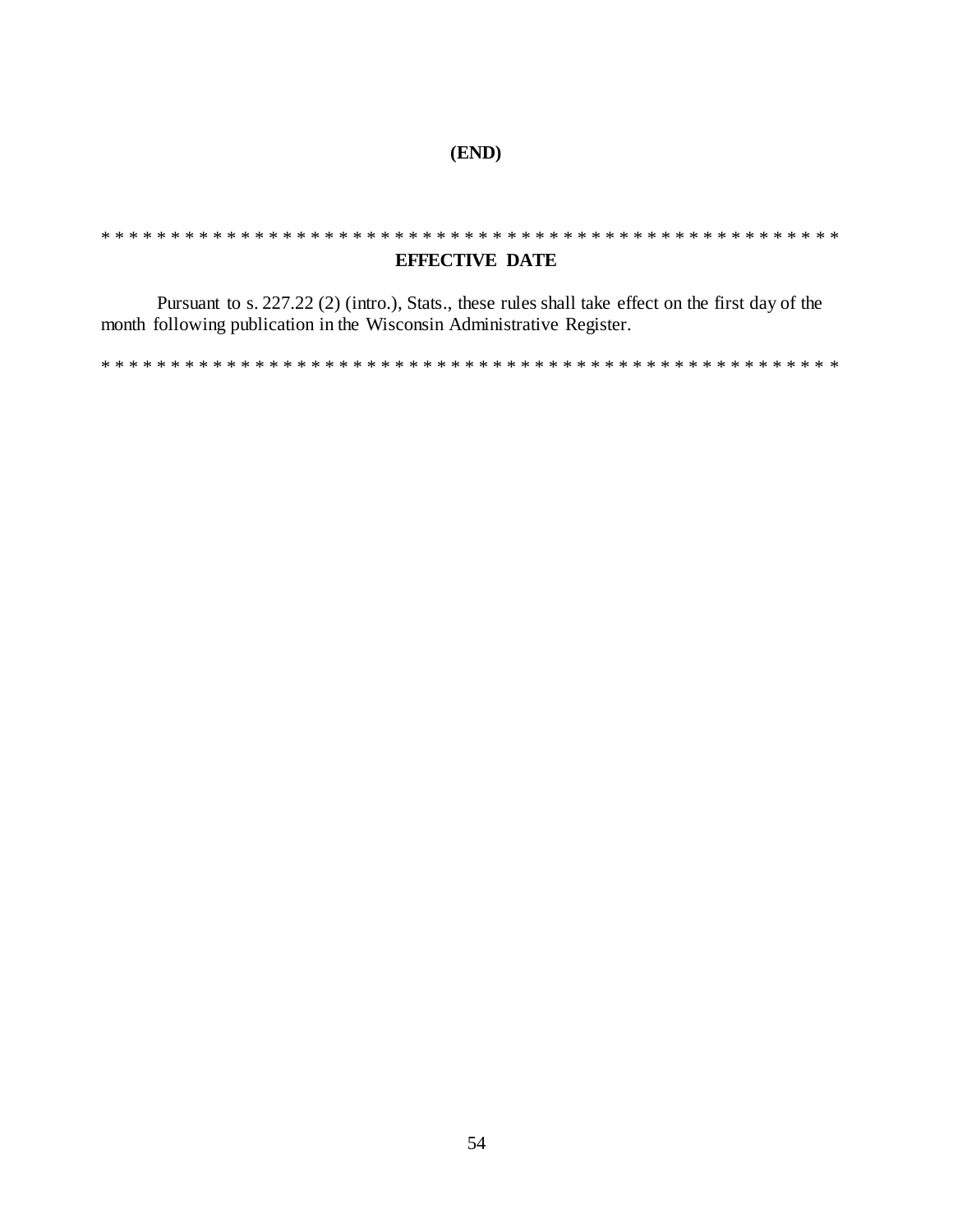**(END)**

\* \* \* \* \* \* \* \* \* \* \* \* \* \* \* \* \* \* \* \* \* \* \* \* \* \* \* \* \* \* \* \* \* \* \* \* \* \* \* \* \* \* \* \* \* \* \* \* \* \* \* \* \* \* \* \* \*

**EFFECTIVE DATE**

Pursuant to s. 227.22 (2) (intro.), Stats., these rules shall take effect on the first day of the month following publication in the Wisconsin Administrative Register.

\* \* \* \* \* \* \* \* \* \* \* \* \* \* \* \* \* \* \* \* \* \* \* \* \* \* \* \* \* \* \* \* \* \* \* \* \* \* \* \* \* \* \* \* \* \* \* \* \* \* \* \* \* \* \* \* \*